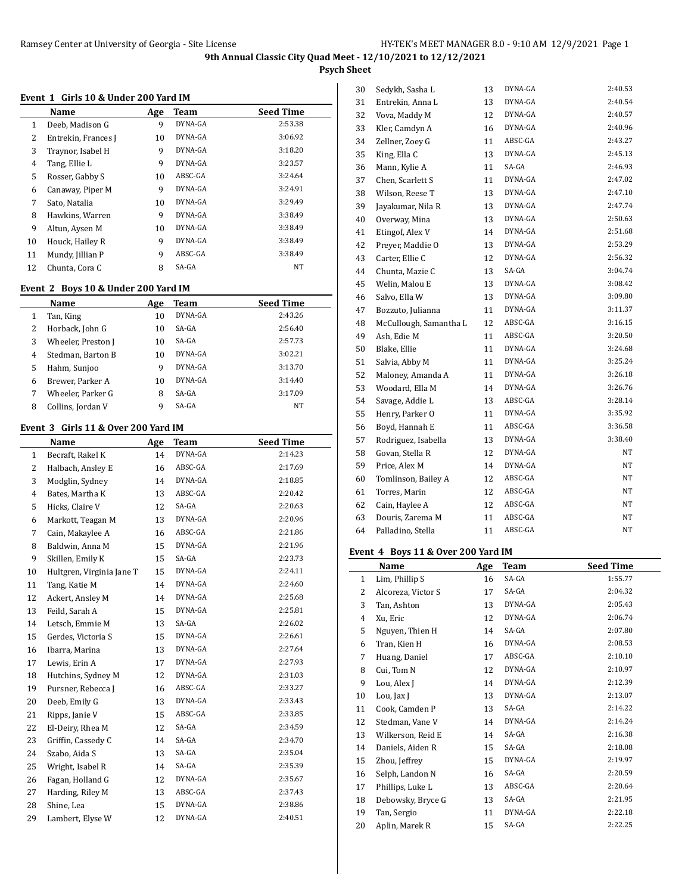## 9th Annual Classic City Quad Meet - 12/10/2021 to 12/12/2021

### Psych Sheet

#### Event 1 Girls 10 & Under 200 Yard IM

| | Name | Age | Team | Seed Time |
|---|---|---|---|---|
| 1 | Deeb, Madison G | 9 | DYNA-GA | 2:53.38 |
| 2 | Entrekin, Frances J | 10 | DYNA-GA | 3:06.92 |
| 3 | Traynor, Isabel H | 9 | DYNA-GA | 3:18.20 |
| 4 | Tang, Ellie L | 9 | DYNA-GA | 3:23.57 |
| 5 | Rosser, Gabby S | 10 | ABSC-GA | 3:24.64 |
| 6 | Canaway, Piper M | 9 | DYNA-GA | 3:24.91 |
| 7 | Sato, Natalia | 10 | DYNA-GA | 3:29.49 |
| 8 | Hawkins, Warren | 9 | DYNA-GA | 3:38.49 |
| 9 | Altun, Aysen M | 10 | DYNA-GA | 3:38.49 |
| 10 | Houck, Hailey R | 9 | DYNA-GA | 3:38.49 |
| 11 | Mundy, Jillian P | 9 | ABSC-GA | 3:38.49 |
| 12 | Chunta, Cora C | 8 | SA-GA | NT |

#### Event 2 Boys 10 & Under 200 Yard IM

| | Name | Age | Team | Seed Time |
|---|---|---|---|---|
| 1 | Tan, King | 10 | DYNA-GA | 2:43.26 |
| 2 | Horback, John G | 10 | SA-GA | 2:56.40 |
| 3 | Wheeler, Preston J | 10 | SA-GA | 2:57.73 |
| 4 | Stedman, Barton B | 10 | DYNA-GA | 3:02.21 |
| 5 | Hahm, Sunjoo | 9 | DYNA-GA | 3:13.70 |
| 6 | Brewer, Parker A | 10 | DYNA-GA | 3:14.40 |
| 7 | Wheeler, Parker G | 8 | SA-GA | 3:17.09 |
| 8 | Collins, Jordan V | 9 | SA-GA | NT |

#### Event 3 Girls 11 & Over 200 Yard IM

| | Name | Age | Team | Seed Time |
|---|---|---|---|---|
| 1 | Becraft, Rakel K | 14 | DYNA-GA | 2:14.23 |
| 2 | Halbach, Ansley E | 16 | ABSC-GA | 2:17.69 |
| 3 | Modglin, Sydney | 14 | DYNA-GA | 2:18.85 |
| 4 | Bates, Martha K | 13 | ABSC-GA | 2:20.42 |
| 5 | Hicks, Claire V | 12 | SA-GA | 2:20.63 |
| 6 | Markott, Teagan M | 13 | DYNA-GA | 2:20.96 |
| 7 | Cain, Makaylee A | 16 | ABSC-GA | 2:21.86 |
| 8 | Baldwin, Anna M | 15 | DYNA-GA | 2:21.96 |
| 9 | Skillen, Emily K | 15 | SA-GA | 2:23.73 |
| 10 | Hultgren, Virginia Jane T | 15 | DYNA-GA | 2:24.11 |
| 11 | Tang, Katie M | 14 | DYNA-GA | 2:24.60 |
| 12 | Ackert, Ansley M | 14 | DYNA-GA | 2:25.68 |
| 13 | Feild, Sarah A | 15 | DYNA-GA | 2:25.81 |
| 14 | Letsch, Emmie M | 13 | SA-GA | 2:26.02 |
| 15 | Gerdes, Victoria S | 15 | DYNA-GA | 2:26.61 |
| 16 | Ibarra, Marina | 13 | DYNA-GA | 2:27.64 |
| 17 | Lewis, Erin A | 17 | DYNA-GA | 2:27.93 |
| 18 | Hutchins, Sydney M | 12 | DYNA-GA | 2:31.03 |
| 19 | Pursner, Rebecca J | 16 | ABSC-GA | 2:33.27 |
| 20 | Deeb, Emily G | 13 | DYNA-GA | 2:33.43 |
| 21 | Ripps, Janie V | 15 | ABSC-GA | 2:33.85 |
| 22 | El-Deiry, Rhea M | 12 | SA-GA | 2:34.59 |
| 23 | Griffin, Cassedy C | 14 | SA-GA | 2:34.70 |
| 24 | Szabo, Aida S | 13 | SA-GA | 2:35.04 |
| 25 | Wright, Isabel R | 14 | SA-GA | 2:35.39 |
| 26 | Fagan, Holland G | 12 | DYNA-GA | 2:35.67 |
| 27 | Harding, Riley M | 13 | ABSC-GA | 2:37.43 |
| 28 | Shine, Lea | 15 | DYNA-GA | 2:38.86 |
| 29 | Lambert, Elyse W | 12 | DYNA-GA | 2:40.51 |
| 30 | Sedykh, Sasha L | 13 | DYNA-GA | 2:40.53 |
| 31 | Entrekin, Anna L | 13 | DYNA-GA | 2:40.54 |
| 32 | Vova, Maddy M | 12 | DYNA-GA | 2:40.57 |
| 33 | Kler, Camdyn A | 16 | DYNA-GA | 2:40.96 |
| 34 | Zellner, Zoey G | 11 | ABSC-GA | 2:43.27 |
| 35 | King, Ella C | 13 | DYNA-GA | 2:45.13 |
| 36 | Mann, Kylie A | 11 | SA-GA | 2:46.93 |
| 37 | Chen, Scarlett S | 11 | DYNA-GA | 2:47.02 |
| 38 | Wilson, Reese T | 13 | DYNA-GA | 2:47.10 |
| 39 | Jayakumar, Nila R | 13 | DYNA-GA | 2:47.74 |
| 40 | Overway, Mina | 13 | DYNA-GA | 2:50.63 |
| 41 | Etingof, Alex V | 14 | DYNA-GA | 2:51.68 |
| 42 | Preyer, Maddie O | 13 | DYNA-GA | 2:53.29 |
| 43 | Carter, Ellie C | 12 | DYNA-GA | 2:56.32 |
| 44 | Chunta, Mazie C | 13 | SA-GA | 3:04.74 |
| 45 | Welin, Malou E | 13 | DYNA-GA | 3:08.42 |
| 46 | Salvo, Ella W | 13 | DYNA-GA | 3:09.80 |
| 47 | Bozzuto, Julianna | 11 | DYNA-GA | 3:11.37 |
| 48 | McCullough, Samantha L | 12 | ABSC-GA | 3:16.15 |
| 49 | Ash, Edie M | 11 | ABSC-GA | 3:20.50 |
| 50 | Blake, Ellie | 11 | DYNA-GA | 3:24.68 |
| 51 | Salvia, Abby M | 11 | DYNA-GA | 3:25.24 |
| 52 | Maloney, Amanda A | 11 | DYNA-GA | 3:26.18 |
| 53 | Woodard, Ella M | 14 | DYNA-GA | 3:26.76 |
| 54 | Savage, Addie L | 13 | ABSC-GA | 3:28.14 |
| 55 | Henry, Parker O | 11 | DYNA-GA | 3:35.92 |
| 56 | Boyd, Hannah E | 11 | ABSC-GA | 3:36.58 |
| 57 | Rodriguez, Isabella | 13 | DYNA-GA | 3:38.40 |
| 58 | Govan, Stella R | 12 | DYNA-GA | NT |
| 59 | Price, Alex M | 14 | DYNA-GA | NT |
| 60 | Tomlinson, Bailey A | 12 | ABSC-GA | NT |
| 61 | Torres, Marin | 12 | ABSC-GA | NT |
| 62 | Cain, Haylee A | 12 | ABSC-GA | NT |
| 63 | Douris, Zarema M | 11 | ABSC-GA | NT |
| 64 | Palladino, Stella | 11 | ABSC-GA | NT |

#### Event 4 Boys 11 & Over 200 Yard IM

| | Name | Age | Team | Seed Time |
|---|---|---|---|---|
| 1 | Lim, Phillip S | 16 | SA-GA | 1:55.77 |
| 2 | Alcoreza, Victor S | 17 | SA-GA | 2:04.32 |
| 3 | Tan, Ashton | 13 | DYNA-GA | 2:05.43 |
| 4 | Xu, Eric | 12 | DYNA-GA | 2:06.74 |
| 5 | Nguyen, Thien H | 14 | SA-GA | 2:07.80 |
| 6 | Tran, Kien H | 16 | DYNA-GA | 2:08.53 |
| 7 | Huang, Daniel | 17 | ABSC-GA | 2:10.10 |
| 8 | Cui, Tom N | 12 | DYNA-GA | 2:10.97 |
| 9 | Lou, Alex J | 14 | DYNA-GA | 2:12.39 |
| 10 | Lou, Jax J | 13 | DYNA-GA | 2:13.07 |
| 11 | Cook, Camden P | 13 | SA-GA | 2:14.22 |
| 12 | Stedman, Vane V | 14 | DYNA-GA | 2:14.24 |
| 13 | Wilkerson, Reid E | 14 | SA-GA | 2:16.38 |
| 14 | Daniels, Aiden R | 15 | SA-GA | 2:18.08 |
| 15 | Zhou, Jeffrey | 15 | DYNA-GA | 2:19.97 |
| 16 | Selph, Landon N | 16 | SA-GA | 2:20.59 |
| 17 | Phillips, Luke L | 13 | ABSC-GA | 2:20.64 |
| 18 | Debowsky, Bryce G | 13 | SA-GA | 2:21.95 |
| 19 | Tan, Sergio | 11 | DYNA-GA | 2:22.18 |
| 20 | Aplin, Marek R | 15 | SA-GA | 2:22.25 |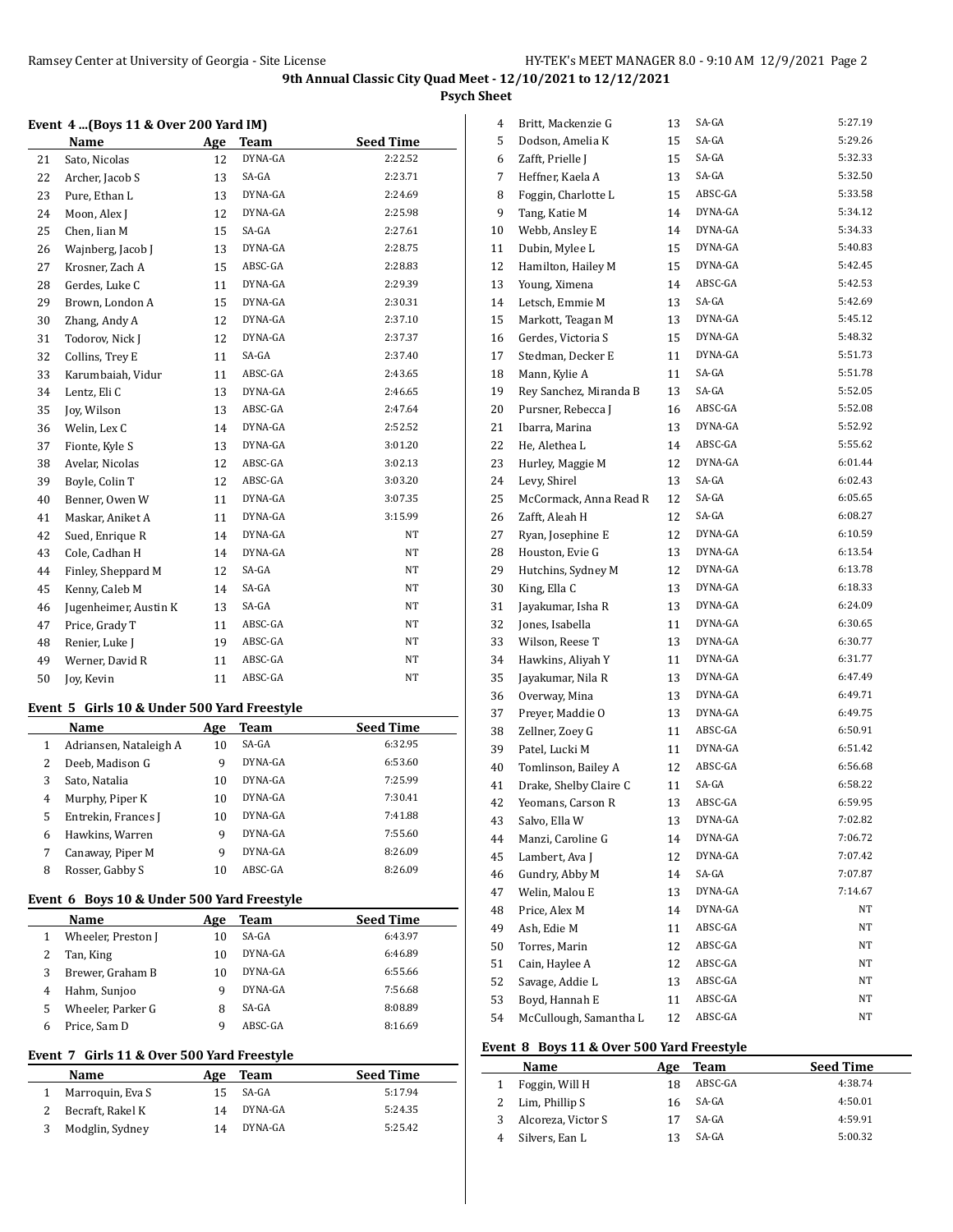9th Annual Classic City Quad Meet - 12/10/2021 to 12/12/2021

**Psych Sheet**

### Event 4 ...(Boys 11 & Over 200 Yard IM)

| | Name | Age | Team | Seed Time |
|---|---|---|---|---|
| 21 | Sato, Nicolas | 12 | DYNA-GA | 2:22.52 |
| 22 | Archer, Jacob S | 13 | SA-GA | 2:23.71 |
| 23 | Pure, Ethan L | 13 | DYNA-GA | 2:24.69 |
| 24 | Moon, Alex J | 12 | DYNA-GA | 2:25.98 |
| 25 | Chen, Iian M | 15 | SA-GA | 2:27.61 |
| 26 | Wajnberg, Jacob J | 13 | DYNA-GA | 2:28.75 |
| 27 | Krosner, Zach A | 15 | ABSC-GA | 2:28.83 |
| 28 | Gerdes, Luke C | 11 | DYNA-GA | 2:29.39 |
| 29 | Brown, London A | 15 | DYNA-GA | 2:30.31 |
| 30 | Zhang, Andy A | 12 | DYNA-GA | 2:37.10 |
| 31 | Todorov, Nick J | 12 | DYNA-GA | 2:37.37 |
| 32 | Collins, Trey E | 11 | SA-GA | 2:37.40 |
| 33 | Karumbaiah, Vidur | 11 | ABSC-GA | 2:43.65 |
| 34 | Lentz, Eli C | 13 | DYNA-GA | 2:46.65 |
| 35 | Joy, Wilson | 13 | ABSC-GA | 2:47.64 |
| 36 | Welin, Lex C | 14 | DYNA-GA | 2:52.52 |
| 37 | Fionte, Kyle S | 13 | DYNA-GA | 3:01.20 |
| 38 | Avelar, Nicolas | 12 | ABSC-GA | 3:02.13 |
| 39 | Boyle, Colin T | 12 | ABSC-GA | 3:03.20 |
| 40 | Benner, Owen W | 11 | DYNA-GA | 3:07.35 |
| 41 | Maskar, Aniket A | 11 | DYNA-GA | 3:15.99 |
| 42 | Sued, Enrique R | 14 | DYNA-GA | NT |
| 43 | Cole, Cadhan H | 14 | DYNA-GA | NT |
| 44 | Finley, Sheppard M | 12 | SA-GA | NT |
| 45 | Kenny, Caleb M | 14 | SA-GA | NT |
| 46 | Jugenheimer, Austin K | 13 | SA-GA | NT |
| 47 | Price, Grady T | 11 | ABSC-GA | NT |
| 48 | Renier, Luke J | 19 | ABSC-GA | NT |
| 49 | Werner, David R | 11 | ABSC-GA | NT |
| 50 | Joy, Kevin | 11 | ABSC-GA | NT |

### Event 5 Girls 10 & Under 500 Yard Freestyle

| | Name | Age | Team | Seed Time |
|---|---|---|---|---|
| 1 | Adriansen, Nataleigh A | 10 | SA-GA | 6:32.95 |
| 2 | Deeb, Madison G | 9 | DYNA-GA | 6:53.60 |
| 3 | Sato, Natalia | 10 | DYNA-GA | 7:25.99 |
| 4 | Murphy, Piper K | 10 | DYNA-GA | 7:30.41 |
| 5 | Entrekin, Frances J | 10 | DYNA-GA | 7:41.88 |
| 6 | Hawkins, Warren | 9 | DYNA-GA | 7:55.60 |
| 7 | Canaway, Piper M | 9 | DYNA-GA | 8:26.09 |
| 8 | Rosser, Gabby S | 10 | ABSC-GA | 8:26.09 |

### Event 6 Boys 10 & Under 500 Yard Freestyle

| | Name | Age | Team | Seed Time |
|---|---|---|---|---|
| 1 | Wheeler, Preston J | 10 | SA-GA | 6:43.97 |
| 2 | Tan, King | 10 | DYNA-GA | 6:46.89 |
| 3 | Brewer, Graham B | 10 | DYNA-GA | 6:55.66 |
| 4 | Hahm, Sunjoo | 9 | DYNA-GA | 7:56.68 |
| 5 | Wheeler, Parker G | 8 | SA-GA | 8:08.89 |
| 6 | Price, Sam D | 9 | ABSC-GA | 8:16.69 |

### Event 7 Girls 11 & Over 500 Yard Freestyle

| | Name | Age | Team | Seed Time |
|---|---|---|---|---|
| 1 | Marroquin, Eva S | 15 | SA-GA | 5:17.94 |
| 2 | Becraft, Rakel K | 14 | DYNA-GA | 5:24.35 |
| 3 | Modglin, Sydney | 14 | DYNA-GA | 5:25.42 |
| 4 | Britt, Mackenzie G | 13 | SA-GA | 5:27.19 |
| 5 | Dodson, Amelia K | 15 | SA-GA | 5:29.26 |
| 6 | Zafft, Prielle J | 15 | SA-GA | 5:32.33 |
| 7 | Heffner, Kaela A | 13 | SA-GA | 5:32.50 |
| 8 | Foggin, Charlotte L | 15 | ABSC-GA | 5:33.58 |
| 9 | Tang, Katie M | 14 | DYNA-GA | 5:34.12 |
| 10 | Webb, Ansley E | 14 | DYNA-GA | 5:34.33 |
| 11 | Dubin, Mylee L | 15 | DYNA-GA | 5:40.83 |
| 12 | Hamilton, Hailey M | 15 | DYNA-GA | 5:42.45 |
| 13 | Young, Ximena | 14 | ABSC-GA | 5:42.53 |
| 14 | Letsch, Emmie M | 13 | SA-GA | 5:42.69 |
| 15 | Markott, Teagan M | 13 | DYNA-GA | 5:45.12 |
| 16 | Gerdes, Victoria S | 15 | DYNA-GA | 5:48.32 |
| 17 | Stedman, Decker E | 11 | DYNA-GA | 5:51.73 |
| 18 | Mann, Kylie A | 11 | SA-GA | 5:51.78 |
| 19 | Rey Sanchez, Miranda B | 13 | SA-GA | 5:52.05 |
| 20 | Pursner, Rebecca J | 16 | ABSC-GA | 5:52.08 |
| 21 | Ibarra, Marina | 13 | DYNA-GA | 5:52.92 |
| 22 | He, Alethea L | 14 | ABSC-GA | 5:55.62 |
| 23 | Hurley, Maggie M | 12 | DYNA-GA | 6:01.44 |
| 24 | Levy, Shirel | 13 | SA-GA | 6:02.43 |
| 25 | McCormack, Anna Read R | 12 | SA-GA | 6:05.65 |
| 26 | Zafft, Aleah H | 12 | SA-GA | 6:08.27 |
| 27 | Ryan, Josephine E | 12 | DYNA-GA | 6:10.59 |
| 28 | Houston, Evie G | 13 | DYNA-GA | 6:13.54 |
| 29 | Hutchins, Sydney M | 12 | DYNA-GA | 6:13.78 |
| 30 | King, Ella C | 13 | DYNA-GA | 6:18.33 |
| 31 | Jayakumar, Isha R | 13 | DYNA-GA | 6:24.09 |
| 32 | Jones, Isabella | 11 | DYNA-GA | 6:30.65 |
| 33 | Wilson, Reese T | 13 | DYNA-GA | 6:30.77 |
| 34 | Hawkins, Aliyah Y | 11 | DYNA-GA | 6:31.77 |
| 35 | Jayakumar, Nila R | 13 | DYNA-GA | 6:47.49 |
| 36 | Overway, Mina | 13 | DYNA-GA | 6:49.71 |
| 37 | Preyer, Maddie O | 13 | DYNA-GA | 6:49.75 |
| 38 | Zellner, Zoey G | 11 | ABSC-GA | 6:50.91 |
| 39 | Patel, Lucki M | 11 | DYNA-GA | 6:51.42 |
| 40 | Tomlinson, Bailey A | 12 | ABSC-GA | 6:56.68 |
| 41 | Drake, Shelby Claire C | 11 | SA-GA | 6:58.22 |
| 42 | Yeomans, Carson R | 13 | ABSC-GA | 6:59.95 |
| 43 | Salvo, Ella W | 13 | DYNA-GA | 7:02.82 |
| 44 | Manzi, Caroline G | 14 | DYNA-GA | 7:06.72 |
| 45 | Lambert, Ava J | 12 | DYNA-GA | 7:07.42 |
| 46 | Gundry, Abby M | 14 | SA-GA | 7:07.87 |
| 47 | Welin, Malou E | 13 | DYNA-GA | 7:14.67 |
| 48 | Price, Alex M | 14 | DYNA-GA | NT |
| 49 | Ash, Edie M | 11 | ABSC-GA | NT |
| 50 | Torres, Marin | 12 | ABSC-GA | NT |
| 51 | Cain, Haylee A | 12 | ABSC-GA | NT |
| 52 | Savage, Addie L | 13 | ABSC-GA | NT |
| 53 | Boyd, Hannah E | 11 | ABSC-GA | NT |
| 54 | McCullough, Samantha L | 12 | ABSC-GA | NT |

### Event 8 Boys 11 & Over 500 Yard Freestyle

| | Name | Age | Team | Seed Time |
|---|---|---|---|---|
| 1 | Foggin, Will H | 18 | ABSC-GA | 4:38.74 |
| 2 | Lim, Phillip S | 16 | SA-GA | 4:50.01 |
| 3 | Alcoreza, Victor S | 17 | SA-GA | 4:59.91 |
| 4 | Silvers, Ean L | 13 | SA-GA | 5:00.32 |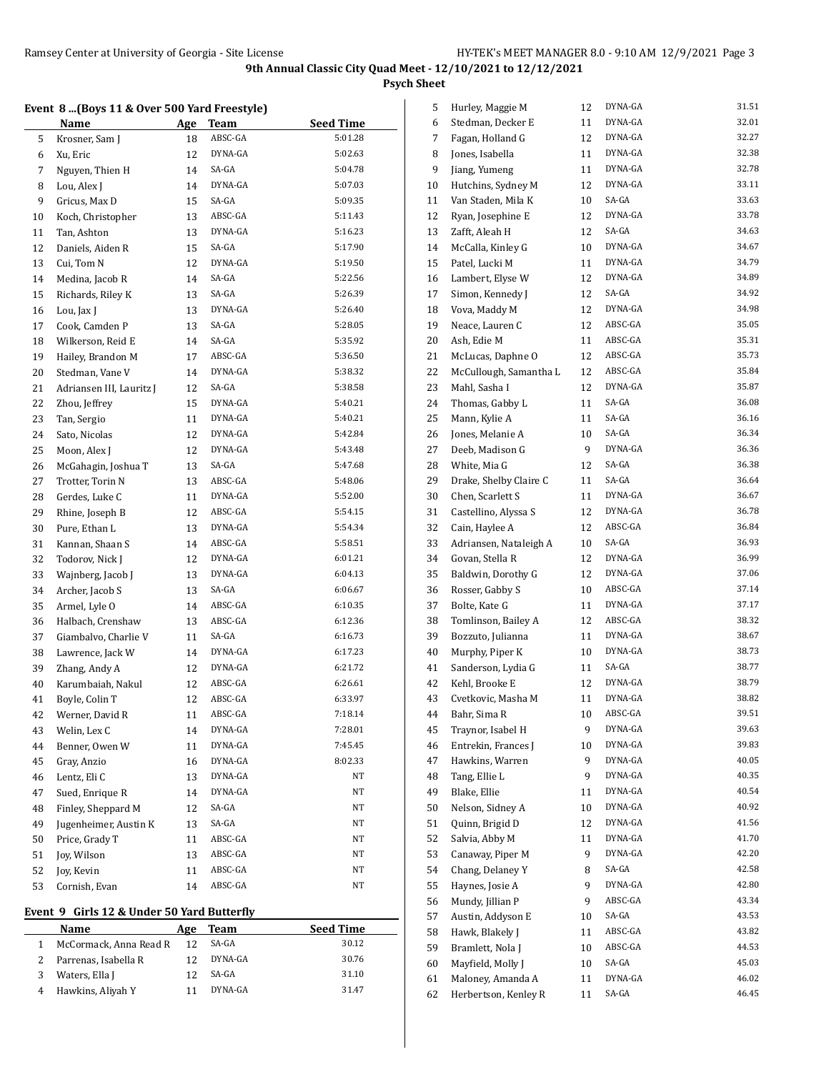**9th Annual Classic City Quad Meet - 12/10/2021 to 12/12/2021**

**Psych Sheet**

### Event 8 ...(Boys 11 & Over 500 Yard Freestyle)

| | Name | Age | Team | Seed Time |
|---|---|---|---|---|
| 5 | Krosner, Sam J | 18 | ABSC-GA | 5:01.28 |
| 6 | Xu, Eric | 12 | DYNA-GA | 5:02.63 |
| 7 | Nguyen, Thien H | 14 | SA-GA | 5:04.78 |
| 8 | Lou, Alex J | 14 | DYNA-GA | 5:07.03 |
| 9 | Gricus, Max D | 15 | SA-GA | 5:09.35 |
| 10 | Koch, Christopher | 13 | ABSC-GA | 5:11.43 |
| 11 | Tan, Ashton | 13 | DYNA-GA | 5:16.23 |
| 12 | Daniels, Aiden R | 15 | SA-GA | 5:17.90 |
| 13 | Cui, Tom N | 12 | DYNA-GA | 5:19.50 |
| 14 | Medina, Jacob R | 14 | SA-GA | 5:22.56 |
| 15 | Richards, Riley K | 13 | SA-GA | 5:26.39 |
| 16 | Lou, Jax J | 13 | DYNA-GA | 5:26.40 |
| 17 | Cook, Camden P | 13 | SA-GA | 5:28.05 |
| 18 | Wilkerson, Reid E | 14 | SA-GA | 5:35.92 |
| 19 | Hailey, Brandon M | 17 | ABSC-GA | 5:36.50 |
| 20 | Stedman, Vane V | 14 | DYNA-GA | 5:38.32 |
| 21 | Adriansen III, Lauritz J | 12 | SA-GA | 5:38.58 |
| 22 | Zhou, Jeffrey | 15 | DYNA-GA | 5:40.21 |
| 23 | Tan, Sergio | 11 | DYNA-GA | 5:40.21 |
| 24 | Sato, Nicolas | 12 | DYNA-GA | 5:42.84 |
| 25 | Moon, Alex J | 12 | DYNA-GA | 5:43.48 |
| 26 | McGahagin, Joshua T | 13 | SA-GA | 5:47.68 |
| 27 | Trotter, Torin N | 13 | ABSC-GA | 5:48.06 |
| 28 | Gerdes, Luke C | 11 | DYNA-GA | 5:52.00 |
| 29 | Rhine, Joseph B | 12 | ABSC-GA | 5:54.15 |
| 30 | Pure, Ethan L | 13 | DYNA-GA | 5:54.34 |
| 31 | Kannan, Shaan S | 14 | ABSC-GA | 5:58.51 |
| 32 | Todorov, Nick J | 12 | DYNA-GA | 6:01.21 |
| 33 | Wajnberg, Jacob J | 13 | DYNA-GA | 6:04.13 |
| 34 | Archer, Jacob S | 13 | SA-GA | 6:06.67 |
| 35 | Armel, Lyle O | 14 | ABSC-GA | 6:10.35 |
| 36 | Halbach, Crenshaw | 13 | ABSC-GA | 6:12.36 |
| 37 | Giambalvo, Charlie V | 11 | SA-GA | 6:16.73 |
| 38 | Lawrence, Jack W | 14 | DYNA-GA | 6:17.23 |
| 39 | Zhang, Andy A | 12 | DYNA-GA | 6:21.72 |
| 40 | Karumbaiah, Nakul | 12 | ABSC-GA | 6:26.61 |
| 41 | Boyle, Colin T | 12 | ABSC-GA | 6:33.97 |
| 42 | Werner, David R | 11 | ABSC-GA | 7:18.14 |
| 43 | Welin, Lex C | 14 | DYNA-GA | 7:28.01 |
| 44 | Benner, Owen W | 11 | DYNA-GA | 7:45.45 |
| 45 | Gray, Anzio | 16 | DYNA-GA | 8:02.33 |
| 46 | Lentz, Eli C | 13 | DYNA-GA | NT |
| 47 | Sued, Enrique R | 14 | DYNA-GA | NT |
| 48 | Finley, Sheppard M | 12 | SA-GA | NT |
| 49 | Jugenheimer, Austin K | 13 | SA-GA | NT |
| 50 | Price, Grady T | 11 | ABSC-GA | NT |
| 51 | Joy, Wilson | 13 | ABSC-GA | NT |
| 52 | Joy, Kevin | 11 | ABSC-GA | NT |
| 53 | Cornish, Evan | 14 | ABSC-GA | NT |

### Event 9 Girls 12 & Under 50 Yard Butterfly

| | Name | Age | Team | Seed Time |
|---|---|---|---|---|
| 1 | McCormack, Anna Read R | 12 | SA-GA | 30.12 |
| 2 | Parrenas, Isabella R | 12 | DYNA-GA | 30.76 |
| 3 | Waters, Ella J | 12 | SA-GA | 31.10 |
| 4 | Hawkins, Aliyah Y | 11 | DYNA-GA | 31.47 |
| 5 | Hurley, Maggie M | 12 | DYNA-GA | 31.51 |
| 6 | Stedman, Decker E | 11 | DYNA-GA | 32.01 |
| 7 | Fagan, Holland G | 12 | DYNA-GA | 32.27 |
| 8 | Jones, Isabella | 11 | DYNA-GA | 32.38 |
| 9 | Jiang, Yumeng | 11 | DYNA-GA | 32.78 |
| 10 | Hutchins, Sydney M | 12 | DYNA-GA | 33.11 |
| 11 | Van Staden, Mila K | 10 | SA-GA | 33.63 |
| 12 | Ryan, Josephine E | 12 | DYNA-GA | 33.78 |
| 13 | Zafft, Aleah H | 12 | SA-GA | 34.63 |
| 14 | McCalla, Kinley G | 10 | DYNA-GA | 34.67 |
| 15 | Patel, Lucki M | 11 | DYNA-GA | 34.79 |
| 16 | Lambert, Elyse W | 12 | DYNA-GA | 34.89 |
| 17 | Simon, Kennedy J | 12 | SA-GA | 34.92 |
| 18 | Vova, Maddy M | 12 | DYNA-GA | 34.98 |
| 19 | Neace, Lauren C | 12 | ABSC-GA | 35.05 |
| 20 | Ash, Edie M | 11 | ABSC-GA | 35.31 |
| 21 | McLucas, Daphne O | 12 | ABSC-GA | 35.73 |
| 22 | McCullough, Samantha L | 12 | ABSC-GA | 35.84 |
| 23 | Mahl, Sasha I | 12 | DYNA-GA | 35.87 |
| 24 | Thomas, Gabby L | 11 | SA-GA | 36.08 |
| 25 | Mann, Kylie A | 11 | SA-GA | 36.16 |
| 26 | Jones, Melanie A | 10 | SA-GA | 36.34 |
| 27 | Deeb, Madison G | 9 | DYNA-GA | 36.36 |
| 28 | White, Mia G | 12 | SA-GA | 36.38 |
| 29 | Drake, Shelby Claire C | 11 | SA-GA | 36.64 |
| 30 | Chen, Scarlett S | 11 | DYNA-GA | 36.67 |
| 31 | Castellino, Alyssa S | 12 | DYNA-GA | 36.78 |
| 32 | Cain, Haylee A | 12 | ABSC-GA | 36.84 |
| 33 | Adriansen, Nataleigh A | 10 | SA-GA | 36.93 |
| 34 | Govan, Stella R | 12 | DYNA-GA | 36.99 |
| 35 | Baldwin, Dorothy G | 12 | DYNA-GA | 37.06 |
| 36 | Rosser, Gabby S | 10 | ABSC-GA | 37.14 |
| 37 | Bolte, Kate G | 11 | DYNA-GA | 37.17 |
| 38 | Tomlinson, Bailey A | 12 | ABSC-GA | 38.32 |
| 39 | Bozzuto, Julianna | 11 | DYNA-GA | 38.67 |
| 40 | Murphy, Piper K | 10 | DYNA-GA | 38.73 |
| 41 | Sanderson, Lydia G | 11 | SA-GA | 38.77 |
| 42 | Kehl, Brooke E | 12 | DYNA-GA | 38.79 |
| 43 | Cvetkovic, Masha M | 11 | DYNA-GA | 38.82 |
| 44 | Bahr, Sima R | 10 | ABSC-GA | 39.51 |
| 45 | Traynor, Isabel H | 9 | DYNA-GA | 39.63 |
| 46 | Entrekin, Frances J | 10 | DYNA-GA | 39.83 |
| 47 | Hawkins, Warren | 9 | DYNA-GA | 40.05 |
| 48 | Tang, Ellie L | 9 | DYNA-GA | 40.35 |
| 49 | Blake, Ellie | 11 | DYNA-GA | 40.54 |
| 50 | Nelson, Sidney A | 10 | DYNA-GA | 40.92 |
| 51 | Quinn, Brigid D | 12 | DYNA-GA | 41.56 |
| 52 | Salvia, Abby M | 11 | DYNA-GA | 41.70 |
| 53 | Canaway, Piper M | 9 | DYNA-GA | 42.20 |
| 54 | Chang, Delaney Y | 8 | SA-GA | 42.58 |
| 55 | Haynes, Josie A | 9 | DYNA-GA | 42.80 |
| 56 | Mundy, Jillian P | 9 | ABSC-GA | 43.34 |
| 57 | Austin, Addyson E | 10 | SA-GA | 43.53 |
| 58 | Hawk, Blakely J | 11 | ABSC-GA | 43.82 |
| 59 | Bramlett, Nola J | 10 | ABSC-GA | 44.53 |
| 60 | Mayfield, Molly J | 10 | SA-GA | 45.03 |
| 61 | Maloney, Amanda A | 11 | DYNA-GA | 46.02 |
| 62 | Herbertson, Kenley R | 11 | SA-GA | 46.45 |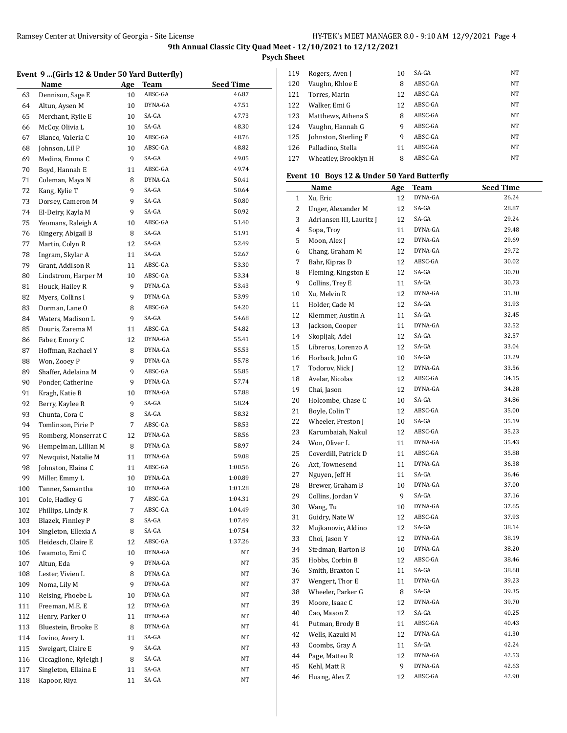## 9th Annual Classic City Quad Meet - 12/10/2021 to 12/12/2021

**Psych Sheet**

### Event 9 ...(Girls 12 & Under 50 Yard Butterfly)

| | Name | Age | Team | Seed Time |
|---|---|---|---|---|
| 63 | Dennison, Sage E | 10 | ABSC-GA | 46.87 |
| 64 | Altun, Aysen M | 10 | DYNA-GA | 47.51 |
| 65 | Merchant, Rylie E | 10 | SA-GA | 47.73 |
| 66 | McCoy, Olivia L | 10 | SA-GA | 48.30 |
| 67 | Blanco, Valeria C | 10 | ABSC-GA | 48.76 |
| 68 | Johnson, Lil P | 10 | ABSC-GA | 48.82 |
| 69 | Medina, Emma C | 9 | SA-GA | 49.05 |
| 70 | Boyd, Hannah E | 11 | ABSC-GA | 49.74 |
| 71 | Coleman, Maya N | 8 | DYNA-GA | 50.41 |
| 72 | Kang, Kylie T | 9 | SA-GA | 50.64 |
| 73 | Dorsey, Cameron M | 9 | SA-GA | 50.80 |
| 74 | El-Deiry, Kayla M | 9 | SA-GA | 50.92 |
| 75 | Yeomans, Raleigh A | 10 | ABSC-GA | 51.40 |
| 76 | Kingery, Abigail B | 8 | SA-GA | 51.91 |
| 77 | Martin, Colyn R | 12 | SA-GA | 52.49 |
| 78 | Ingram, Skylar A | 11 | SA-GA | 52.67 |
| 79 | Grant, Addison R | 11 | ABSC-GA | 53.30 |
| 80 | Lindstrom, Harper M | 10 | ABSC-GA | 53.34 |
| 81 | Houck, Hailey R | 9 | DYNA-GA | 53.43 |
| 82 | Myers, Collins I | 9 | DYNA-GA | 53.99 |
| 83 | Dorman, Lane O | 8 | ABSC-GA | 54.20 |
| 84 | Waters, Madison L | 9 | SA-GA | 54.68 |
| 85 | Douris, Zarema M | 11 | ABSC-GA | 54.82 |
| 86 | Faber, Emory C | 12 | DYNA-GA | 55.41 |
| 87 | Hoffman, Rachael Y | 8 | DYNA-GA | 55.53 |
| 88 | Won, Zooey P | 9 | DYNA-GA | 55.78 |
| 89 | Shaffer, Adelaina M | 9 | ABSC-GA | 55.85 |
| 90 | Ponder, Catherine | 9 | DYNA-GA | 57.74 |
| 91 | Kragh, Katie B | 10 | DYNA-GA | 57.88 |
| 92 | Berry, Kaylee R | 9 | SA-GA | 58.24 |
| 93 | Chunta, Cora C | 8 | SA-GA | 58.32 |
| 94 | Tomlinson, Pirie P | 7 | ABSC-GA | 58.53 |
| 95 | Romberg, Monserrat C | 12 | DYNA-GA | 58.56 |
| 96 | Hempelman, Lillian M | 8 | DYNA-GA | 58.97 |
| 97 | Newquist, Natalie M | 11 | DYNA-GA | 59.08 |
| 98 | Johnston, Elaina C | 11 | ABSC-GA | 1:00.56 |
| 99 | Miller, Emmy L | 10 | DYNA-GA | 1:00.89 |
| 100 | Tanner, Samantha | 10 | DYNA-GA | 1:01.28 |
| 101 | Cole, Hadley G | 7 | ABSC-GA | 1:04.31 |
| 102 | Phillips, Lindy R | 7 | ABSC-GA | 1:04.49 |
| 103 | Blazek, Finnley P | 8 | SA-GA | 1:07.49 |
| 104 | Singleton, Ellexia A | 8 | SA-GA | 1:07.54 |
| 105 | Heidesch, Claire E | 12 | ABSC-GA | 1:37.26 |
| 106 | Iwamoto, Emi C | 10 | DYNA-GA | NT |
| 107 | Altun, Eda | 9 | DYNA-GA | NT |
| 108 | Lester, Vivien L | 8 | DYNA-GA | NT |
| 109 | Noma, Lily M | 9 | DYNA-GA | NT |
| 110 | Reising, Phoebe L | 10 | DYNA-GA | NT |
| 111 | Freeman, M.E. E | 12 | DYNA-GA | NT |
| 112 | Henry, Parker O | 11 | DYNA-GA | NT |
| 113 | Bluestein, Brooke E | 8 | DYNA-GA | NT |
| 114 | Iovino, Avery L | 11 | SA-GA | NT |
| 115 | Sweigart, Claire E | 9 | SA-GA | NT |
| 116 | Ciccaglione, Ryleigh J | 8 | SA-GA | NT |
| 117 | Singleton, Ellaina E | 11 | SA-GA | NT |
| 118 | Kapoor, Riya | 11 | SA-GA | NT |
| 119 | Rogers, Aven J | 10 | SA-GA | NT |
| 120 | Vaughn, Khloe E | 8 | ABSC-GA | NT |
| 121 | Torres, Marin | 12 | ABSC-GA | NT |
| 122 | Walker, Emi G | 12 | ABSC-GA | NT |
| 123 | Matthews, Athena S | 8 | ABSC-GA | NT |
| 124 | Vaughn, Hannah G | 9 | ABSC-GA | NT |
| 125 | Johnston, Sterling F | 9 | ABSC-GA | NT |
| 126 | Palladino, Stella | 11 | ABSC-GA | NT |
| 127 | Wheatley, Brooklyn H | 8 | ABSC-GA | NT |

### Event 10 Boys 12 & Under 50 Yard Butterfly

| | Name | Age | Team | Seed Time |
|---|---|---|---|---|
| 1 | Xu, Eric | 12 | DYNA-GA | 26.24 |
| 2 | Unger, Alexander M | 12 | SA-GA | 28.87 |
| 3 | Adriansen III, Lauritz J | 12 | SA-GA | 29.24 |
| 4 | Sopa, Troy | 11 | DYNA-GA | 29.48 |
| 5 | Moon, Alex J | 12 | DYNA-GA | 29.69 |
| 6 | Chang, Graham M | 12 | DYNA-GA | 29.72 |
| 7 | Bahr, Kipras D | 12 | ABSC-GA | 30.02 |
| 8 | Fleming, Kingston E | 12 | SA-GA | 30.70 |
| 9 | Collins, Trey E | 11 | SA-GA | 30.73 |
| 10 | Xu, Melvin R | 12 | DYNA-GA | 31.30 |
| 11 | Holder, Cade M | 12 | SA-GA | 31.93 |
| 12 | Klemmer, Austin A | 11 | SA-GA | 32.45 |
| 13 | Jackson, Cooper | 11 | DYNA-GA | 32.52 |
| 14 | Skopljak, Adel | 12 | SA-GA | 32.57 |
| 15 | Libreros, Lorenzo A | 12 | SA-GA | 33.04 |
| 16 | Horback, John G | 10 | SA-GA | 33.29 |
| 17 | Todorov, Nick J | 12 | DYNA-GA | 33.56 |
| 18 | Avelar, Nicolas | 12 | ABSC-GA | 34.15 |
| 19 | Chai, Jason | 12 | DYNA-GA | 34.28 |
| 20 | Holcombe, Chase C | 10 | SA-GA | 34.86 |
| 21 | Boyle, Colin T | 12 | ABSC-GA | 35.00 |
| 22 | Wheeler, Preston J | 10 | SA-GA | 35.19 |
| 23 | Karumbaiah, Nakul | 12 | ABSC-GA | 35.23 |
| 24 | Won, Oliver L | 11 | DYNA-GA | 35.43 |
| 25 | Coverdill, Patrick D | 11 | ABSC-GA | 35.88 |
| 26 | Axt, Townesend | 11 | DYNA-GA | 36.38 |
| 27 | Nguyen, Jeff H | 11 | SA-GA | 36.46 |
| 28 | Brewer, Graham B | 10 | DYNA-GA | 37.00 |
| 29 | Collins, Jordan V | 9 | SA-GA | 37.16 |
| 30 | Wang, Tu | 10 | DYNA-GA | 37.65 |
| 31 | Guidry, Nate W | 12 | ABSC-GA | 37.93 |
| 32 | Mujkanovic, Aldino | 12 | SA-GA | 38.14 |
| 33 | Choi, Jason Y | 12 | DYNA-GA | 38.19 |
| 34 | Stedman, Barton B | 10 | DYNA-GA | 38.20 |
| 35 | Hobbs, Corbin B | 12 | ABSC-GA | 38.46 |
| 36 | Smith, Braxton C | 11 | SA-GA | 38.68 |
| 37 | Wengert, Thor E | 11 | DYNA-GA | 39.23 |
| 38 | Wheeler, Parker G | 8 | SA-GA | 39.35 |
| 39 | Moore, Isaac C | 12 | DYNA-GA | 39.70 |
| 40 | Cao, Mason Z | 12 | SA-GA | 40.25 |
| 41 | Putman, Brody B | 11 | ABSC-GA | 40.43 |
| 42 | Wells, Kazuki M | 12 | DYNA-GA | 41.30 |
| 43 | Coombs, Gray A | 11 | SA-GA | 42.24 |
| 44 | Page, Matteo R | 12 | DYNA-GA | 42.53 |
| 45 | Kehl, Matt R | 9 | DYNA-GA | 42.63 |
| 46 | Huang, Alex Z | 12 | ABSC-GA | 42.90 |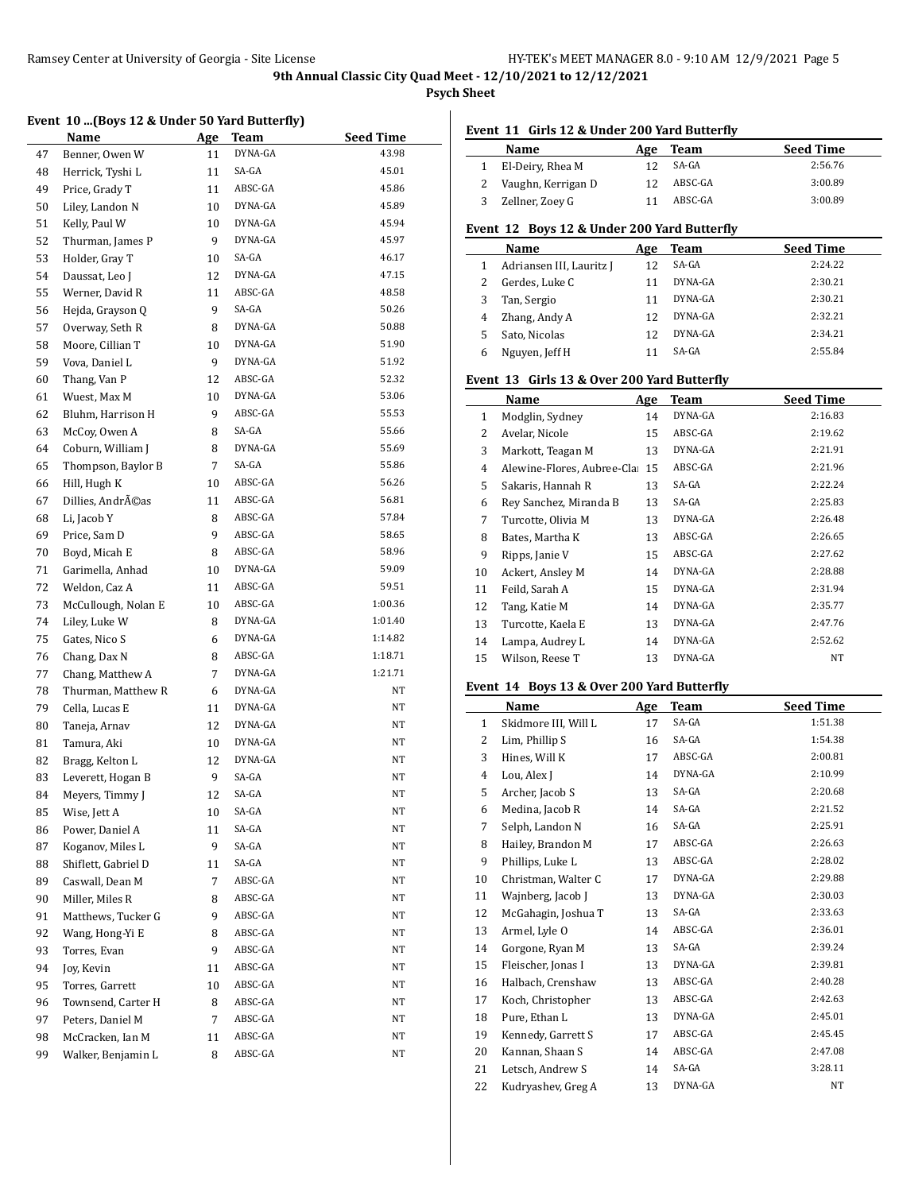# 9th Annual Classic City Quad Meet - 12/10/2021 to 12/12/2021

## Psych Sheet

### Event 10 ...(Boys 12 & Under 50 Yard Butterfly)

| | Name | Age | Team | Seed Time |
|---|---|---|---|---|
| 47 | Benner, Owen W | 11 | DYNA-GA | 43.98 |
| 48 | Herrick, Tyshi L | 11 | SA-GA | 45.01 |
| 49 | Price, Grady T | 11 | ABSC-GA | 45.86 |
| 50 | Liley, Landon N | 10 | DYNA-GA | 45.89 |
| 51 | Kelly, Paul W | 10 | DYNA-GA | 45.94 |
| 52 | Thurman, James P | 9 | DYNA-GA | 45.97 |
| 53 | Holder, Gray T | 10 | SA-GA | 46.17 |
| 54 | Daussat, Leo J | 12 | DYNA-GA | 47.15 |
| 55 | Werner, David R | 11 | ABSC-GA | 48.58 |
| 56 | Hejda, Grayson Q | 9 | SA-GA | 50.26 |
| 57 | Overway, Seth R | 8 | DYNA-GA | 50.88 |
| 58 | Moore, Cillian T | 10 | DYNA-GA | 51.90 |
| 59 | Vova, Daniel L | 9 | DYNA-GA | 51.92 |
| 60 | Thang, Van P | 12 | ABSC-GA | 52.32 |
| 61 | Wuest, Max M | 10 | DYNA-GA | 53.06 |
| 62 | Bluhm, Harrison H | 9 | ABSC-GA | 55.53 |
| 63 | McCoy, Owen A | 8 | SA-GA | 55.66 |
| 64 | Coburn, William J | 8 | DYNA-GA | 55.69 |
| 65 | Thompson, Baylor B | 7 | SA-GA | 55.86 |
| 66 | Hill, Hugh K | 10 | ABSC-GA | 56.26 |
| 67 | Dillies, AndrÃ©as | 11 | ABSC-GA | 56.81 |
| 68 | Li, Jacob Y | 8 | ABSC-GA | 57.84 |
| 69 | Price, Sam D | 9 | ABSC-GA | 58.65 |
| 70 | Boyd, Micah E | 8 | ABSC-GA | 58.96 |
| 71 | Garimella, Anhad | 10 | DYNA-GA | 59.09 |
| 72 | Weldon, Caz A | 11 | ABSC-GA | 59.51 |
| 73 | McCullough, Nolan E | 10 | ABSC-GA | 1:00.36 |
| 74 | Liley, Luke W | 8 | DYNA-GA | 1:01.40 |
| 75 | Gates, Nico S | 6 | DYNA-GA | 1:14.82 |
| 76 | Chang, Dax N | 8 | ABSC-GA | 1:18.71 |
| 77 | Chang, Matthew A | 7 | DYNA-GA | 1:21.71 |
| 78 | Thurman, Matthew R | 6 | DYNA-GA | NT |
| 79 | Cella, Lucas E | 11 | DYNA-GA | NT |
| 80 | Taneja, Arnav | 12 | DYNA-GA | NT |
| 81 | Tamura, Aki | 10 | DYNA-GA | NT |
| 82 | Bragg, Kelton L | 12 | DYNA-GA | NT |
| 83 | Leverett, Hogan B | 9 | SA-GA | NT |
| 84 | Meyers, Timmy J | 12 | SA-GA | NT |
| 85 | Wise, Jett A | 10 | SA-GA | NT |
| 86 | Power, Daniel A | 11 | SA-GA | NT |
| 87 | Koganov, Miles L | 9 | SA-GA | NT |
| 88 | Shiflett, Gabriel D | 11 | SA-GA | NT |
| 89 | Caswall, Dean M | 7 | ABSC-GA | NT |
| 90 | Miller, Miles R | 8 | ABSC-GA | NT |
| 91 | Matthews, Tucker G | 9 | ABSC-GA | NT |
| 92 | Wang, Hong-Yi E | 8 | ABSC-GA | NT |
| 93 | Torres, Evan | 9 | ABSC-GA | NT |
| 94 | Joy, Kevin | 11 | ABSC-GA | NT |
| 95 | Torres, Garrett | 10 | ABSC-GA | NT |
| 96 | Townsend, Carter H | 8 | ABSC-GA | NT |
| 97 | Peters, Daniel M | 7 | ABSC-GA | NT |
| 98 | McCracken, Ian M | 11 | ABSC-GA | NT |
| 99 | Walker, Benjamin L | 8 | ABSC-GA | NT |

### Event 11 Girls 12 & Under 200 Yard Butterfly

| | Name | Age | Team | Seed Time |
|---|---|---|---|---|
| 1 | El-Deiry, Rhea M | 12 | SA-GA | 2:56.76 |
| 2 | Vaughn, Kerrigan D | 12 | ABSC-GA | 3:00.89 |
| 3 | Zellner, Zoey G | 11 | ABSC-GA | 3:00.89 |

### Event 12 Boys 12 & Under 200 Yard Butterfly

| | Name | Age | Team | Seed Time |
|---|---|---|---|---|
| 1 | Adriansen III, Lauritz J | 12 | SA-GA | 2:24.22 |
| 2 | Gerdes, Luke C | 11 | DYNA-GA | 2:30.21 |
| 3 | Tan, Sergio | 11 | DYNA-GA | 2:30.21 |
| 4 | Zhang, Andy A | 12 | DYNA-GA | 2:32.21 |
| 5 | Sato, Nicolas | 12 | DYNA-GA | 2:34.21 |
| 6 | Nguyen, Jeff H | 11 | SA-GA | 2:55.84 |

### Event 13 Girls 13 & Over 200 Yard Butterfly

| | Name | Age | Team | Seed Time |
|---|---|---|---|---|
| 1 | Modglin, Sydney | 14 | DYNA-GA | 2:16.83 |
| 2 | Avelar, Nicole | 15 | ABSC-GA | 2:19.62 |
| 3 | Markott, Teagan M | 13 | DYNA-GA | 2:21.91 |
| 4 | Alewine-Flores, Aubree-Clai | 15 | ABSC-GA | 2:21.96 |
| 5 | Sakaris, Hannah R | 13 | SA-GA | 2:22.24 |
| 6 | Rey Sanchez, Miranda B | 13 | SA-GA | 2:25.83 |
| 7 | Turcotte, Olivia M | 13 | DYNA-GA | 2:26.48 |
| 8 | Bates, Martha K | 13 | ABSC-GA | 2:26.65 |
| 9 | Ripps, Janie V | 15 | ABSC-GA | 2:27.62 |
| 10 | Ackert, Ansley M | 14 | DYNA-GA | 2:28.88 |
| 11 | Feild, Sarah A | 15 | DYNA-GA | 2:31.94 |
| 12 | Tang, Katie M | 14 | DYNA-GA | 2:35.77 |
| 13 | Turcotte, Kaela E | 13 | DYNA-GA | 2:47.76 |
| 14 | Lampa, Audrey L | 14 | DYNA-GA | 2:52.62 |
| 15 | Wilson, Reese T | 13 | DYNA-GA | NT |

### Event 14 Boys 13 & Over 200 Yard Butterfly

| | Name | Age | Team | Seed Time |
|---|---|---|---|---|
| 1 | Skidmore III, Will L | 17 | SA-GA | 1:51.38 |
| 2 | Lim, Phillip S | 16 | SA-GA | 1:54.38 |
| 3 | Hines, Will K | 17 | ABSC-GA | 2:00.81 |
| 4 | Lou, Alex J | 14 | DYNA-GA | 2:10.99 |
| 5 | Archer, Jacob S | 13 | SA-GA | 2:20.68 |
| 6 | Medina, Jacob R | 14 | SA-GA | 2:21.52 |
| 7 | Selph, Landon N | 16 | SA-GA | 2:25.91 |
| 8 | Hailey, Brandon M | 17 | ABSC-GA | 2:26.63 |
| 9 | Phillips, Luke L | 13 | ABSC-GA | 2:28.02 |
| 10 | Christman, Walter C | 17 | DYNA-GA | 2:29.88 |
| 11 | Wajnberg, Jacob J | 13 | DYNA-GA | 2:30.03 |
| 12 | McGahagin, Joshua T | 13 | SA-GA | 2:33.63 |
| 13 | Armel, Lyle O | 14 | ABSC-GA | 2:36.01 |
| 14 | Gorgone, Ryan M | 13 | SA-GA | 2:39.24 |
| 15 | Fleischer, Jonas I | 13 | DYNA-GA | 2:39.81 |
| 16 | Halbach, Crenshaw | 13 | ABSC-GA | 2:40.28 |
| 17 | Koch, Christopher | 13 | ABSC-GA | 2:42.63 |
| 18 | Pure, Ethan L | 13 | DYNA-GA | 2:45.01 |
| 19 | Kennedy, Garrett S | 17 | ABSC-GA | 2:45.45 |
| 20 | Kannan, Shaan S | 14 | ABSC-GA | 2:47.08 |
| 21 | Letsch, Andrew S | 14 | SA-GA | 3:28.11 |
| 22 | Kudryashev, Greg A | 13 | DYNA-GA | NT |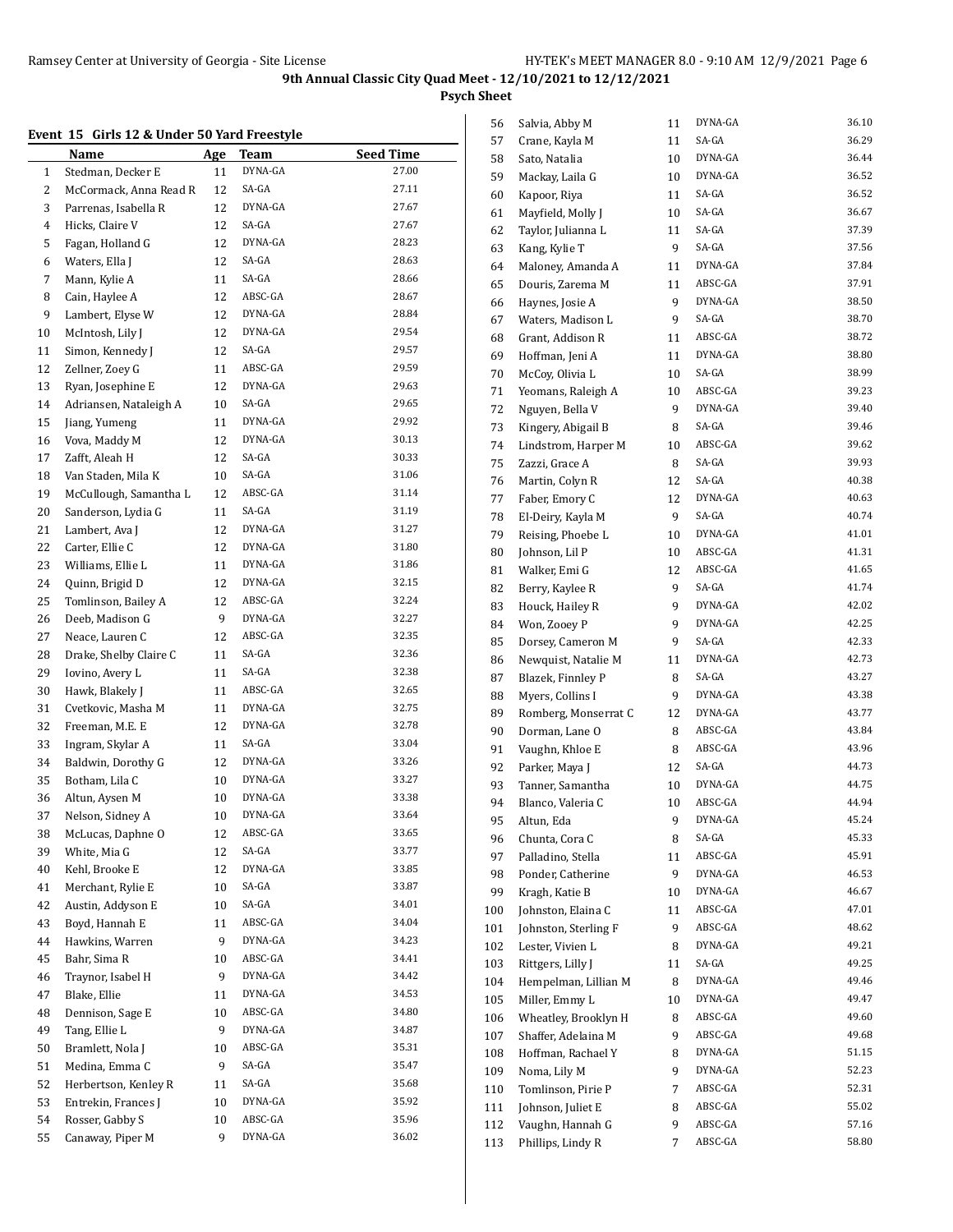9th Annual Classic City Quad Meet - 12/10/2021 to 12/12/2021

**Psych Sheet**

### Event 15 Girls 12 & Under 50 Yard Freestyle

| | Name | Age | Team | Seed Time |
|---|---|---|---|---|
| 1 | Stedman, Decker E | 11 | DYNA-GA | 27.00 |
| 2 | McCormack, Anna Read R | 12 | SA-GA | 27.11 |
| 3 | Parrenas, Isabella R | 12 | DYNA-GA | 27.67 |
| 4 | Hicks, Claire V | 12 | SA-GA | 27.67 |
| 5 | Fagan, Holland G | 12 | DYNA-GA | 28.23 |
| 6 | Waters, Ella J | 12 | SA-GA | 28.63 |
| 7 | Mann, Kylie A | 11 | SA-GA | 28.66 |
| 8 | Cain, Haylee A | 12 | ABSC-GA | 28.67 |
| 9 | Lambert, Elyse W | 12 | DYNA-GA | 28.84 |
| 10 | McIntosh, Lily J | 12 | DYNA-GA | 29.54 |
| 11 | Simon, Kennedy J | 12 | SA-GA | 29.57 |
| 12 | Zellner, Zoey G | 11 | ABSC-GA | 29.59 |
| 13 | Ryan, Josephine E | 12 | DYNA-GA | 29.63 |
| 14 | Adriansen, Nataleigh A | 10 | SA-GA | 29.65 |
| 15 | Jiang, Yumeng | 11 | DYNA-GA | 29.92 |
| 16 | Vova, Maddy M | 12 | DYNA-GA | 30.13 |
| 17 | Zafft, Aleah H | 12 | SA-GA | 30.33 |
| 18 | Van Staden, Mila K | 10 | SA-GA | 31.06 |
| 19 | McCullough, Samantha L | 12 | ABSC-GA | 31.14 |
| 20 | Sanderson, Lydia G | 11 | SA-GA | 31.19 |
| 21 | Lambert, Ava J | 12 | DYNA-GA | 31.27 |
| 22 | Carter, Ellie C | 12 | DYNA-GA | 31.80 |
| 23 | Williams, Ellie L | 11 | DYNA-GA | 31.86 |
| 24 | Quinn, Brigid D | 12 | DYNA-GA | 32.15 |
| 25 | Tomlinson, Bailey A | 12 | ABSC-GA | 32.24 |
| 26 | Deeb, Madison G | 9 | DYNA-GA | 32.27 |
| 27 | Neace, Lauren C | 12 | ABSC-GA | 32.35 |
| 28 | Drake, Shelby Claire C | 11 | SA-GA | 32.36 |
| 29 | Iovino, Avery L | 11 | SA-GA | 32.38 |
| 30 | Hawk, Blakely J | 11 | ABSC-GA | 32.65 |
| 31 | Cvetkovic, Masha M | 11 | DYNA-GA | 32.75 |
| 32 | Freeman, M.E. E | 12 | DYNA-GA | 32.78 |
| 33 | Ingram, Skylar A | 11 | SA-GA | 33.04 |
| 34 | Baldwin, Dorothy G | 12 | DYNA-GA | 33.26 |
| 35 | Botham, Lila C | 10 | DYNA-GA | 33.27 |
| 36 | Altun, Aysen M | 10 | DYNA-GA | 33.38 |
| 37 | Nelson, Sidney A | 10 | DYNA-GA | 33.64 |
| 38 | McLucas, Daphne O | 12 | ABSC-GA | 33.65 |
| 39 | White, Mia G | 12 | SA-GA | 33.77 |
| 40 | Kehl, Brooke E | 12 | DYNA-GA | 33.85 |
| 41 | Merchant, Rylie E | 10 | SA-GA | 33.87 |
| 42 | Austin, Addyson E | 10 | SA-GA | 34.01 |
| 43 | Boyd, Hannah E | 11 | ABSC-GA | 34.04 |
| 44 | Hawkins, Warren | 9 | DYNA-GA | 34.23 |
| 45 | Bahr, Sima R | 10 | ABSC-GA | 34.41 |
| 46 | Traynor, Isabel H | 9 | DYNA-GA | 34.42 |
| 47 | Blake, Ellie | 11 | DYNA-GA | 34.53 |
| 48 | Dennison, Sage E | 10 | ABSC-GA | 34.80 |
| 49 | Tang, Ellie L | 9 | DYNA-GA | 34.87 |
| 50 | Bramlett, Nola J | 10 | ABSC-GA | 35.31 |
| 51 | Medina, Emma C | 9 | SA-GA | 35.47 |
| 52 | Herbertson, Kenley R | 11 | SA-GA | 35.68 |
| 53 | Entrekin, Frances J | 10 | DYNA-GA | 35.92 |
| 54 | Rosser, Gabby S | 10 | ABSC-GA | 35.96 |
| 55 | Canaway, Piper M | 9 | DYNA-GA | 36.02 |
| 56 | Salvia, Abby M | 11 | DYNA-GA | 36.10 |
| 57 | Crane, Kayla M | 11 | SA-GA | 36.29 |
| 58 | Sato, Natalia | 10 | DYNA-GA | 36.44 |
| 59 | Mackay, Laila G | 10 | DYNA-GA | 36.52 |
| 60 | Kapoor, Riya | 11 | SA-GA | 36.52 |
| 61 | Mayfield, Molly J | 10 | SA-GA | 36.67 |
| 62 | Taylor, Julianna L | 11 | SA-GA | 37.39 |
| 63 | Kang, Kylie T | 9 | SA-GA | 37.56 |
| 64 | Maloney, Amanda A | 11 | DYNA-GA | 37.84 |
| 65 | Douris, Zarema M | 11 | ABSC-GA | 37.91 |
| 66 | Haynes, Josie A | 9 | DYNA-GA | 38.50 |
| 67 | Waters, Madison L | 9 | SA-GA | 38.70 |
| 68 | Grant, Addison R | 11 | ABSC-GA | 38.72 |
| 69 | Hoffman, Jeni A | 11 | DYNA-GA | 38.80 |
| 70 | McCoy, Olivia L | 10 | SA-GA | 38.99 |
| 71 | Yeomans, Raleigh A | 10 | ABSC-GA | 39.23 |
| 72 | Nguyen, Bella V | 9 | DYNA-GA | 39.40 |
| 73 | Kingery, Abigail B | 8 | SA-GA | 39.46 |
| 74 | Lindstrom, Harper M | 10 | ABSC-GA | 39.62 |
| 75 | Zazzi, Grace A | 8 | SA-GA | 39.93 |
| 76 | Martin, Colyn R | 12 | SA-GA | 40.38 |
| 77 | Faber, Emory C | 12 | DYNA-GA | 40.63 |
| 78 | El-Deiry, Kayla M | 9 | SA-GA | 40.74 |
| 79 | Reising, Phoebe L | 10 | DYNA-GA | 41.01 |
| 80 | Johnson, Lil P | 10 | ABSC-GA | 41.31 |
| 81 | Walker, Emi G | 12 | ABSC-GA | 41.65 |
| 82 | Berry, Kaylee R | 9 | SA-GA | 41.74 |
| 83 | Houck, Hailey R | 9 | DYNA-GA | 42.02 |
| 84 | Won, Zooey P | 9 | DYNA-GA | 42.25 |
| 85 | Dorsey, Cameron M | 9 | SA-GA | 42.33 |
| 86 | Newquist, Natalie M | 11 | DYNA-GA | 42.73 |
| 87 | Blazek, Finnley P | 8 | SA-GA | 43.27 |
| 88 | Myers, Collins I | 9 | DYNA-GA | 43.38 |
| 89 | Romberg, Monserrat C | 12 | DYNA-GA | 43.77 |
| 90 | Dorman, Lane O | 8 | ABSC-GA | 43.84 |
| 91 | Vaughn, Khloe E | 8 | ABSC-GA | 43.96 |
| 92 | Parker, Maya J | 12 | SA-GA | 44.73 |
| 93 | Tanner, Samantha | 10 | DYNA-GA | 44.75 |
| 94 | Blanco, Valeria C | 10 | ABSC-GA | 44.94 |
| 95 | Altun, Eda | 9 | DYNA-GA | 45.24 |
| 96 | Chunta, Cora C | 8 | SA-GA | 45.33 |
| 97 | Palladino, Stella | 11 | ABSC-GA | 45.91 |
| 98 | Ponder, Catherine | 9 | DYNA-GA | 46.53 |
| 99 | Kragh, Katie B | 10 | DYNA-GA | 46.67 |
| 100 | Johnston, Elaina C | 11 | ABSC-GA | 47.01 |
| 101 | Johnston, Sterling F | 9 | ABSC-GA | 48.62 |
| 102 | Lester, Vivien L | 8 | DYNA-GA | 49.21 |
| 103 | Rittgers, Lilly J | 11 | SA-GA | 49.25 |
| 104 | Hempelman, Lillian M | 8 | DYNA-GA | 49.46 |
| 105 | Miller, Emmy L | 10 | DYNA-GA | 49.47 |
| 106 | Wheatley, Brooklyn H | 8 | ABSC-GA | 49.60 |
| 107 | Shaffer, Adelaina M | 9 | ABSC-GA | 49.68 |
| 108 | Hoffman, Rachael Y | 8 | DYNA-GA | 51.15 |
| 109 | Noma, Lily M | 9 | DYNA-GA | 52.23 |
| 110 | Tomlinson, Pirie P | 7 | ABSC-GA | 52.31 |
| 111 | Johnson, Juliet E | 8 | ABSC-GA | 55.02 |
| 112 | Vaughn, Hannah G | 9 | ABSC-GA | 57.16 |
| 113 | Phillips, Lindy R | 7 | ABSC-GA | 58.80 |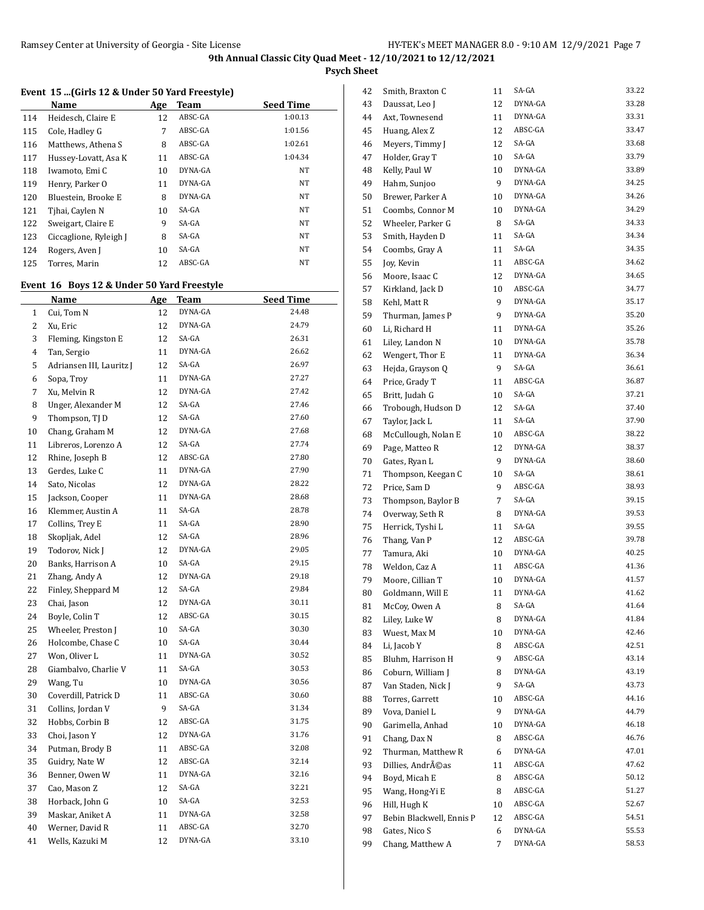### Event 15 ...(Girls 12 & Under 50 Yard Freestyle)

| | Name | Age | Team | Seed Time |
|---|---|---|---|---|
| 114 | Heidesch, Claire E | 12 | ABSC-GA | 1:00.13 |
| 115 | Cole, Hadley G | 7 | ABSC-GA | 1:01.56 |
| 116 | Matthews, Athena S | 8 | ABSC-GA | 1:02.61 |
| 117 | Hussey-Lovatt, Asa K | 11 | ABSC-GA | 1:04.34 |
| 118 | Iwamoto, Emi C | 10 | DYNA-GA | NT |
| 119 | Henry, Parker O | 11 | DYNA-GA | NT |
| 120 | Bluestein, Brooke E | 8 | DYNA-GA | NT |
| 121 | Tjhai, Caylen N | 10 | SA-GA | NT |
| 122 | Sweigart, Claire E | 9 | SA-GA | NT |
| 123 | Ciccaglione, Ryleigh J | 8 | SA-GA | NT |
| 124 | Rogers, Aven J | 10 | SA-GA | NT |
| 125 | Torres, Marin | 12 | ABSC-GA | NT |

### Event 16 Boys 12 & Under 50 Yard Freestyle

| | Name | Age | Team | Seed Time |
|---|---|---|---|---|
| 1 | Cui, Tom N | 12 | DYNA-GA | 24.48 |
| 2 | Xu, Eric | 12 | DYNA-GA | 24.79 |
| 3 | Fleming, Kingston E | 12 | SA-GA | 26.31 |
| 4 | Tan, Sergio | 11 | DYNA-GA | 26.62 |
| 5 | Adriansen III, Lauritz J | 12 | SA-GA | 26.97 |
| 6 | Sopa, Troy | 11 | DYNA-GA | 27.27 |
| 7 | Xu, Melvin R | 12 | DYNA-GA | 27.42 |
| 8 | Unger, Alexander M | 12 | SA-GA | 27.46 |
| 9 | Thompson, TJ D | 12 | SA-GA | 27.60 |
| 10 | Chang, Graham M | 12 | DYNA-GA | 27.68 |
| 11 | Libreros, Lorenzo A | 12 | SA-GA | 27.74 |
| 12 | Rhine, Joseph B | 12 | ABSC-GA | 27.80 |
| 13 | Gerdes, Luke C | 11 | DYNA-GA | 27.90 |
| 14 | Sato, Nicolas | 12 | DYNA-GA | 28.22 |
| 15 | Jackson, Cooper | 11 | DYNA-GA | 28.68 |
| 16 | Klemmer, Austin A | 11 | SA-GA | 28.78 |
| 17 | Collins, Trey E | 11 | SA-GA | 28.90 |
| 18 | Skopljak, Adel | 12 | SA-GA | 28.96 |
| 19 | Todorov, Nick J | 12 | DYNA-GA | 29.05 |
| 20 | Banks, Harrison A | 10 | SA-GA | 29.15 |
| 21 | Zhang, Andy A | 12 | DYNA-GA | 29.18 |
| 22 | Finley, Sheppard M | 12 | SA-GA | 29.84 |
| 23 | Chai, Jason | 12 | DYNA-GA | 30.11 |
| 24 | Boyle, Colin T | 12 | ABSC-GA | 30.15 |
| 25 | Wheeler, Preston J | 10 | SA-GA | 30.30 |
| 26 | Holcombe, Chase C | 10 | SA-GA | 30.44 |
| 27 | Won, Oliver L | 11 | DYNA-GA | 30.52 |
| 28 | Giambalvo, Charlie V | 11 | SA-GA | 30.53 |
| 29 | Wang, Tu | 10 | DYNA-GA | 30.56 |
| 30 | Coverdill, Patrick D | 11 | ABSC-GA | 30.60 |
| 31 | Collins, Jordan V | 9 | SA-GA | 31.34 |
| 32 | Hobbs, Corbin B | 12 | ABSC-GA | 31.75 |
| 33 | Choi, Jason Y | 12 | DYNA-GA | 31.76 |
| 34 | Putman, Brody B | 11 | ABSC-GA | 32.08 |
| 35 | Guidry, Nate W | 12 | ABSC-GA | 32.14 |
| 36 | Benner, Owen W | 11 | DYNA-GA | 32.16 |
| 37 | Cao, Mason Z | 12 | SA-GA | 32.21 |
| 38 | Horback, John G | 10 | SA-GA | 32.53 |
| 39 | Maskar, Aniket A | 11 | DYNA-GA | 32.58 |
| 40 | Werner, David R | 11 | ABSC-GA | 32.70 |
| 41 | Wells, Kazuki M | 12 | DYNA-GA | 33.10 |
| 42 | Smith, Braxton C | 11 | SA-GA | 33.22 |
| 43 | Daussat, Leo J | 12 | DYNA-GA | 33.28 |
| 44 | Axt, Townesend | 11 | DYNA-GA | 33.31 |
| 45 | Huang, Alex Z | 12 | ABSC-GA | 33.47 |
| 46 | Meyers, Timmy J | 12 | SA-GA | 33.68 |
| 47 | Holder, Gray T | 10 | SA-GA | 33.79 |
| 48 | Kelly, Paul W | 10 | DYNA-GA | 33.89 |
| 49 | Hahm, Sunjoo | 9 | DYNA-GA | 34.25 |
| 50 | Brewer, Parker A | 10 | DYNA-GA | 34.26 |
| 51 | Coombs, Connor M | 10 | DYNA-GA | 34.29 |
| 52 | Wheeler, Parker G | 8 | SA-GA | 34.33 |
| 53 | Smith, Hayden D | 11 | SA-GA | 34.34 |
| 54 | Coombs, Gray A | 11 | SA-GA | 34.35 |
| 55 | Joy, Kevin | 11 | ABSC-GA | 34.62 |
| 56 | Moore, Isaac C | 12 | DYNA-GA | 34.65 |
| 57 | Kirkland, Jack D | 10 | ABSC-GA | 34.77 |
| 58 | Kehl, Matt R | 9 | DYNA-GA | 35.17 |
| 59 | Thurman, James P | 9 | DYNA-GA | 35.20 |
| 60 | Li, Richard H | 11 | DYNA-GA | 35.26 |
| 61 | Liley, Landon N | 10 | DYNA-GA | 35.78 |
| 62 | Wengert, Thor E | 11 | DYNA-GA | 36.34 |
| 63 | Hejda, Grayson Q | 9 | SA-GA | 36.61 |
| 64 | Price, Grady T | 11 | ABSC-GA | 36.87 |
| 65 | Britt, Judah G | 10 | SA-GA | 37.21 |
| 66 | Trobough, Hudson D | 12 | SA-GA | 37.40 |
| 67 | Taylor, Jack L | 11 | SA-GA | 37.90 |
| 68 | McCullough, Nolan E | 10 | ABSC-GA | 38.22 |
| 69 | Page, Matteo R | 12 | DYNA-GA | 38.37 |
| 70 | Gates, Ryan L | 9 | DYNA-GA | 38.60 |
| 71 | Thompson, Keegan C | 10 | SA-GA | 38.61 |
| 72 | Price, Sam D | 9 | ABSC-GA | 38.93 |
| 73 | Thompson, Baylor B | 7 | SA-GA | 39.15 |
| 74 | Overway, Seth R | 8 | DYNA-GA | 39.53 |
| 75 | Herrick, Tyshi L | 11 | SA-GA | 39.55 |
| 76 | Thang, Van P | 12 | ABSC-GA | 39.78 |
| 77 | Tamura, Aki | 10 | DYNA-GA | 40.25 |
| 78 | Weldon, Caz A | 11 | ABSC-GA | 41.36 |
| 79 | Moore, Cillian T | 10 | DYNA-GA | 41.57 |
| 80 | Goldmann, Will E | 11 | DYNA-GA | 41.62 |
| 81 | McCoy, Owen A | 8 | SA-GA | 41.64 |
| 82 | Liley, Luke W | 8 | DYNA-GA | 41.84 |
| 83 | Wuest, Max M | 10 | DYNA-GA | 42.46 |
| 84 | Li, Jacob Y | 8 | ABSC-GA | 42.51 |
| 85 | Bluhm, Harrison H | 9 | ABSC-GA | 43.14 |
| 86 | Coburn, William J | 8 | DYNA-GA | 43.19 |
| 87 | Van Staden, Nick J | 9 | SA-GA | 43.73 |
| 88 | Torres, Garrett | 10 | ABSC-GA | 44.16 |
| 89 | Vova, Daniel L | 9 | DYNA-GA | 44.79 |
| 90 | Garimella, Anhad | 10 | DYNA-GA | 46.18 |
| 91 | Chang, Dax N | 8 | ABSC-GA | 46.76 |
| 92 | Thurman, Matthew R | 6 | DYNA-GA | 47.01 |
| 93 | Dillies, AndrÃ©as | 11 | ABSC-GA | 47.62 |
| 94 | Boyd, Micah E | 8 | ABSC-GA | 50.12 |
| 95 | Wang, Hong-Yi E | 8 | ABSC-GA | 51.27 |
| 96 | Hill, Hugh K | 10 | ABSC-GA | 52.67 |
| 97 | Bebin Blackwell, Ennis P | 12 | ABSC-GA | 54.51 |
| 98 | Gates, Nico S | 6 | DYNA-GA | 55.53 |
| 99 | Chang, Matthew A | 7 | DYNA-GA | 58.53 |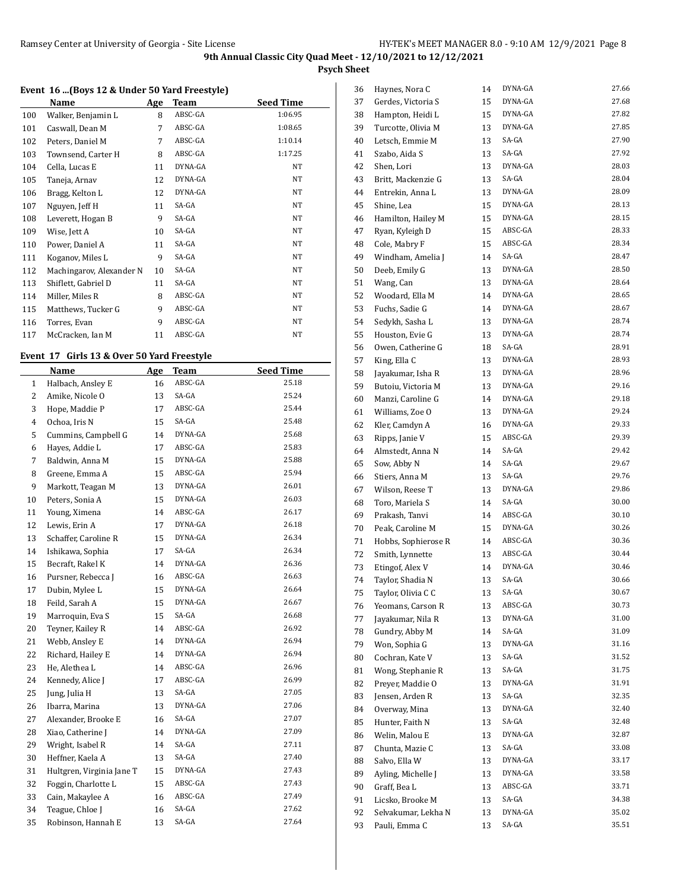**9th Annual Classic City Quad Meet - 12/10/2021 to 12/12/2021**

**Psych Sheet**

### Event 16 ...(Boys 12 & Under 50 Yard Freestyle)

| | Name | Age | Team | Seed Time |
|---|---|---|---|---|
| 100 | Walker, Benjamin L | 8 | ABSC-GA | 1:06.95 |
| 101 | Caswall, Dean M | 7 | ABSC-GA | 1:08.65 |
| 102 | Peters, Daniel M | 7 | ABSC-GA | 1:10.14 |
| 103 | Townsend, Carter H | 8 | ABSC-GA | 1:17.25 |
| 104 | Cella, Lucas E | 11 | DYNA-GA | NT |
| 105 | Taneja, Arnav | 12 | DYNA-GA | NT |
| 106 | Bragg, Kelton L | 12 | DYNA-GA | NT |
| 107 | Nguyen, Jeff H | 11 | SA-GA | NT |
| 108 | Leverett, Hogan B | 9 | SA-GA | NT |
| 109 | Wise, Jett A | 10 | SA-GA | NT |
| 110 | Power, Daniel A | 11 | SA-GA | NT |
| 111 | Koganov, Miles L | 9 | SA-GA | NT |
| 112 | Machingarov, Alexander N | 10 | SA-GA | NT |
| 113 | Shiflett, Gabriel D | 11 | SA-GA | NT |
| 114 | Miller, Miles R | 8 | ABSC-GA | NT |
| 115 | Matthews, Tucker G | 9 | ABSC-GA | NT |
| 116 | Torres, Evan | 9 | ABSC-GA | NT |
| 117 | McCracken, Ian M | 11 | ABSC-GA | NT |

### Event 17 Girls 13 & Over 50 Yard Freestyle

| | Name | Age | Team | Seed Time |
|---|---|---|---|---|
| 1 | Halbach, Ansley E | 16 | ABSC-GA | 25.18 |
| 2 | Amike, Nicole O | 13 | SA-GA | 25.24 |
| 3 | Hope, Maddie P | 17 | ABSC-GA | 25.44 |
| 4 | Ochoa, Iris N | 15 | SA-GA | 25.48 |
| 5 | Cummins, Campbell G | 14 | DYNA-GA | 25.68 |
| 6 | Hayes, Addie L | 17 | ABSC-GA | 25.83 |
| 7 | Baldwin, Anna M | 15 | DYNA-GA | 25.88 |
| 8 | Greene, Emma A | 15 | ABSC-GA | 25.94 |
| 9 | Markott, Teagan M | 13 | DYNA-GA | 26.01 |
| 10 | Peters, Sonia A | 15 | DYNA-GA | 26.03 |
| 11 | Young, Ximena | 14 | ABSC-GA | 26.17 |
| 12 | Lewis, Erin A | 17 | DYNA-GA | 26.18 |
| 13 | Schaffer, Caroline R | 15 | DYNA-GA | 26.34 |
| 14 | Ishikawa, Sophia | 17 | SA-GA | 26.34 |
| 15 | Becraft, Rakel K | 14 | DYNA-GA | 26.36 |
| 16 | Pursner, Rebecca J | 16 | ABSC-GA | 26.63 |
| 17 | Dubin, Mylee L | 15 | DYNA-GA | 26.64 |
| 18 | Feild, Sarah A | 15 | DYNA-GA | 26.67 |
| 19 | Marroquin, Eva S | 15 | SA-GA | 26.68 |
| 20 | Teyner, Kailey R | 14 | ABSC-GA | 26.92 |
| 21 | Webb, Ansley E | 14 | DYNA-GA | 26.94 |
| 22 | Richard, Hailey E | 14 | DYNA-GA | 26.94 |
| 23 | He, Alethea L | 14 | ABSC-GA | 26.96 |
| 24 | Kennedy, Alice J | 17 | ABSC-GA | 26.99 |
| 25 | Jung, Julia H | 13 | SA-GA | 27.05 |
| 26 | Ibarra, Marina | 13 | DYNA-GA | 27.06 |
| 27 | Alexander, Brooke E | 16 | SA-GA | 27.07 |
| 28 | Xiao, Catherine J | 14 | DYNA-GA | 27.09 |
| 29 | Wright, Isabel R | 14 | SA-GA | 27.11 |
| 30 | Heffner, Kaela A | 13 | SA-GA | 27.40 |
| 31 | Hultgren, Virginia Jane T | 15 | DYNA-GA | 27.43 |
| 32 | Foggin, Charlotte L | 15 | ABSC-GA | 27.43 |
| 33 | Cain, Makaylee A | 16 | ABSC-GA | 27.49 |
| 34 | Teague, Chloe J | 16 | SA-GA | 27.62 |
| 35 | Robinson, Hannah E | 13 | SA-GA | 27.64 |
| 36 | Haynes, Nora C | 14 | DYNA-GA | 27.66 |
| 37 | Gerdes, Victoria S | 15 | DYNA-GA | 27.68 |
| 38 | Hampton, Heidi L | 15 | DYNA-GA | 27.82 |
| 39 | Turcotte, Olivia M | 13 | DYNA-GA | 27.85 |
| 40 | Letsch, Emmie M | 13 | SA-GA | 27.90 |
| 41 | Szabo, Aida S | 13 | SA-GA | 27.92 |
| 42 | Shen, Lori | 13 | DYNA-GA | 28.03 |
| 43 | Britt, Mackenzie G | 13 | SA-GA | 28.04 |
| 44 | Entrekin, Anna L | 13 | DYNA-GA | 28.09 |
| 45 | Shine, Lea | 15 | DYNA-GA | 28.13 |
| 46 | Hamilton, Hailey M | 15 | DYNA-GA | 28.15 |
| 47 | Ryan, Kyleigh D | 15 | ABSC-GA | 28.33 |
| 48 | Cole, Mabry F | 15 | ABSC-GA | 28.34 |
| 49 | Windham, Amelia J | 14 | SA-GA | 28.47 |
| 50 | Deeb, Emily G | 13 | DYNA-GA | 28.50 |
| 51 | Wang, Can | 13 | DYNA-GA | 28.64 |
| 52 | Woodard, Ella M | 14 | DYNA-GA | 28.65 |
| 53 | Fuchs, Sadie G | 14 | DYNA-GA | 28.67 |
| 54 | Sedykh, Sasha L | 13 | DYNA-GA | 28.74 |
| 55 | Houston, Evie G | 13 | DYNA-GA | 28.74 |
| 56 | Owen, Catherine G | 18 | SA-GA | 28.91 |
| 57 | King, Ella C | 13 | DYNA-GA | 28.93 |
| 58 | Jayakumar, Isha R | 13 | DYNA-GA | 28.96 |
| 59 | Butoiu, Victoria M | 13 | DYNA-GA | 29.16 |
| 60 | Manzi, Caroline G | 14 | DYNA-GA | 29.18 |
| 61 | Williams, Zoe O | 13 | DYNA-GA | 29.24 |
| 62 | Kler, Camdyn A | 16 | DYNA-GA | 29.33 |
| 63 | Ripps, Janie V | 15 | ABSC-GA | 29.39 |
| 64 | Almstedt, Anna N | 14 | SA-GA | 29.42 |
| 65 | Sow, Abby N | 14 | SA-GA | 29.67 |
| 66 | Stiers, Anna M | 13 | SA-GA | 29.76 |
| 67 | Wilson, Reese T | 13 | DYNA-GA | 29.86 |
| 68 | Toro, Mariela S | 14 | SA-GA | 30.00 |
| 69 | Prakash, Tanvi | 14 | ABSC-GA | 30.10 |
| 70 | Peak, Caroline M | 15 | DYNA-GA | 30.26 |
| 71 | Hobbs, Sophierose R | 14 | ABSC-GA | 30.36 |
| 72 | Smith, Lynnette | 13 | ABSC-GA | 30.44 |
| 73 | Etingof, Alex V | 14 | DYNA-GA | 30.46 |
| 74 | Taylor, Shadia N | 13 | SA-GA | 30.66 |
| 75 | Taylor, Olivia C C | 13 | SA-GA | 30.67 |
| 76 | Yeomans, Carson R | 13 | ABSC-GA | 30.73 |
| 77 | Jayakumar, Nila R | 13 | DYNA-GA | 31.00 |
| 78 | Gundry, Abby M | 14 | SA-GA | 31.09 |
| 79 | Won, Sophia G | 13 | DYNA-GA | 31.16 |
| 80 | Cochran, Kate V | 13 | SA-GA | 31.52 |
| 81 | Wong, Stephanie R | 13 | SA-GA | 31.75 |
| 82 | Preyer, Maddie O | 13 | DYNA-GA | 31.91 |
| 83 | Jensen, Arden R | 13 | SA-GA | 32.35 |
| 84 | Overway, Mina | 13 | DYNA-GA | 32.40 |
| 85 | Hunter, Faith N | 13 | SA-GA | 32.48 |
| 86 | Welin, Malou E | 13 | DYNA-GA | 32.87 |
| 87 | Chunta, Mazie C | 13 | SA-GA | 33.08 |
| 88 | Salvo, Ella W | 13 | DYNA-GA | 33.17 |
| 89 | Ayling, Michelle J | 13 | DYNA-GA | 33.58 |
| 90 | Graff, Bea L | 13 | ABSC-GA | 33.71 |
| 91 | Licsko, Brooke M | 13 | SA-GA | 34.38 |
| 92 | Selvakumar, Lekha N | 13 | DYNA-GA | 35.02 |
| 93 | Pauli, Emma C | 13 | SA-GA | 35.51 |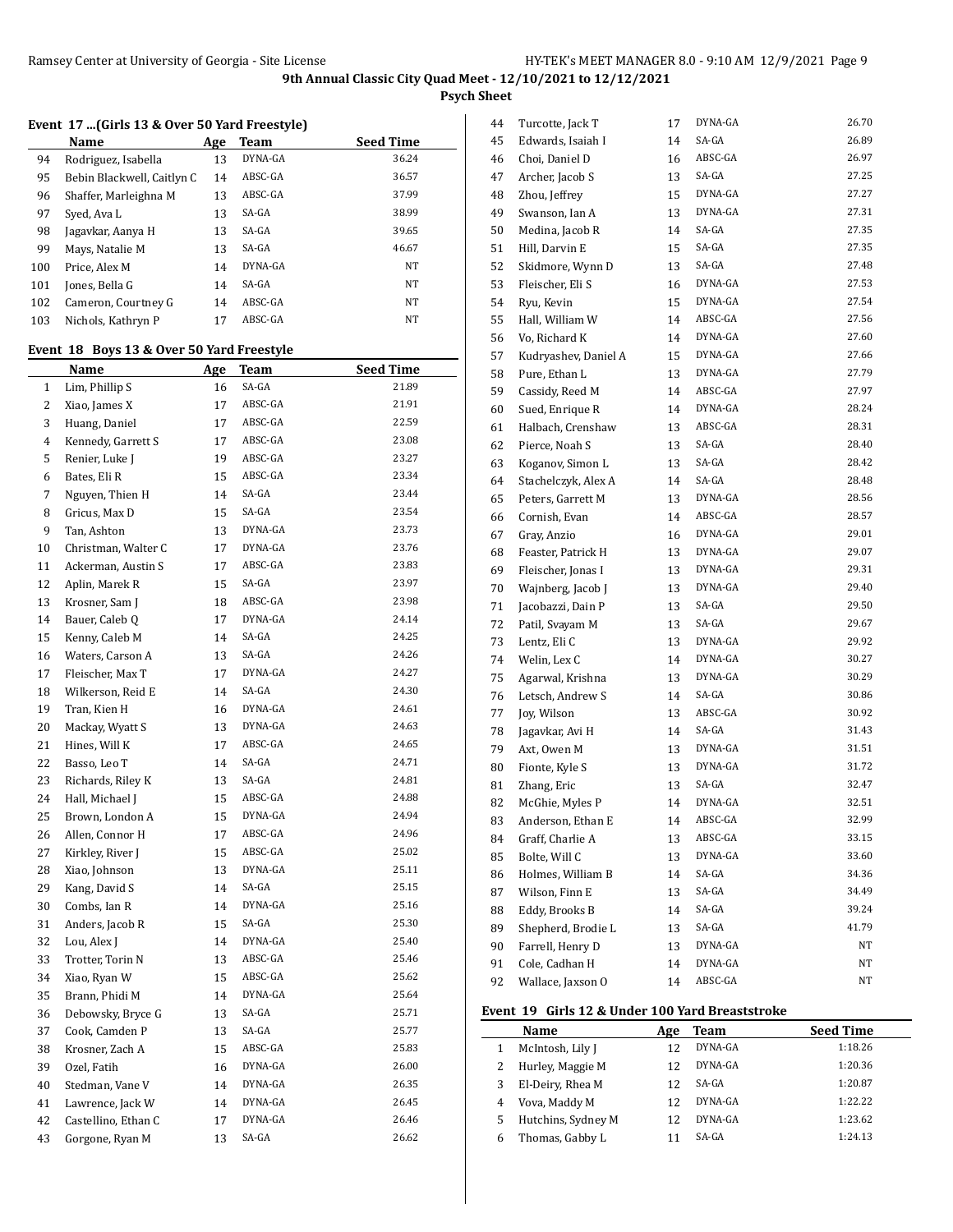# 9th Annual Classic City Quad Meet - 12/10/2021 to 12/12/2021

## Psych Sheet

### Event 17 ...(Girls 13 & Over 50 Yard Freestyle)

| | Name | Age | Team | Seed Time |
|---|---|---|---|---|
| 94 | Rodriguez, Isabella | 13 | DYNA-GA | 36.24 |
| 95 | Bebin Blackwell, Caitlyn C | 14 | ABSC-GA | 36.57 |
| 96 | Shaffer, Marleighna M | 13 | ABSC-GA | 37.99 |
| 97 | Syed, Ava L | 13 | SA-GA | 38.99 |
| 98 | Jagavkar, Aanya H | 13 | SA-GA | 39.65 |
| 99 | Mays, Natalie M | 13 | SA-GA | 46.67 |
| 100 | Price, Alex M | 14 | DYNA-GA | NT |
| 101 | Jones, Bella G | 14 | SA-GA | NT |
| 102 | Cameron, Courtney G | 14 | ABSC-GA | NT |
| 103 | Nichols, Kathryn P | 17 | ABSC-GA | NT |

### Event 18 Boys 13 & Over 50 Yard Freestyle

| | Name | Age | Team | Seed Time |
|---|---|---|---|---|
| 1 | Lim, Phillip S | 16 | SA-GA | 21.89 |
| 2 | Xiao, James X | 17 | ABSC-GA | 21.91 |
| 3 | Huang, Daniel | 17 | ABSC-GA | 22.59 |
| 4 | Kennedy, Garrett S | 17 | ABSC-GA | 23.08 |
| 5 | Renier, Luke J | 19 | ABSC-GA | 23.27 |
| 6 | Bates, Eli R | 15 | ABSC-GA | 23.34 |
| 7 | Nguyen, Thien H | 14 | SA-GA | 23.44 |
| 8 | Gricus, Max D | 15 | SA-GA | 23.54 |
| 9 | Tan, Ashton | 13 | DYNA-GA | 23.73 |
| 10 | Christman, Walter C | 17 | DYNA-GA | 23.76 |
| 11 | Ackerman, Austin S | 17 | ABSC-GA | 23.83 |
| 12 | Aplin, Marek R | 15 | SA-GA | 23.97 |
| 13 | Krosner, Sam J | 18 | ABSC-GA | 23.98 |
| 14 | Bauer, Caleb Q | 17 | DYNA-GA | 24.14 |
| 15 | Kenny, Caleb M | 14 | SA-GA | 24.25 |
| 16 | Waters, Carson A | 13 | SA-GA | 24.26 |
| 17 | Fleischer, Max T | 17 | DYNA-GA | 24.27 |
| 18 | Wilkerson, Reid E | 14 | SA-GA | 24.30 |
| 19 | Tran, Kien H | 16 | DYNA-GA | 24.61 |
| 20 | Mackay, Wyatt S | 13 | DYNA-GA | 24.63 |
| 21 | Hines, Will K | 17 | ABSC-GA | 24.65 |
| 22 | Basso, Leo T | 14 | SA-GA | 24.71 |
| 23 | Richards, Riley K | 13 | SA-GA | 24.81 |
| 24 | Hall, Michael J | 15 | ABSC-GA | 24.88 |
| 25 | Brown, London A | 15 | DYNA-GA | 24.94 |
| 26 | Allen, Connor H | 17 | ABSC-GA | 24.96 |
| 27 | Kirkley, River J | 15 | ABSC-GA | 25.02 |
| 28 | Xiao, Johnson | 13 | DYNA-GA | 25.11 |
| 29 | Kang, David S | 14 | SA-GA | 25.15 |
| 30 | Combs, Ian R | 14 | DYNA-GA | 25.16 |
| 31 | Anders, Jacob R | 15 | SA-GA | 25.30 |
| 32 | Lou, Alex J | 14 | DYNA-GA | 25.40 |
| 33 | Trotter, Torin N | 13 | ABSC-GA | 25.46 |
| 34 | Xiao, Ryan W | 15 | ABSC-GA | 25.62 |
| 35 | Brann, Phidi M | 14 | DYNA-GA | 25.64 |
| 36 | Debowsky, Bryce G | 13 | SA-GA | 25.71 |
| 37 | Cook, Camden P | 13 | SA-GA | 25.77 |
| 38 | Krosner, Zach A | 15 | ABSC-GA | 25.83 |
| 39 | Ozel, Fatih | 16 | DYNA-GA | 26.00 |
| 40 | Stedman, Vane V | 14 | DYNA-GA | 26.35 |
| 41 | Lawrence, Jack W | 14 | DYNA-GA | 26.45 |
| 42 | Castellino, Ethan C | 17 | DYNA-GA | 26.46 |
| 43 | Gorgone, Ryan M | 13 | SA-GA | 26.62 |
| 44 | Turcotte, Jack T | 17 | DYNA-GA | 26.70 |
| 45 | Edwards, Isaiah I | 14 | SA-GA | 26.89 |
| 46 | Choi, Daniel D | 16 | ABSC-GA | 26.97 |
| 47 | Archer, Jacob S | 13 | SA-GA | 27.25 |
| 48 | Zhou, Jeffrey | 15 | DYNA-GA | 27.27 |
| 49 | Swanson, Ian A | 13 | DYNA-GA | 27.31 |
| 50 | Medina, Jacob R | 14 | SA-GA | 27.35 |
| 51 | Hill, Darvin E | 15 | SA-GA | 27.35 |
| 52 | Skidmore, Wynn D | 13 | SA-GA | 27.48 |
| 53 | Fleischer, Eli S | 16 | DYNA-GA | 27.53 |
| 54 | Ryu, Kevin | 15 | DYNA-GA | 27.54 |
| 55 | Hall, William W | 14 | ABSC-GA | 27.56 |
| 56 | Vo, Richard K | 14 | DYNA-GA | 27.60 |
| 57 | Kudryashev, Daniel A | 15 | DYNA-GA | 27.66 |
| 58 | Pure, Ethan L | 13 | DYNA-GA | 27.79 |
| 59 | Cassidy, Reed M | 14 | ABSC-GA | 27.97 |
| 60 | Sued, Enrique R | 14 | DYNA-GA | 28.24 |
| 61 | Halbach, Crenshaw | 13 | ABSC-GA | 28.31 |
| 62 | Pierce, Noah S | 13 | SA-GA | 28.40 |
| 63 | Koganov, Simon L | 13 | SA-GA | 28.42 |
| 64 | Stachelczyk, Alex A | 14 | SA-GA | 28.48 |
| 65 | Peters, Garrett M | 13 | DYNA-GA | 28.56 |
| 66 | Cornish, Evan | 14 | ABSC-GA | 28.57 |
| 67 | Gray, Anzio | 16 | DYNA-GA | 29.01 |
| 68 | Feaster, Patrick H | 13 | DYNA-GA | 29.07 |
| 69 | Fleischer, Jonas I | 13 | DYNA-GA | 29.31 |
| 70 | Wajnberg, Jacob J | 13 | DYNA-GA | 29.40 |
| 71 | Jacobazzi, Dain P | 13 | SA-GA | 29.50 |
| 72 | Patil, Svayam M | 13 | SA-GA | 29.67 |
| 73 | Lentz, Eli C | 13 | DYNA-GA | 29.92 |
| 74 | Welin, Lex C | 14 | DYNA-GA | 30.27 |
| 75 | Agarwal, Krishna | 13 | DYNA-GA | 30.29 |
| 76 | Letsch, Andrew S | 14 | SA-GA | 30.86 |
| 77 | Joy, Wilson | 13 | ABSC-GA | 30.92 |
| 78 | Jagavkar, Avi H | 14 | SA-GA | 31.43 |
| 79 | Axt, Owen M | 13 | DYNA-GA | 31.51 |
| 80 | Fionte, Kyle S | 13 | DYNA-GA | 31.72 |
| 81 | Zhang, Eric | 13 | SA-GA | 32.47 |
| 82 | McGhie, Myles P | 14 | DYNA-GA | 32.51 |
| 83 | Anderson, Ethan E | 14 | ABSC-GA | 32.99 |
| 84 | Graff, Charlie A | 13 | ABSC-GA | 33.15 |
| 85 | Bolte, Will C | 13 | DYNA-GA | 33.60 |
| 86 | Holmes, William B | 14 | SA-GA | 34.36 |
| 87 | Wilson, Finn E | 13 | SA-GA | 34.49 |
| 88 | Eddy, Brooks B | 14 | SA-GA | 39.24 |
| 89 | Shepherd, Brodie L | 13 | SA-GA | 41.79 |
| 90 | Farrell, Henry D | 13 | DYNA-GA | NT |
| 91 | Cole, Cadhan H | 14 | DYNA-GA | NT |
| 92 | Wallace, Jaxson O | 14 | ABSC-GA | NT |

### Event 19 Girls 12 & Under 100 Yard Breaststroke

| | Name | Age | Team | Seed Time |
|---|---|---|---|---|
| 1 | McIntosh, Lily J | 12 | DYNA-GA | 1:18.26 |
| 2 | Hurley, Maggie M | 12 | DYNA-GA | 1:20.36 |
| 3 | El-Deiry, Rhea M | 12 | SA-GA | 1:20.87 |
| 4 | Vova, Maddy M | 12 | DYNA-GA | 1:22.22 |
| 5 | Hutchins, Sydney M | 12 | DYNA-GA | 1:23.62 |
| 6 | Thomas, Gabby L | 11 | SA-GA | 1:24.13 |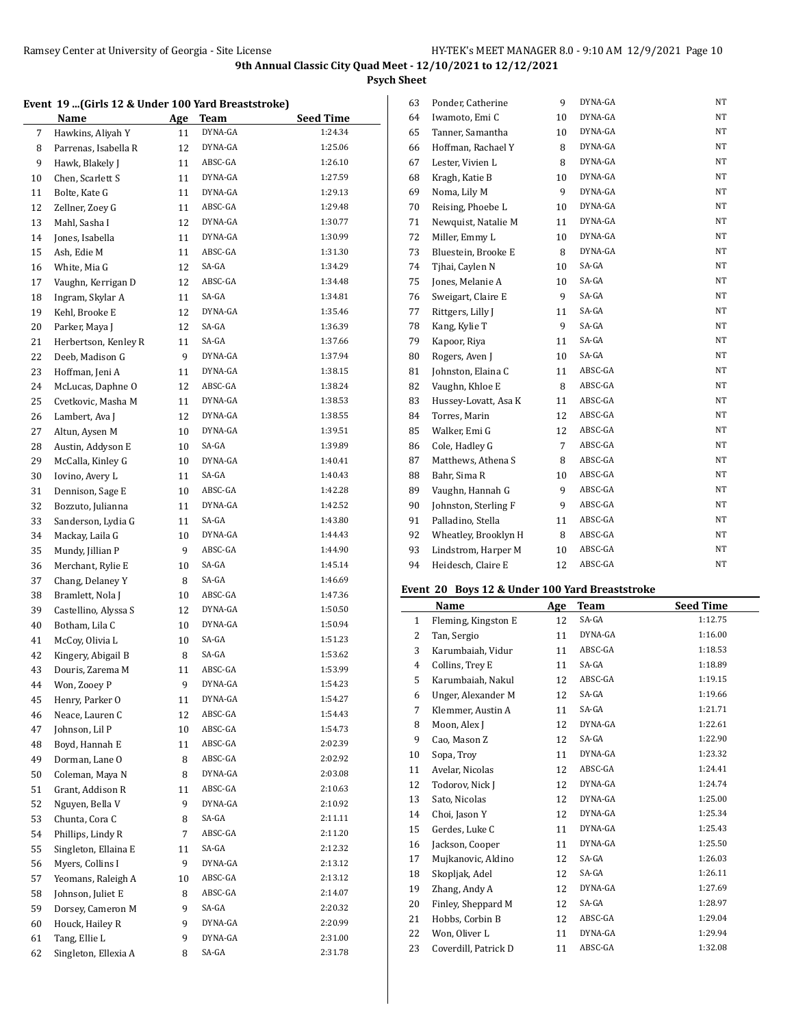**9th Annual Classic City Quad Meet - 12/10/2021 to 12/12/2021**

**Psych Sheet**

### Event 19 ...(Girls 12 & Under 100 Yard Breaststroke)

| | Name | Age | Team | Seed Time |
|---|---|---|---|---|
| 7 | Hawkins, Aliyah Y | 11 | DYNA-GA | 1:24.34 |
| 8 | Parrenas, Isabella R | 12 | DYNA-GA | 1:25.06 |
| 9 | Hawk, Blakely J | 11 | ABSC-GA | 1:26.10 |
| 10 | Chen, Scarlett S | 11 | DYNA-GA | 1:27.59 |
| 11 | Bolte, Kate G | 11 | DYNA-GA | 1:29.13 |
| 12 | Zellner, Zoey G | 11 | ABSC-GA | 1:29.48 |
| 13 | Mahl, Sasha I | 12 | DYNA-GA | 1:30.77 |
| 14 | Jones, Isabella | 11 | DYNA-GA | 1:30.99 |
| 15 | Ash, Edie M | 11 | ABSC-GA | 1:31.30 |
| 16 | White, Mia G | 12 | SA-GA | 1:34.29 |
| 17 | Vaughn, Kerrigan D | 12 | ABSC-GA | 1:34.48 |
| 18 | Ingram, Skylar A | 11 | SA-GA | 1:34.81 |
| 19 | Kehl, Brooke E | 12 | DYNA-GA | 1:35.46 |
| 20 | Parker, Maya J | 12 | SA-GA | 1:36.39 |
| 21 | Herbertson, Kenley R | 11 | SA-GA | 1:37.66 |
| 22 | Deeb, Madison G | 9 | DYNA-GA | 1:37.94 |
| 23 | Hoffman, Jeni A | 11 | DYNA-GA | 1:38.15 |
| 24 | McLucas, Daphne O | 12 | ABSC-GA | 1:38.24 |
| 25 | Cvetkovic, Masha M | 11 | DYNA-GA | 1:38.53 |
| 26 | Lambert, Ava J | 12 | DYNA-GA | 1:38.55 |
| 27 | Altun, Aysen M | 10 | DYNA-GA | 1:39.51 |
| 28 | Austin, Addyson E | 10 | SA-GA | 1:39.89 |
| 29 | McCalla, Kinley G | 10 | DYNA-GA | 1:40.41 |
| 30 | Iovino, Avery L | 11 | SA-GA | 1:40.43 |
| 31 | Dennison, Sage E | 10 | ABSC-GA | 1:42.28 |
| 32 | Bozzuto, Julianna | 11 | DYNA-GA | 1:42.52 |
| 33 | Sanderson, Lydia G | 11 | SA-GA | 1:43.80 |
| 34 | Mackay, Laila G | 10 | DYNA-GA | 1:44.43 |
| 35 | Mundy, Jillian P | 9 | ABSC-GA | 1:44.90 |
| 36 | Merchant, Rylie E | 10 | SA-GA | 1:45.14 |
| 37 | Chang, Delaney Y | 8 | SA-GA | 1:46.69 |
| 38 | Bramlett, Nola J | 10 | ABSC-GA | 1:47.36 |
| 39 | Castellino, Alyssa S | 12 | DYNA-GA | 1:50.50 |
| 40 | Botham, Lila C | 10 | DYNA-GA | 1:50.94 |
| 41 | McCoy, Olivia L | 10 | SA-GA | 1:51.23 |
| 42 | Kingery, Abigail B | 8 | SA-GA | 1:53.62 |
| 43 | Douris, Zarema M | 11 | ABSC-GA | 1:53.99 |
| 44 | Won, Zooey P | 9 | DYNA-GA | 1:54.23 |
| 45 | Henry, Parker O | 11 | DYNA-GA | 1:54.27 |
| 46 | Neace, Lauren C | 12 | ABSC-GA | 1:54.43 |
| 47 | Johnson, Lil P | 10 | ABSC-GA | 1:54.73 |
| 48 | Boyd, Hannah E | 11 | ABSC-GA | 2:02.39 |
| 49 | Dorman, Lane O | 8 | ABSC-GA | 2:02.92 |
| 50 | Coleman, Maya N | 8 | DYNA-GA | 2:03.08 |
| 51 | Grant, Addison R | 11 | ABSC-GA | 2:10.63 |
| 52 | Nguyen, Bella V | 9 | DYNA-GA | 2:10.92 |
| 53 | Chunta, Cora C | 8 | SA-GA | 2:11.11 |
| 54 | Phillips, Lindy R | 7 | ABSC-GA | 2:11.20 |
| 55 | Singleton, Ellaina E | 11 | SA-GA | 2:12.32 |
| 56 | Myers, Collins I | 9 | DYNA-GA | 2:13.12 |
| 57 | Yeomans, Raleigh A | 10 | ABSC-GA | 2:13.12 |
| 58 | Johnson, Juliet E | 8 | ABSC-GA | 2:14.07 |
| 59 | Dorsey, Cameron M | 9 | SA-GA | 2:20.32 |
| 60 | Houck, Hailey R | 9 | DYNA-GA | 2:20.99 |
| 61 | Tang, Ellie L | 9 | DYNA-GA | 2:31.00 |
| 62 | Singleton, Ellexia A | 8 | SA-GA | 2:31.78 |
| 63 | Ponder, Catherine | 9 | DYNA-GA | NT |
| 64 | Iwamoto, Emi C | 10 | DYNA-GA | NT |
| 65 | Tanner, Samantha | 10 | DYNA-GA | NT |
| 66 | Hoffman, Rachael Y | 8 | DYNA-GA | NT |
| 67 | Lester, Vivien L | 8 | DYNA-GA | NT |
| 68 | Kragh, Katie B | 10 | DYNA-GA | NT |
| 69 | Noma, Lily M | 9 | DYNA-GA | NT |
| 70 | Reising, Phoebe L | 10 | DYNA-GA | NT |
| 71 | Newquist, Natalie M | 11 | DYNA-GA | NT |
| 72 | Miller, Emmy L | 10 | DYNA-GA | NT |
| 73 | Bluestein, Brooke E | 8 | DYNA-GA | NT |
| 74 | Tjhai, Caylen N | 10 | SA-GA | NT |
| 75 | Jones, Melanie A | 10 | SA-GA | NT |
| 76 | Sweigart, Claire E | 9 | SA-GA | NT |
| 77 | Rittgers, Lilly J | 11 | SA-GA | NT |
| 78 | Kang, Kylie T | 9 | SA-GA | NT |
| 79 | Kapoor, Riya | 11 | SA-GA | NT |
| 80 | Rogers, Aven J | 10 | SA-GA | NT |
| 81 | Johnston, Elaina C | 11 | ABSC-GA | NT |
| 82 | Vaughn, Khloe E | 8 | ABSC-GA | NT |
| 83 | Hussey-Lovatt, Asa K | 11 | ABSC-GA | NT |
| 84 | Torres, Marin | 12 | ABSC-GA | NT |
| 85 | Walker, Emi G | 12 | ABSC-GA | NT |
| 86 | Cole, Hadley G | 7 | ABSC-GA | NT |
| 87 | Matthews, Athena S | 8 | ABSC-GA | NT |
| 88 | Bahr, Sima R | 10 | ABSC-GA | NT |
| 89 | Vaughn, Hannah G | 9 | ABSC-GA | NT |
| 90 | Johnston, Sterling F | 9 | ABSC-GA | NT |
| 91 | Palladino, Stella | 11 | ABSC-GA | NT |
| 92 | Wheatley, Brooklyn H | 8 | ABSC-GA | NT |
| 93 | Lindstrom, Harper M | 10 | ABSC-GA | NT |
| 94 | Heidesch, Claire E | 12 | ABSC-GA | NT |

### Event 20 Boys 12 & Under 100 Yard Breaststroke

| | Name | Age | Team | Seed Time |
|---|---|---|---|---|
| 1 | Fleming, Kingston E | 12 | SA-GA | 1:12.75 |
| 2 | Tan, Sergio | 11 | DYNA-GA | 1:16.00 |
| 3 | Karumbaiah, Vidur | 11 | ABSC-GA | 1:18.53 |
| 4 | Collins, Trey E | 11 | SA-GA | 1:18.89 |
| 5 | Karumbaiah, Nakul | 12 | ABSC-GA | 1:19.15 |
| 6 | Unger, Alexander M | 12 | SA-GA | 1:19.66 |
| 7 | Klemmer, Austin A | 11 | SA-GA | 1:21.71 |
| 8 | Moon, Alex J | 12 | DYNA-GA | 1:22.61 |
| 9 | Cao, Mason Z | 12 | SA-GA | 1:22.90 |
| 10 | Sopa, Troy | 11 | DYNA-GA | 1:23.32 |
| 11 | Avelar, Nicolas | 12 | ABSC-GA | 1:24.41 |
| 12 | Todorov, Nick J | 12 | DYNA-GA | 1:24.74 |
| 13 | Sato, Nicolas | 12 | DYNA-GA | 1:25.00 |
| 14 | Choi, Jason Y | 12 | DYNA-GA | 1:25.34 |
| 15 | Gerdes, Luke C | 11 | DYNA-GA | 1:25.43 |
| 16 | Jackson, Cooper | 11 | DYNA-GA | 1:25.50 |
| 17 | Mujkanovic, Aldino | 12 | SA-GA | 1:26.03 |
| 18 | Skopljak, Adel | 12 | SA-GA | 1:26.11 |
| 19 | Zhang, Andy A | 12 | DYNA-GA | 1:27.69 |
| 20 | Finley, Sheppard M | 12 | SA-GA | 1:28.97 |
| 21 | Hobbs, Corbin B | 12 | ABSC-GA | 1:29.04 |
| 22 | Won, Oliver L | 11 | DYNA-GA | 1:29.94 |
| 23 | Coverdill, Patrick D | 11 | ABSC-GA | 1:32.08 |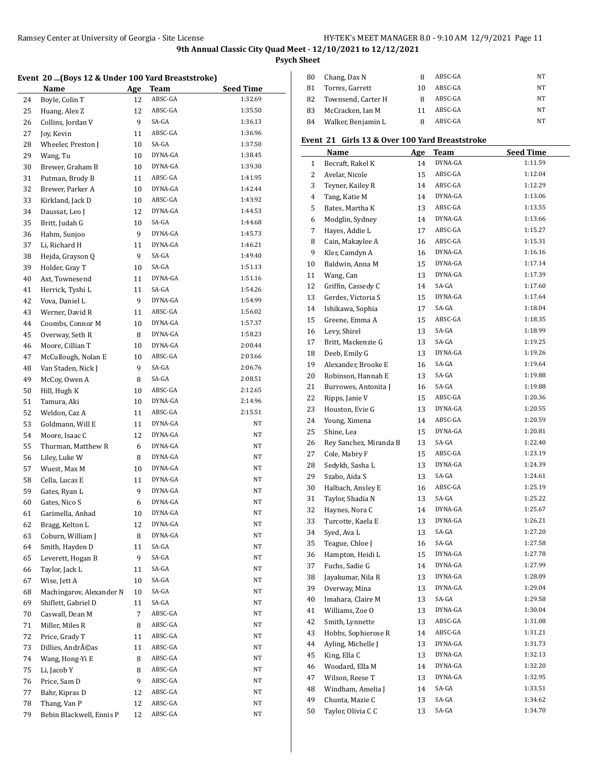# 9th Annual Classic City Quad Meet - 12/10/2021 to 12/12/2021

**Psych Sheet**

## Event 20 ...(Boys 12 & Under 100 Yard Breaststroke)

| | Name | Age | Team | Seed Time |
|---|---|---|---|---|
| 24 | Boyle, Colin T | 12 | ABSC-GA | 1:32.69 |
| 25 | Huang, Alex Z | 12 | ABSC-GA | 1:35.50 |
| 26 | Collins, Jordan V | 9 | SA-GA | 1:36.13 |
| 27 | Joy, Kevin | 11 | ABSC-GA | 1:36.96 |
| 28 | Wheeler, Preston J | 10 | SA-GA | 1:37.50 |
| 29 | Wang, Tu | 10 | DYNA-GA | 1:38.45 |
| 30 | Brewer, Graham B | 10 | DYNA-GA | 1:39.30 |
| 31 | Putman, Brody B | 11 | ABSC-GA | 1:41.95 |
| 32 | Brewer, Parker A | 10 | DYNA-GA | 1:42.44 |
| 33 | Kirkland, Jack D | 10 | ABSC-GA | 1:43.92 |
| 34 | Daussat, Leo J | 12 | DYNA-GA | 1:44.53 |
| 35 | Britt, Judah G | 10 | SA-GA | 1:44.68 |
| 36 | Hahm, Sunjoo | 9 | DYNA-GA | 1:45.73 |
| 37 | Li, Richard H | 11 | DYNA-GA | 1:46.21 |
| 38 | Hejda, Grayson Q | 9 | SA-GA | 1:49.40 |
| 39 | Holder, Gray T | 10 | SA-GA | 1:51.13 |
| 40 | Axt, Townesend | 11 | DYNA-GA | 1:51.16 |
| 41 | Herrick, Tyshi L | 11 | SA-GA | 1:54.26 |
| 42 | Vova, Daniel L | 9 | DYNA-GA | 1:54.99 |
| 43 | Werner, David R | 11 | ABSC-GA | 1:56.02 |
| 44 | Coombs, Connor M | 10 | DYNA-GA | 1:57.37 |
| 45 | Overway, Seth R | 8 | DYNA-GA | 1:58.23 |
| 46 | Moore, Cillian T | 10 | DYNA-GA | 2:00.44 |
| 47 | McCullough, Nolan E | 10 | ABSC-GA | 2:03.66 |
| 48 | Van Staden, Nick J | 9 | SA-GA | 2:06.76 |
| 49 | McCoy, Owen A | 8 | SA-GA | 2:08.51 |
| 50 | Hill, Hugh K | 10 | ABSC-GA | 2:12.65 |
| 51 | Tamura, Aki | 10 | DYNA-GA | 2:14.96 |
| 52 | Weldon, Caz A | 11 | ABSC-GA | 2:15.51 |
| 53 | Goldmann, Will E | 11 | DYNA-GA | NT |
| 54 | Moore, Isaac C | 12 | DYNA-GA | NT |
| 55 | Thurman, Matthew R | 6 | DYNA-GA | NT |
| 56 | Liley, Luke W | 8 | DYNA-GA | NT |
| 57 | Wuest, Max M | 10 | DYNA-GA | NT |
| 58 | Cella, Lucas E | 11 | DYNA-GA | NT |
| 59 | Gates, Ryan L | 9 | DYNA-GA | NT |
| 60 | Gates, Nico S | 6 | DYNA-GA | NT |
| 61 | Garimella, Anhad | 10 | DYNA-GA | NT |
| 62 | Bragg, Kelton L | 12 | DYNA-GA | NT |
| 63 | Coburn, William J | 8 | DYNA-GA | NT |
| 64 | Smith, Hayden D | 11 | SA-GA | NT |
| 65 | Leverett, Hogan B | 9 | SA-GA | NT |
| 66 | Taylor, Jack L | 11 | SA-GA | NT |
| 67 | Wise, Jett A | 10 | SA-GA | NT |
| 68 | Machingarov, Alexander N | 10 | SA-GA | NT |
| 69 | Shiflett, Gabriel D | 11 | SA-GA | NT |
| 70 | Caswall, Dean M | 7 | ABSC-GA | NT |
| 71 | Miller, Miles R | 8 | ABSC-GA | NT |
| 72 | Price, Grady T | 11 | ABSC-GA | NT |
| 73 | Dillies, AndrÃ©as | 11 | ABSC-GA | NT |
| 74 | Wang, Hong-Yi E | 8 | ABSC-GA | NT |
| 75 | Li, Jacob Y | 8 | ABSC-GA | NT |
| 76 | Price, Sam D | 9 | ABSC-GA | NT |
| 77 | Bahr, Kipras D | 12 | ABSC-GA | NT |
| 78 | Thang, Van P | 12 | ABSC-GA | NT |
| 79 | Bebin Blackwell, Ennis P | 12 | ABSC-GA | NT |
| 80 | Chang, Dax N | 8 | ABSC-GA | NT |
| 81 | Torres, Garrett | 10 | ABSC-GA | NT |
| 82 | Townsend, Carter H | 8 | ABSC-GA | NT |
| 83 | McCracken, Ian M | 11 | ABSC-GA | NT |
| 84 | Walker, Benjamin L | 8 | ABSC-GA | NT |

## Event 21 Girls 13 & Over 100 Yard Breaststroke

| | Name | Age | Team | Seed Time |
|---|---|---|---|---|
| 1 | Becraft, Rakel K | 14 | DYNA-GA | 1:11.59 |
| 2 | Avelar, Nicole | 15 | ABSC-GA | 1:12.04 |
| 3 | Teyner, Kailey R | 14 | ABSC-GA | 1:12.29 |
| 4 | Tang, Katie M | 14 | DYNA-GA | 1:13.06 |
| 5 | Bates, Martha K | 13 | ABSC-GA | 1:13.55 |
| 6 | Modglin, Sydney | 14 | DYNA-GA | 1:13.66 |
| 7 | Hayes, Addie L | 17 | ABSC-GA | 1:15.27 |
| 8 | Cain, Makaylee A | 16 | ABSC-GA | 1:15.31 |
| 9 | Kler, Camdyn A | 16 | DYNA-GA | 1:16.16 |
| 10 | Baldwin, Anna M | 15 | DYNA-GA | 1:17.14 |
| 11 | Wang, Can | 13 | DYNA-GA | 1:17.39 |
| 12 | Griffin, Cassedy C | 14 | SA-GA | 1:17.60 |
| 13 | Gerdes, Victoria S | 15 | DYNA-GA | 1:17.64 |
| 14 | Ishikawa, Sophia | 17 | SA-GA | 1:18.04 |
| 15 | Greene, Emma A | 15 | ABSC-GA | 1:18.35 |
| 16 | Levy, Shirel | 13 | SA-GA | 1:18.99 |
| 17 | Britt, Mackenzie G | 13 | SA-GA | 1:19.25 |
| 18 | Deeb, Emily G | 13 | DYNA-GA | 1:19.26 |
| 19 | Alexander, Brooke E | 16 | SA-GA | 1:19.64 |
| 20 | Robinson, Hannah E | 13 | SA-GA | 1:19.88 |
| 21 | Burrowes, Antonita J | 16 | SA-GA | 1:19.88 |
| 22 | Ripps, Janie V | 15 | ABSC-GA | 1:20.36 |
| 23 | Houston, Evie G | 13 | DYNA-GA | 1:20.55 |
| 24 | Young, Ximena | 14 | ABSC-GA | 1:20.59 |
| 25 | Shine, Lea | 15 | DYNA-GA | 1:20.81 |
| 26 | Rey Sanchez, Miranda B | 13 | SA-GA | 1:22.40 |
| 27 | Cole, Mabry F | 15 | ABSC-GA | 1:23.19 |
| 28 | Sedykh, Sasha L | 13 | DYNA-GA | 1:24.39 |
| 29 | Szabo, Aida S | 13 | SA-GA | 1:24.61 |
| 30 | Halbach, Ansley E | 16 | ABSC-GA | 1:25.19 |
| 31 | Taylor, Shadia N | 13 | SA-GA | 1:25.22 |
| 32 | Haynes, Nora C | 14 | DYNA-GA | 1:25.67 |
| 33 | Turcotte, Kaela E | 13 | DYNA-GA | 1:26.21 |
| 34 | Syed, Ava L | 13 | SA-GA | 1:27.20 |
| 35 | Teague, Chloe J | 16 | SA-GA | 1:27.58 |
| 36 | Hampton, Heidi L | 15 | DYNA-GA | 1:27.78 |
| 37 | Fuchs, Sadie G | 14 | DYNA-GA | 1:27.99 |
| 38 | Jayakumar, Nila R | 13 | DYNA-GA | 1:28.09 |
| 39 | Overway, Mina | 13 | DYNA-GA | 1:29.04 |
| 40 | Imahara, Claire M | 13 | SA-GA | 1:29.58 |
| 41 | Williams, Zoe O | 13 | DYNA-GA | 1:30.04 |
| 42 | Smith, Lynnette | 13 | ABSC-GA | 1:31.08 |
| 43 | Hobbs, Sophierose R | 14 | ABSC-GA | 1:31.21 |
| 44 | Ayling, Michelle J | 13 | DYNA-GA | 1:31.73 |
| 45 | King, Ella C | 13 | DYNA-GA | 1:32.13 |
| 46 | Woodard, Ella M | 14 | DYNA-GA | 1:32.20 |
| 47 | Wilson, Reese T | 13 | DYNA-GA | 1:32.95 |
| 48 | Windham, Amelia J | 14 | SA-GA | 1:33.51 |
| 49 | Chunta, Mazie C | 13 | SA-GA | 1:34.62 |
| 50 | Taylor, Olivia C C | 13 | SA-GA | 1:34.70 |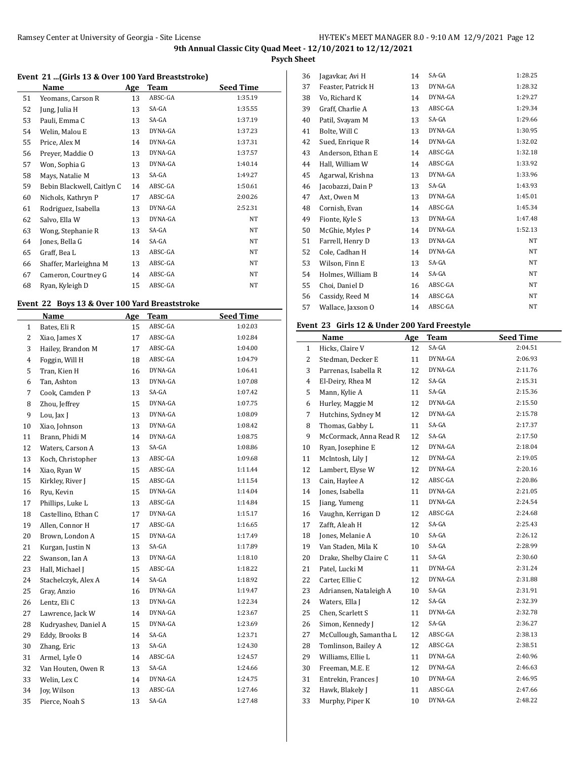## Event 21 ...(Girls 13 & Over 100 Yard Breaststroke)

| | Name | Age | Team | Seed Time |
|---|---|---|---|---|
| 51 | Yeomans, Carson R | 13 | ABSC-GA | 1:35.19 |
| 52 | Jung, Julia H | 13 | SA-GA | 1:35.55 |
| 53 | Pauli, Emma C | 13 | SA-GA | 1:37.19 |
| 54 | Welin, Malou E | 13 | DYNA-GA | 1:37.23 |
| 55 | Price, Alex M | 14 | DYNA-GA | 1:37.31 |
| 56 | Preyer, Maddie O | 13 | DYNA-GA | 1:37.57 |
| 57 | Won, Sophia G | 13 | DYNA-GA | 1:40.14 |
| 58 | Mays, Natalie M | 13 | SA-GA | 1:49.27 |
| 59 | Bebin Blackwell, Caitlyn C | 14 | ABSC-GA | 1:50.61 |
| 60 | Nichols, Kathryn P | 17 | ABSC-GA | 2:00.26 |
| 61 | Rodriguez, Isabella | 13 | DYNA-GA | 2:52.31 |
| 62 | Salvo, Ella W | 13 | DYNA-GA | NT |
| 63 | Wong, Stephanie R | 13 | SA-GA | NT |
| 64 | Jones, Bella G | 14 | SA-GA | NT |
| 65 | Graff, Bea L | 13 | ABSC-GA | NT |
| 66 | Shaffer, Marleighna M | 13 | ABSC-GA | NT |
| 67 | Cameron, Courtney G | 14 | ABSC-GA | NT |
| 68 | Ryan, Kyleigh D | 15 | ABSC-GA | NT |

## Event 22 Boys 13 & Over 100 Yard Breaststroke

| | Name | Age | Team | Seed Time |
|---|---|---|---|---|
| 1 | Bates, Eli R | 15 | ABSC-GA | 1:02.03 |
| 2 | Xiao, James X | 17 | ABSC-GA | 1:02.84 |
| 3 | Hailey, Brandon M | 17 | ABSC-GA | 1:04.00 |
| 4 | Foggin, Will H | 18 | ABSC-GA | 1:04.79 |
| 5 | Tran, Kien H | 16 | DYNA-GA | 1:06.41 |
| 6 | Tan, Ashton | 13 | DYNA-GA | 1:07.08 |
| 7 | Cook, Camden P | 13 | SA-GA | 1:07.42 |
| 8 | Zhou, Jeffrey | 15 | DYNA-GA | 1:07.75 |
| 9 | Lou, Jax J | 13 | DYNA-GA | 1:08.09 |
| 10 | Xiao, Johnson | 13 | DYNA-GA | 1:08.42 |
| 11 | Brann, Phidi M | 14 | DYNA-GA | 1:08.75 |
| 12 | Waters, Carson A | 13 | SA-GA | 1:08.86 |
| 13 | Koch, Christopher | 13 | ABSC-GA | 1:09.68 |
| 14 | Xiao, Ryan W | 15 | ABSC-GA | 1:11.44 |
| 15 | Kirkley, River J | 15 | ABSC-GA | 1:11.54 |
| 16 | Ryu, Kevin | 15 | DYNA-GA | 1:14.04 |
| 17 | Phillips, Luke L | 13 | ABSC-GA | 1:14.84 |
| 18 | Castellino, Ethan C | 17 | DYNA-GA | 1:15.17 |
| 19 | Allen, Connor H | 17 | ABSC-GA | 1:16.65 |
| 20 | Brown, London A | 15 | DYNA-GA | 1:17.49 |
| 21 | Kurgan, Justin N | 13 | SA-GA | 1:17.89 |
| 22 | Swanson, Ian A | 13 | DYNA-GA | 1:18.10 |
| 23 | Hall, Michael J | 15 | ABSC-GA | 1:18.22 |
| 24 | Stachelczyk, Alex A | 14 | SA-GA | 1:18.92 |
| 25 | Gray, Anzio | 16 | DYNA-GA | 1:19.47 |
| 26 | Lentz, Eli C | 13 | DYNA-GA | 1:22.34 |
| 27 | Lawrence, Jack W | 14 | DYNA-GA | 1:23.67 |
| 28 | Kudryashev, Daniel A | 15 | DYNA-GA | 1:23.69 |
| 29 | Eddy, Brooks B | 14 | SA-GA | 1:23.71 |
| 30 | Zhang, Eric | 13 | SA-GA | 1:24.30 |
| 31 | Armel, Lyle O | 14 | ABSC-GA | 1:24.57 |
| 32 | Van Houten, Owen R | 13 | SA-GA | 1:24.66 |
| 33 | Welin, Lex C | 14 | DYNA-GA | 1:24.75 |
| 34 | Joy, Wilson | 13 | ABSC-GA | 1:27.46 |
| 35 | Pierce, Noah S | 13 | SA-GA | 1:27.48 |
| 36 | Jagavkar, Avi H | 14 | SA-GA | 1:28.25 |
| 37 | Feaster, Patrick H | 13 | DYNA-GA | 1:28.32 |
| 38 | Vo, Richard K | 14 | DYNA-GA | 1:29.27 |
| 39 | Graff, Charlie A | 13 | ABSC-GA | 1:29.34 |
| 40 | Patil, Svayam M | 13 | SA-GA | 1:29.66 |
| 41 | Bolte, Will C | 13 | DYNA-GA | 1:30.95 |
| 42 | Sued, Enrique R | 14 | DYNA-GA | 1:32.02 |
| 43 | Anderson, Ethan E | 14 | ABSC-GA | 1:32.18 |
| 44 | Hall, William W | 14 | ABSC-GA | 1:33.92 |
| 45 | Agarwal, Krishna | 13 | DYNA-GA | 1:33.96 |
| 46 | Jacobazzi, Dain P | 13 | SA-GA | 1:43.93 |
| 47 | Axt, Owen M | 13 | DYNA-GA | 1:45.01 |
| 48 | Cornish, Evan | 14 | ABSC-GA | 1:45.34 |
| 49 | Fionte, Kyle S | 13 | DYNA-GA | 1:47.48 |
| 50 | McGhie, Myles P | 14 | DYNA-GA | 1:52.13 |
| 51 | Farrell, Henry D | 13 | DYNA-GA | NT |
| 52 | Cole, Cadhan H | 14 | DYNA-GA | NT |
| 53 | Wilson, Finn E | 13 | SA-GA | NT |
| 54 | Holmes, William B | 14 | SA-GA | NT |
| 55 | Choi, Daniel D | 16 | ABSC-GA | NT |
| 56 | Cassidy, Reed M | 14 | ABSC-GA | NT |
| 57 | Wallace, Jaxson O | 14 | ABSC-GA | NT |

## Event 23 Girls 12 & Under 200 Yard Freestyle

| | Name | Age | Team | Seed Time |
|---|---|---|---|---|
| 1 | Hicks, Claire V | 12 | SA-GA | 2:04.51 |
| 2 | Stedman, Decker E | 11 | DYNA-GA | 2:06.93 |
| 3 | Parrenas, Isabella R | 12 | DYNA-GA | 2:11.76 |
| 4 | El-Deiry, Rhea M | 12 | SA-GA | 2:15.31 |
| 5 | Mann, Kylie A | 11 | SA-GA | 2:15.36 |
| 6 | Hurley, Maggie M | 12 | DYNA-GA | 2:15.50 |
| 7 | Hutchins, Sydney M | 12 | DYNA-GA | 2:15.78 |
| 8 | Thomas, Gabby L | 11 | SA-GA | 2:17.37 |
| 9 | McCormack, Anna Read R | 12 | SA-GA | 2:17.50 |
| 10 | Ryan, Josephine E | 12 | DYNA-GA | 2:18.04 |
| 11 | McIntosh, Lily J | 12 | DYNA-GA | 2:19.05 |
| 12 | Lambert, Elyse W | 12 | DYNA-GA | 2:20.16 |
| 13 | Cain, Haylee A | 12 | ABSC-GA | 2:20.86 |
| 14 | Jones, Isabella | 11 | DYNA-GA | 2:21.05 |
| 15 | Jiang, Yumeng | 11 | DYNA-GA | 2:24.54 |
| 16 | Vaughn, Kerrigan D | 12 | ABSC-GA | 2:24.68 |
| 17 | Zafft, Aleah H | 12 | SA-GA | 2:25.43 |
| 18 | Jones, Melanie A | 10 | SA-GA | 2:26.12 |
| 19 | Van Staden, Mila K | 10 | SA-GA | 2:28.99 |
| 20 | Drake, Shelby Claire C | 11 | SA-GA | 2:30.60 |
| 21 | Patel, Lucki M | 11 | DYNA-GA | 2:31.24 |
| 22 | Carter, Ellie C | 12 | DYNA-GA | 2:31.88 |
| 23 | Adriansen, Nataleigh A | 10 | SA-GA | 2:31.91 |
| 24 | Waters, Ella J | 12 | SA-GA | 2:32.39 |
| 25 | Chen, Scarlett S | 11 | DYNA-GA | 2:32.78 |
| 26 | Simon, Kennedy J | 12 | SA-GA | 2:36.27 |
| 27 | McCullough, Samantha L | 12 | ABSC-GA | 2:38.13 |
| 28 | Tomlinson, Bailey A | 12 | ABSC-GA | 2:38.51 |
| 29 | Williams, Ellie L | 11 | DYNA-GA | 2:40.96 |
| 30 | Freeman, M.E. E | 12 | DYNA-GA | 2:46.63 |
| 31 | Entrekin, Frances J | 10 | DYNA-GA | 2:46.95 |
| 32 | Hawk, Blakely J | 11 | ABSC-GA | 2:47.66 |
| 33 | Murphy, Piper K | 10 | DYNA-GA | 2:48.22 |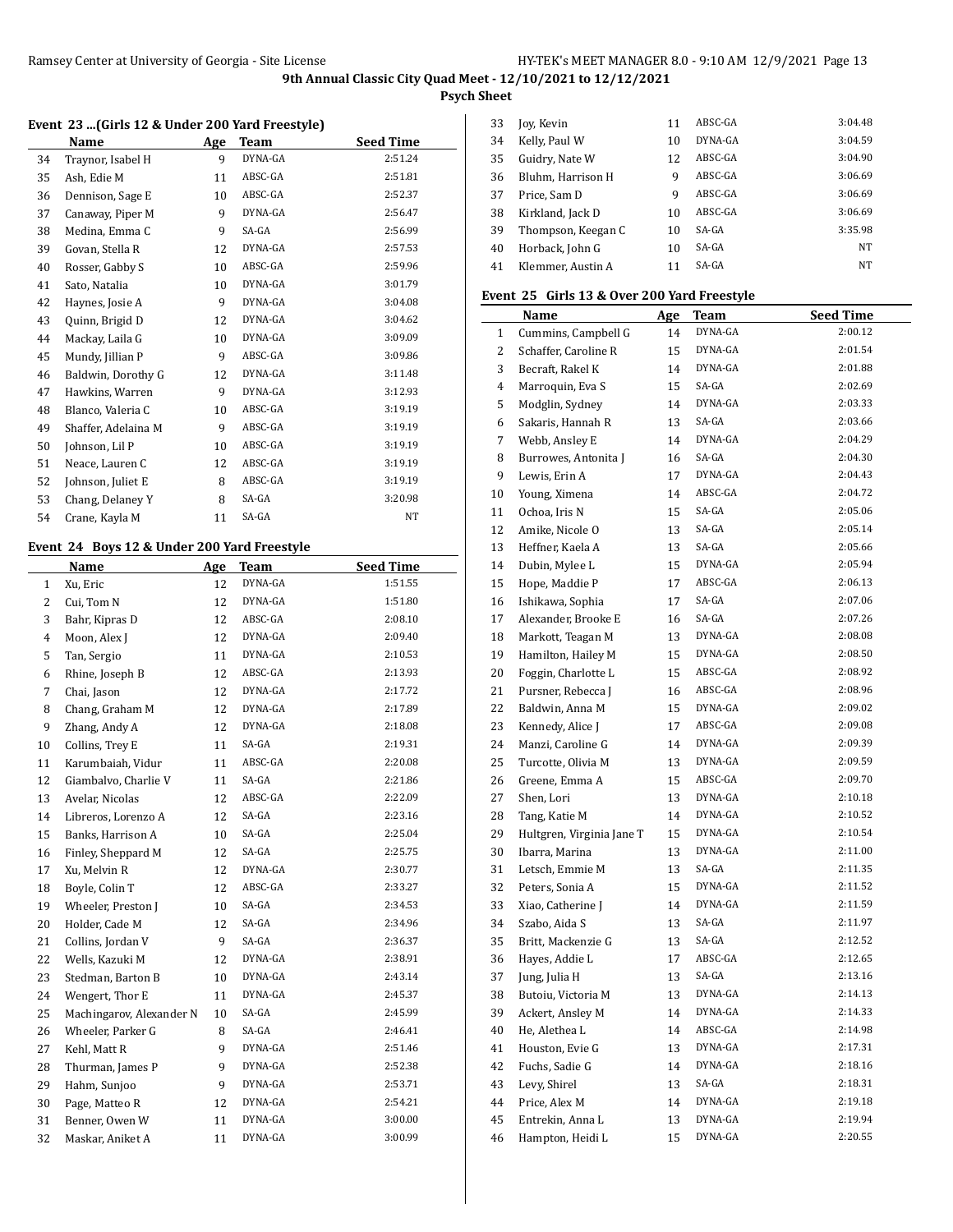**9th Annual Classic City Quad Meet - 12/10/2021 to 12/12/2021**

**Psych Sheet**

### Event 23 ...(Girls 12 & Under 200 Yard Freestyle)

| | Name | Age | Team | Seed Time |
|---|---|---|---|---|
| 34 | Traynor, Isabel H | 9 | DYNA-GA | 2:51.24 |
| 35 | Ash, Edie M | 11 | ABSC-GA | 2:51.81 |
| 36 | Dennison, Sage E | 10 | ABSC-GA | 2:52.37 |
| 37 | Canaway, Piper M | 9 | DYNA-GA | 2:56.47 |
| 38 | Medina, Emma C | 9 | SA-GA | 2:56.99 |
| 39 | Govan, Stella R | 12 | DYNA-GA | 2:57.53 |
| 40 | Rosser, Gabby S | 10 | ABSC-GA | 2:59.96 |
| 41 | Sato, Natalia | 10 | DYNA-GA | 3:01.79 |
| 42 | Haynes, Josie A | 9 | DYNA-GA | 3:04.08 |
| 43 | Quinn, Brigid D | 12 | DYNA-GA | 3:04.62 |
| 44 | Mackay, Laila G | 10 | DYNA-GA | 3:09.09 |
| 45 | Mundy, Jillian P | 9 | ABSC-GA | 3:09.86 |
| 46 | Baldwin, Dorothy G | 12 | DYNA-GA | 3:11.48 |
| 47 | Hawkins, Warren | 9 | DYNA-GA | 3:12.93 |
| 48 | Blanco, Valeria C | 10 | ABSC-GA | 3:19.19 |
| 49 | Shaffer, Adelaina M | 9 | ABSC-GA | 3:19.19 |
| 50 | Johnson, Lil P | 10 | ABSC-GA | 3:19.19 |
| 51 | Neace, Lauren C | 12 | ABSC-GA | 3:19.19 |
| 52 | Johnson, Juliet E | 8 | ABSC-GA | 3:19.19 |
| 53 | Chang, Delaney Y | 8 | SA-GA | 3:20.98 |
| 54 | Crane, Kayla M | 11 | SA-GA | NT |

### Event 24 Boys 12 & Under 200 Yard Freestyle

| | Name | Age | Team | Seed Time |
|---|---|---|---|---|
| 1 | Xu, Eric | 12 | DYNA-GA | 1:51.55 |
| 2 | Cui, Tom N | 12 | DYNA-GA | 1:51.80 |
| 3 | Bahr, Kipras D | 12 | ABSC-GA | 2:08.10 |
| 4 | Moon, Alex J | 12 | DYNA-GA | 2:09.40 |
| 5 | Tan, Sergio | 11 | DYNA-GA | 2:10.53 |
| 6 | Rhine, Joseph B | 12 | ABSC-GA | 2:13.93 |
| 7 | Chai, Jason | 12 | DYNA-GA | 2:17.72 |
| 8 | Chang, Graham M | 12 | DYNA-GA | 2:17.89 |
| 9 | Zhang, Andy A | 12 | DYNA-GA | 2:18.08 |
| 10 | Collins, Trey E | 11 | SA-GA | 2:19.31 |
| 11 | Karumbaiah, Vidur | 11 | ABSC-GA | 2:20.08 |
| 12 | Giambalvo, Charlie V | 11 | SA-GA | 2:21.86 |
| 13 | Avelar, Nicolas | 12 | ABSC-GA | 2:22.09 |
| 14 | Libreros, Lorenzo A | 12 | SA-GA | 2:23.16 |
| 15 | Banks, Harrison A | 10 | SA-GA | 2:25.04 |
| 16 | Finley, Sheppard M | 12 | SA-GA | 2:25.75 |
| 17 | Xu, Melvin R | 12 | DYNA-GA | 2:30.77 |
| 18 | Boyle, Colin T | 12 | ABSC-GA | 2:33.27 |
| 19 | Wheeler, Preston J | 10 | SA-GA | 2:34.53 |
| 20 | Holder, Cade M | 12 | SA-GA | 2:34.96 |
| 21 | Collins, Jordan V | 9 | SA-GA | 2:36.37 |
| 22 | Wells, Kazuki M | 12 | DYNA-GA | 2:38.91 |
| 23 | Stedman, Barton B | 10 | DYNA-GA | 2:43.14 |
| 24 | Wengert, Thor E | 11 | DYNA-GA | 2:45.37 |
| 25 | Machingarov, Alexander N | 10 | SA-GA | 2:45.99 |
| 26 | Wheeler, Parker G | 8 | SA-GA | 2:46.41 |
| 27 | Kehl, Matt R | 9 | DYNA-GA | 2:51.46 |
| 28 | Thurman, James P | 9 | DYNA-GA | 2:52.38 |
| 29 | Hahm, Sunjoo | 9 | DYNA-GA | 2:53.71 |
| 30 | Page, Matteo R | 12 | DYNA-GA | 2:54.21 |
| 31 | Benner, Owen W | 11 | DYNA-GA | 3:00.00 |
| 32 | Maskar, Aniket A | 11 | DYNA-GA | 3:00.99 |
| 33 | Joy, Kevin | 11 | ABSC-GA | 3:04.48 |
| 34 | Kelly, Paul W | 10 | DYNA-GA | 3:04.59 |
| 35 | Guidry, Nate W | 12 | ABSC-GA | 3:04.90 |
| 36 | Bluhm, Harrison H | 9 | ABSC-GA | 3:06.69 |
| 37 | Price, Sam D | 9 | ABSC-GA | 3:06.69 |
| 38 | Kirkland, Jack D | 10 | ABSC-GA | 3:06.69 |
| 39 | Thompson, Keegan C | 10 | SA-GA | 3:35.98 |
| 40 | Horback, John G | 10 | SA-GA | NT |
| 41 | Klemmer, Austin A | 11 | SA-GA | NT |

### Event 25 Girls 13 & Over 200 Yard Freestyle

| | Name | Age | Team | Seed Time |
|---|---|---|---|---|
| 1 | Cummins, Campbell G | 14 | DYNA-GA | 2:00.12 |
| 2 | Schaffer, Caroline R | 15 | DYNA-GA | 2:01.54 |
| 3 | Becraft, Rakel K | 14 | DYNA-GA | 2:01.88 |
| 4 | Marroquin, Eva S | 15 | SA-GA | 2:02.69 |
| 5 | Modglin, Sydney | 14 | DYNA-GA | 2:03.33 |
| 6 | Sakaris, Hannah R | 13 | SA-GA | 2:03.66 |
| 7 | Webb, Ansley E | 14 | DYNA-GA | 2:04.29 |
| 8 | Burrowes, Antonita J | 16 | SA-GA | 2:04.30 |
| 9 | Lewis, Erin A | 17 | DYNA-GA | 2:04.43 |
| 10 | Young, Ximena | 14 | ABSC-GA | 2:04.72 |
| 11 | Ochoa, Iris N | 15 | SA-GA | 2:05.06 |
| 12 | Amike, Nicole O | 13 | SA-GA | 2:05.14 |
| 13 | Heffner, Kaela A | 13 | SA-GA | 2:05.66 |
| 14 | Dubin, Mylee L | 15 | DYNA-GA | 2:05.94 |
| 15 | Hope, Maddie P | 17 | ABSC-GA | 2:06.13 |
| 16 | Ishikawa, Sophia | 17 | SA-GA | 2:07.06 |
| 17 | Alexander, Brooke E | 16 | SA-GA | 2:07.26 |
| 18 | Markott, Teagan M | 13 | DYNA-GA | 2:08.08 |
| 19 | Hamilton, Hailey M | 15 | DYNA-GA | 2:08.50 |
| 20 | Foggin, Charlotte L | 15 | ABSC-GA | 2:08.92 |
| 21 | Pursner, Rebecca J | 16 | ABSC-GA | 2:08.96 |
| 22 | Baldwin, Anna M | 15 | DYNA-GA | 2:09.02 |
| 23 | Kennedy, Alice J | 17 | ABSC-GA | 2:09.08 |
| 24 | Manzi, Caroline G | 14 | DYNA-GA | 2:09.39 |
| 25 | Turcotte, Olivia M | 13 | DYNA-GA | 2:09.59 |
| 26 | Greene, Emma A | 15 | ABSC-GA | 2:09.70 |
| 27 | Shen, Lori | 13 | DYNA-GA | 2:10.18 |
| 28 | Tang, Katie M | 14 | DYNA-GA | 2:10.52 |
| 29 | Hultgren, Virginia Jane T | 15 | DYNA-GA | 2:10.54 |
| 30 | Ibarra, Marina | 13 | DYNA-GA | 2:11.00 |
| 31 | Letsch, Emmie M | 13 | SA-GA | 2:11.35 |
| 32 | Peters, Sonia A | 15 | DYNA-GA | 2:11.52 |
| 33 | Xiao, Catherine J | 14 | DYNA-GA | 2:11.59 |
| 34 | Szabo, Aida S | 13 | SA-GA | 2:11.97 |
| 35 | Britt, Mackenzie G | 13 | SA-GA | 2:12.52 |
| 36 | Hayes, Addie L | 17 | ABSC-GA | 2:12.65 |
| 37 | Jung, Julia H | 13 | SA-GA | 2:13.16 |
| 38 | Butoiu, Victoria M | 13 | DYNA-GA | 2:14.13 |
| 39 | Ackert, Ansley M | 14 | DYNA-GA | 2:14.33 |
| 40 | He, Alethea L | 14 | ABSC-GA | 2:14.98 |
| 41 | Houston, Evie G | 13 | DYNA-GA | 2:17.31 |
| 42 | Fuchs, Sadie G | 14 | DYNA-GA | 2:18.16 |
| 43 | Levy, Shirel | 13 | SA-GA | 2:18.31 |
| 44 | Price, Alex M | 14 | DYNA-GA | 2:19.18 |
| 45 | Entrekin, Anna L | 13 | DYNA-GA | 2:19.94 |
| 46 | Hampton, Heidi L | 15 | DYNA-GA | 2:20.55 |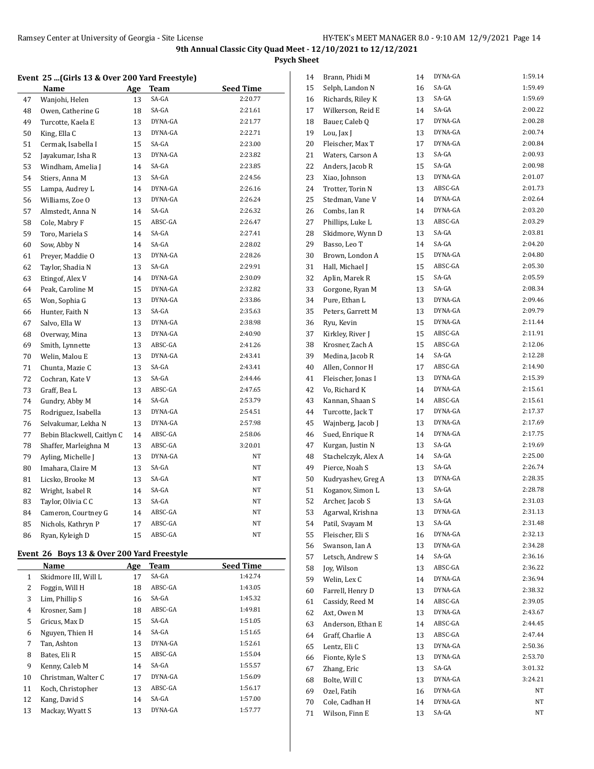### Event 25 ...(Girls 13 & Over 200 Yard Freestyle)

| | Name | Age | Team | Seed Time |
|---|---|---|---|---|
| 47 | Wanjohi, Helen | 13 | SA-GA | 2:20.77 |
| 48 | Owen, Catherine G | 18 | SA-GA | 2:21.61 |
| 49 | Turcotte, Kaela E | 13 | DYNA-GA | 2:21.77 |
| 50 | King, Ella C | 13 | DYNA-GA | 2:22.71 |
| 51 | Cermak, Isabella I | 15 | SA-GA | 2:23.00 |
| 52 | Jayakumar, Isha R | 13 | DYNA-GA | 2:23.82 |
| 53 | Windham, Amelia J | 14 | SA-GA | 2:23.85 |
| 54 | Stiers, Anna M | 13 | SA-GA | 2:24.56 |
| 55 | Lampa, Audrey L | 14 | DYNA-GA | 2:26.16 |
| 56 | Williams, Zoe O | 13 | DYNA-GA | 2:26.24 |
| 57 | Almstedt, Anna N | 14 | SA-GA | 2:26.32 |
| 58 | Cole, Mabry F | 15 | ABSC-GA | 2:26.47 |
| 59 | Toro, Mariela S | 14 | SA-GA | 2:27.41 |
| 60 | Sow, Abby N | 14 | SA-GA | 2:28.02 |
| 61 | Preyer, Maddie O | 13 | DYNA-GA | 2:28.26 |
| 62 | Taylor, Shadia N | 13 | SA-GA | 2:29.91 |
| 63 | Etingof, Alex V | 14 | DYNA-GA | 2:30.09 |
| 64 | Peak, Caroline M | 15 | DYNA-GA | 2:32.82 |
| 65 | Won, Sophia G | 13 | DYNA-GA | 2:33.86 |
| 66 | Hunter, Faith N | 13 | SA-GA | 2:35.63 |
| 67 | Salvo, Ella W | 13 | DYNA-GA | 2:38.98 |
| 68 | Overway, Mina | 13 | DYNA-GA | 2:40.90 |
| 69 | Smith, Lynnette | 13 | ABSC-GA | 2:41.26 |
| 70 | Welin, Malou E | 13 | DYNA-GA | 2:43.41 |
| 71 | Chunta, Mazie C | 13 | SA-GA | 2:43.41 |
| 72 | Cochran, Kate V | 13 | SA-GA | 2:44.46 |
| 73 | Graff, Bea L | 13 | ABSC-GA | 2:47.65 |
| 74 | Gundry, Abby M | 14 | SA-GA | 2:53.79 |
| 75 | Rodriguez, Isabella | 13 | DYNA-GA | 2:54.51 |
| 76 | Selvakumar, Lekha N | 13 | DYNA-GA | 2:57.98 |
| 77 | Bebin Blackwell, Caitlyn C | 14 | ABSC-GA | 2:58.06 |
| 78 | Shaffer, Marleighna M | 13 | ABSC-GA | 3:20.01 |
| 79 | Ayling, Michelle J | 13 | DYNA-GA | NT |
| 80 | Imahara, Claire M | 13 | SA-GA | NT |
| 81 | Licsko, Brooke M | 13 | SA-GA | NT |
| 82 | Wright, Isabel R | 14 | SA-GA | NT |
| 83 | Taylor, Olivia C C | 13 | SA-GA | NT |
| 84 | Cameron, Courtney G | 14 | ABSC-GA | NT |
| 85 | Nichols, Kathryn P | 17 | ABSC-GA | NT |
| 86 | Ryan, Kyleigh D | 15 | ABSC-GA | NT |

### Event 26 Boys 13 & Over 200 Yard Freestyle

| | Name | Age | Team | Seed Time |
|---|---|---|---|---|
| 1 | Skidmore III, Will L | 17 | SA-GA | 1:42.74 |
| 2 | Foggin, Will H | 18 | ABSC-GA | 1:43.05 |
| 3 | Lim, Phillip S | 16 | SA-GA | 1:45.32 |
| 4 | Krosner, Sam J | 18 | ABSC-GA | 1:49.81 |
| 5 | Gricus, Max D | 15 | SA-GA | 1:51.05 |
| 6 | Nguyen, Thien H | 14 | SA-GA | 1:51.65 |
| 7 | Tan, Ashton | 13 | DYNA-GA | 1:52.61 |
| 8 | Bates, Eli R | 15 | ABSC-GA | 1:55.04 |
| 9 | Kenny, Caleb M | 14 | SA-GA | 1:55.57 |
| 10 | Christman, Walter C | 17 | DYNA-GA | 1:56.09 |
| 11 | Koch, Christopher | 13 | ABSC-GA | 1:56.17 |
| 12 | Kang, David S | 14 | SA-GA | 1:57.00 |
| 13 | Mackay, Wyatt S | 13 | DYNA-GA | 1:57.77 |
| 14 | Brann, Phidi M | 14 | DYNA-GA | 1:59.14 |
| 15 | Selph, Landon N | 16 | SA-GA | 1:59.49 |
| 16 | Richards, Riley K | 13 | SA-GA | 1:59.69 |
| 17 | Wilkerson, Reid E | 14 | SA-GA | 2:00.22 |
| 18 | Bauer, Caleb Q | 17 | DYNA-GA | 2:00.28 |
| 19 | Lou, Jax J | 13 | DYNA-GA | 2:00.74 |
| 20 | Fleischer, Max T | 17 | DYNA-GA | 2:00.84 |
| 21 | Waters, Carson A | 13 | SA-GA | 2:00.93 |
| 22 | Anders, Jacob R | 15 | SA-GA | 2:00.98 |
| 23 | Xiao, Johnson | 13 | DYNA-GA | 2:01.07 |
| 24 | Trotter, Torin N | 13 | ABSC-GA | 2:01.73 |
| 25 | Stedman, Vane V | 14 | DYNA-GA | 2:02.64 |
| 26 | Combs, Ian R | 14 | DYNA-GA | 2:03.20 |
| 27 | Phillips, Luke L | 13 | ABSC-GA | 2:03.29 |
| 28 | Skidmore, Wynn D | 13 | SA-GA | 2:03.81 |
| 29 | Basso, Leo T | 14 | SA-GA | 2:04.20 |
| 30 | Brown, London A | 15 | DYNA-GA | 2:04.80 |
| 31 | Hall, Michael J | 15 | ABSC-GA | 2:05.30 |
| 32 | Aplin, Marek R | 15 | SA-GA | 2:05.59 |
| 33 | Gorgone, Ryan M | 13 | SA-GA | 2:08.34 |
| 34 | Pure, Ethan L | 13 | DYNA-GA | 2:09.46 |
| 35 | Peters, Garrett M | 13 | DYNA-GA | 2:09.79 |
| 36 | Ryu, Kevin | 15 | DYNA-GA | 2:11.44 |
| 37 | Kirkley, River J | 15 | ABSC-GA | 2:11.91 |
| 38 | Krosner, Zach A | 15 | ABSC-GA | 2:12.06 |
| 39 | Medina, Jacob R | 14 | SA-GA | 2:12.28 |
| 40 | Allen, Connor H | 17 | ABSC-GA | 2:14.90 |
| 41 | Fleischer, Jonas I | 13 | DYNA-GA | 2:15.39 |
| 42 | Vo, Richard K | 14 | DYNA-GA | 2:15.61 |
| 43 | Kannan, Shaan S | 14 | ABSC-GA | 2:15.61 |
| 44 | Turcotte, Jack T | 17 | DYNA-GA | 2:17.37 |
| 45 | Wajnberg, Jacob J | 13 | DYNA-GA | 2:17.69 |
| 46 | Sued, Enrique R | 14 | DYNA-GA | 2:17.75 |
| 47 | Kurgan, Justin N | 13 | SA-GA | 2:19.69 |
| 48 | Stachelczyk, Alex A | 14 | SA-GA | 2:25.00 |
| 49 | Pierce, Noah S | 13 | SA-GA | 2:26.74 |
| 50 | Kudryashev, Greg A | 13 | DYNA-GA | 2:28.35 |
| 51 | Koganov, Simon L | 13 | SA-GA | 2:28.78 |
| 52 | Archer, Jacob S | 13 | SA-GA | 2:31.03 |
| 53 | Agarwal, Krishna | 13 | DYNA-GA | 2:31.13 |
| 54 | Patil, Svayam M | 13 | SA-GA | 2:31.48 |
| 55 | Fleischer, Eli S | 16 | DYNA-GA | 2:32.13 |
| 56 | Swanson, Ian A | 13 | DYNA-GA | 2:34.28 |
| 57 | Letsch, Andrew S | 14 | SA-GA | 2:36.16 |
| 58 | Joy, Wilson | 13 | ABSC-GA | 2:36.22 |
| 59 | Welin, Lex C | 14 | DYNA-GA | 2:36.94 |
| 60 | Farrell, Henry D | 13 | DYNA-GA | 2:38.32 |
| 61 | Cassidy, Reed M | 14 | ABSC-GA | 2:39.05 |
| 62 | Axt, Owen M | 13 | DYNA-GA | 2:43.67 |
| 63 | Anderson, Ethan E | 14 | ABSC-GA | 2:44.45 |
| 64 | Graff, Charlie A | 13 | ABSC-GA | 2:47.44 |
| 65 | Lentz, Eli C | 13 | DYNA-GA | 2:50.36 |
| 66 | Fionte, Kyle S | 13 | DYNA-GA | 2:53.70 |
| 67 | Zhang, Eric | 13 | SA-GA | 3:01.32 |
| 68 | Bolte, Will C | 13 | DYNA-GA | 3:24.21 |
| 69 | Ozel, Fatih | 16 | DYNA-GA | NT |
| 70 | Cole, Cadhan H | 14 | DYNA-GA | NT |
| 71 | Wilson, Finn E | 13 | SA-GA | NT |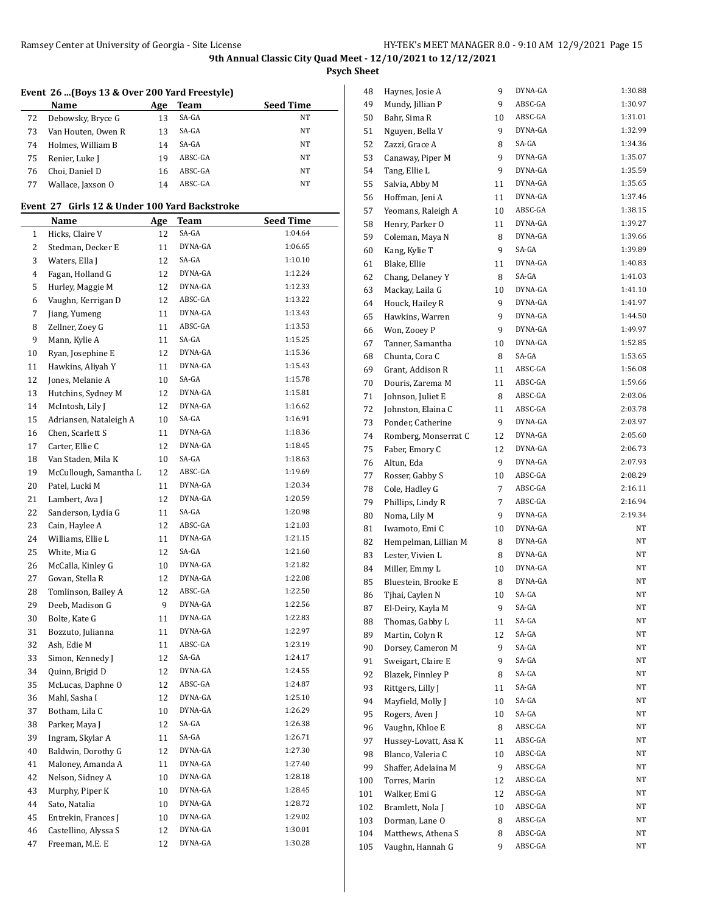**9th Annual Classic City Quad Meet - 12/10/2021 to 12/12/2021**

**Psych Sheet**

### Event 26 ...(Boys 13 & Over 200 Yard Freestyle)

| | Name | Age | Team | Seed Time |
|---|---|---|---|---|
| 72 | Debowsky, Bryce G | 13 | SA-GA | NT |
| 73 | Van Houten, Owen R | 13 | SA-GA | NT |
| 74 | Holmes, William B | 14 | SA-GA | NT |
| 75 | Renier, Luke J | 19 | ABSC-GA | NT |
| 76 | Choi, Daniel D | 16 | ABSC-GA | NT |
| 77 | Wallace, Jaxson O | 14 | ABSC-GA | NT |

### Event 27 Girls 12 & Under 100 Yard Backstroke

| | Name | Age | Team | Seed Time |
|---|---|---|---|---|
| 1 | Hicks, Claire V | 12 | SA-GA | 1:04.64 |
| 2 | Stedman, Decker E | 11 | DYNA-GA | 1:06.65 |
| 3 | Waters, Ella J | 12 | SA-GA | 1:10.10 |
| 4 | Fagan, Holland G | 12 | DYNA-GA | 1:12.24 |
| 5 | Hurley, Maggie M | 12 | DYNA-GA | 1:12.33 |
| 6 | Vaughn, Kerrigan D | 12 | ABSC-GA | 1:13.22 |
| 7 | Jiang, Yumeng | 11 | DYNA-GA | 1:13.43 |
| 8 | Zellner, Zoey G | 11 | ABSC-GA | 1:13.53 |
| 9 | Mann, Kylie A | 11 | SA-GA | 1:15.25 |
| 10 | Ryan, Josephine E | 12 | DYNA-GA | 1:15.36 |
| 11 | Hawkins, Aliyah Y | 11 | DYNA-GA | 1:15.43 |
| 12 | Jones, Melanie A | 10 | SA-GA | 1:15.78 |
| 13 | Hutchins, Sydney M | 12 | DYNA-GA | 1:15.81 |
| 14 | McIntosh, Lily J | 12 | DYNA-GA | 1:16.62 |
| 15 | Adriansen, Nataleigh A | 10 | SA-GA | 1:16.91 |
| 16 | Chen, Scarlett S | 11 | DYNA-GA | 1:18.36 |
| 17 | Carter, Ellie C | 12 | DYNA-GA | 1:18.45 |
| 18 | Van Staden, Mila K | 10 | SA-GA | 1:18.63 |
| 19 | McCullough, Samantha L | 12 | ABSC-GA | 1:19.69 |
| 20 | Patel, Lucki M | 11 | DYNA-GA | 1:20.34 |
| 21 | Lambert, Ava J | 12 | DYNA-GA | 1:20.59 |
| 22 | Sanderson, Lydia G | 11 | SA-GA | 1:20.98 |
| 23 | Cain, Haylee A | 12 | ABSC-GA | 1:21.03 |
| 24 | Williams, Ellie L | 11 | DYNA-GA | 1:21.15 |
| 25 | White, Mia G | 12 | SA-GA | 1:21.60 |
| 26 | McCalla, Kinley G | 10 | DYNA-GA | 1:21.82 |
| 27 | Govan, Stella R | 12 | DYNA-GA | 1:22.08 |
| 28 | Tomlinson, Bailey A | 12 | ABSC-GA | 1:22.50 |
| 29 | Deeb, Madison G | 9 | DYNA-GA | 1:22.56 |
| 30 | Bolte, Kate G | 11 | DYNA-GA | 1:22.83 |
| 31 | Bozzuto, Julianna | 11 | DYNA-GA | 1:22.97 |
| 32 | Ash, Edie M | 11 | ABSC-GA | 1:23.19 |
| 33 | Simon, Kennedy J | 12 | SA-GA | 1:24.17 |
| 34 | Quinn, Brigid D | 12 | DYNA-GA | 1:24.55 |
| 35 | McLucas, Daphne O | 12 | ABSC-GA | 1:24.87 |
| 36 | Mahl, Sasha I | 12 | DYNA-GA | 1:25.10 |
| 37 | Botham, Lila C | 10 | DYNA-GA | 1:26.29 |
| 38 | Parker, Maya J | 12 | SA-GA | 1:26.38 |
| 39 | Ingram, Skylar A | 11 | SA-GA | 1:26.71 |
| 40 | Baldwin, Dorothy G | 12 | DYNA-GA | 1:27.30 |
| 41 | Maloney, Amanda A | 11 | DYNA-GA | 1:27.40 |
| 42 | Nelson, Sidney A | 10 | DYNA-GA | 1:28.18 |
| 43 | Murphy, Piper K | 10 | DYNA-GA | 1:28.45 |
| 44 | Sato, Natalia | 10 | DYNA-GA | 1:28.72 |
| 45 | Entrekin, Frances J | 10 | DYNA-GA | 1:29.02 |
| 46 | Castellino, Alyssa S | 12 | DYNA-GA | 1:30.01 |
| 47 | Freeman, M.E. E | 12 | DYNA-GA | 1:30.28 |
| 48 | Haynes, Josie A | 9 | DYNA-GA | 1:30.88 |
| 49 | Mundy, Jillian P | 9 | ABSC-GA | 1:30.97 |
| 50 | Bahr, Sima R | 10 | ABSC-GA | 1:31.01 |
| 51 | Nguyen, Bella V | 9 | DYNA-GA | 1:32.99 |
| 52 | Zazzi, Grace A | 8 | SA-GA | 1:34.36 |
| 53 | Canaway, Piper M | 9 | DYNA-GA | 1:35.07 |
| 54 | Tang, Ellie L | 9 | DYNA-GA | 1:35.59 |
| 55 | Salvia, Abby M | 11 | DYNA-GA | 1:35.65 |
| 56 | Hoffman, Jeni A | 11 | DYNA-GA | 1:37.46 |
| 57 | Yeomans, Raleigh A | 10 | ABSC-GA | 1:38.15 |
| 58 | Henry, Parker O | 11 | DYNA-GA | 1:39.27 |
| 59 | Coleman, Maya N | 8 | DYNA-GA | 1:39.66 |
| 60 | Kang, Kylie T | 9 | SA-GA | 1:39.89 |
| 61 | Blake, Ellie | 11 | DYNA-GA | 1:40.83 |
| 62 | Chang, Delaney Y | 8 | SA-GA | 1:41.03 |
| 63 | Mackay, Laila G | 10 | DYNA-GA | 1:41.10 |
| 64 | Houck, Hailey R | 9 | DYNA-GA | 1:41.97 |
| 65 | Hawkins, Warren | 9 | DYNA-GA | 1:44.50 |
| 66 | Won, Zooey P | 9 | DYNA-GA | 1:49.97 |
| 67 | Tanner, Samantha | 10 | DYNA-GA | 1:52.85 |
| 68 | Chunta, Cora C | 8 | SA-GA | 1:53.65 |
| 69 | Grant, Addison R | 11 | ABSC-GA | 1:56.08 |
| 70 | Douris, Zarema M | 11 | ABSC-GA | 1:59.66 |
| 71 | Johnson, Juliet E | 8 | ABSC-GA | 2:03.06 |
| 72 | Johnston, Elaina C | 11 | ABSC-GA | 2:03.78 |
| 73 | Ponder, Catherine | 9 | DYNA-GA | 2:03.97 |
| 74 | Romberg, Monserrat C | 12 | DYNA-GA | 2:05.60 |
| 75 | Faber, Emory C | 12 | DYNA-GA | 2:06.73 |
| 76 | Altun, Eda | 9 | DYNA-GA | 2:07.93 |
| 77 | Rosser, Gabby S | 10 | ABSC-GA | 2:08.29 |
| 78 | Cole, Hadley G | 7 | ABSC-GA | 2:16.11 |
| 79 | Phillips, Lindy R | 7 | ABSC-GA | 2:16.94 |
| 80 | Noma, Lily M | 9 | DYNA-GA | 2:19.34 |
| 81 | Iwamoto, Emi C | 10 | DYNA-GA | NT |
| 82 | Hempelman, Lillian M | 8 | DYNA-GA | NT |
| 83 | Lester, Vivien L | 8 | DYNA-GA | NT |
| 84 | Miller, Emmy L | 10 | DYNA-GA | NT |
| 85 | Bluestein, Brooke E | 8 | DYNA-GA | NT |
| 86 | Tjhai, Caylen N | 10 | SA-GA | NT |
| 87 | El-Deiry, Kayla M | 9 | SA-GA | NT |
| 88 | Thomas, Gabby L | 11 | SA-GA | NT |
| 89 | Martin, Colyn R | 12 | SA-GA | NT |
| 90 | Dorsey, Cameron M | 9 | SA-GA | NT |
| 91 | Sweigart, Claire E | 9 | SA-GA | NT |
| 92 | Blazek, Finnley P | 8 | SA-GA | NT |
| 93 | Rittgers, Lilly J | 11 | SA-GA | NT |
| 94 | Mayfield, Molly J | 10 | SA-GA | NT |
| 95 | Rogers, Aven J | 10 | SA-GA | NT |
| 96 | Vaughn, Khloe E | 8 | ABSC-GA | NT |
| 97 | Hussey-Lovatt, Asa K | 11 | ABSC-GA | NT |
| 98 | Blanco, Valeria C | 10 | ABSC-GA | NT |
| 99 | Shaffer, Adelaina M | 9 | ABSC-GA | NT |
| 100 | Torres, Marin | 12 | ABSC-GA | NT |
| 101 | Walker, Emi G | 12 | ABSC-GA | NT |
| 102 | Bramlett, Nola J | 10 | ABSC-GA | NT |
| 103 | Dorman, Lane O | 8 | ABSC-GA | NT |
| 104 | Matthews, Athena S | 8 | ABSC-GA | NT |
| 105 | Vaughn, Hannah G | 9 | ABSC-GA | NT |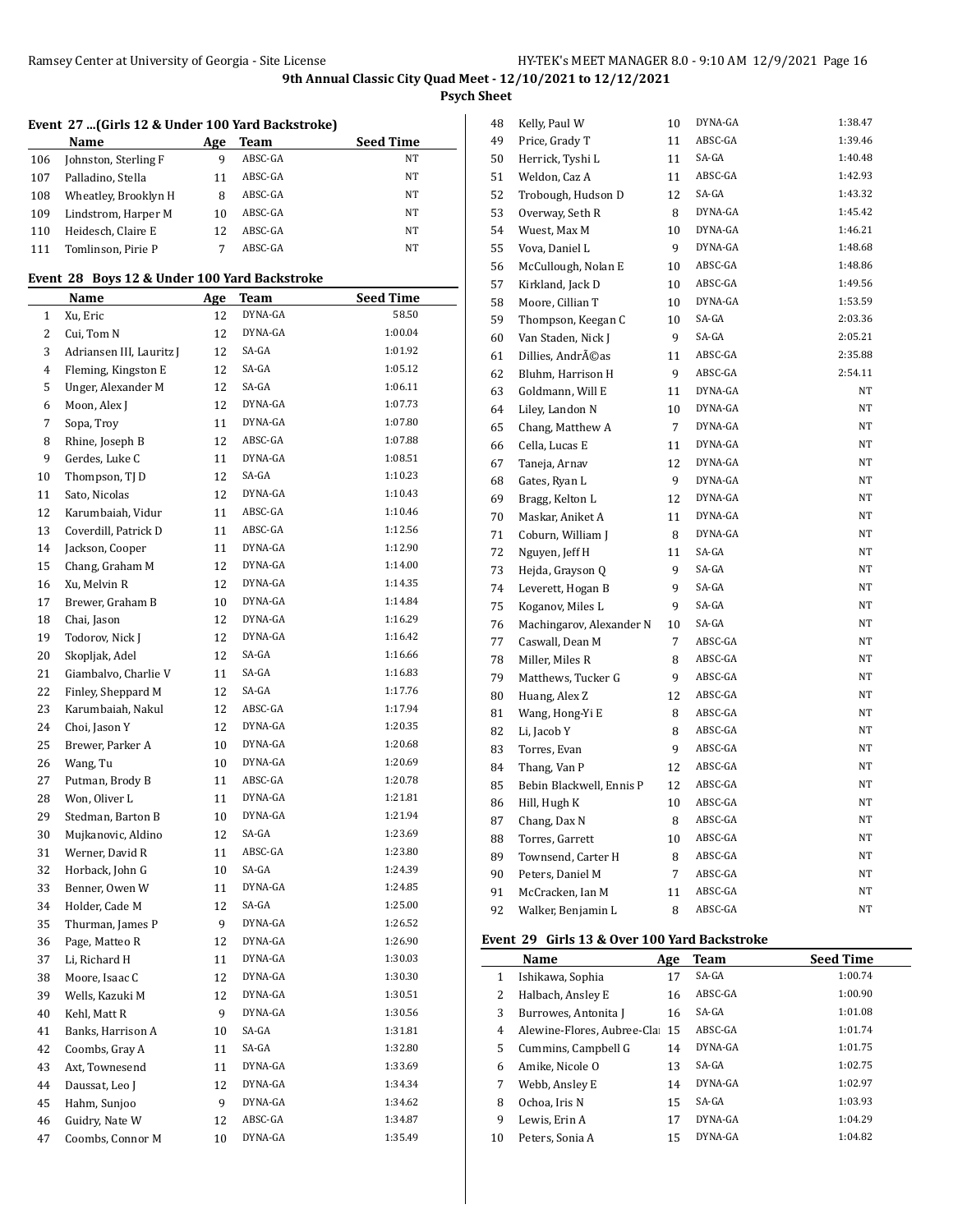# 9th Annual Classic City Quad Meet - 12/10/2021 to 12/12/2021

**Psych Sheet**

### Event 27 ...(Girls 12 & Under 100 Yard Backstroke)

| | Name | Age | Team | Seed Time |
|---|---|---|---|---|
| 106 | Johnston, Sterling F | 9 | ABSC-GA | NT |
| 107 | Palladino, Stella | 11 | ABSC-GA | NT |
| 108 | Wheatley, Brooklyn H | 8 | ABSC-GA | NT |
| 109 | Lindstrom, Harper M | 10 | ABSC-GA | NT |
| 110 | Heidesch, Claire E | 12 | ABSC-GA | NT |
| 111 | Tomlinson, Pirie P | 7 | ABSC-GA | NT |

### Event 28 Boys 12 & Under 100 Yard Backstroke

| | Name | Age | Team | Seed Time |
|---|---|---|---|---|
| 1 | Xu, Eric | 12 | DYNA-GA | 58.50 |
| 2 | Cui, Tom N | 12 | DYNA-GA | 1:00.04 |
| 3 | Adriansen III, Lauritz J | 12 | SA-GA | 1:01.92 |
| 4 | Fleming, Kingston E | 12 | SA-GA | 1:05.12 |
| 5 | Unger, Alexander M | 12 | SA-GA | 1:06.11 |
| 6 | Moon, Alex J | 12 | DYNA-GA | 1:07.73 |
| 7 | Sopa, Troy | 11 | DYNA-GA | 1:07.80 |
| 8 | Rhine, Joseph B | 12 | ABSC-GA | 1:07.88 |
| 9 | Gerdes, Luke C | 11 | DYNA-GA | 1:08.51 |
| 10 | Thompson, TJ D | 12 | SA-GA | 1:10.23 |
| 11 | Sato, Nicolas | 12 | DYNA-GA | 1:10.43 |
| 12 | Karumbaiah, Vidur | 11 | ABSC-GA | 1:10.46 |
| 13 | Coverdill, Patrick D | 11 | ABSC-GA | 1:12.56 |
| 14 | Jackson, Cooper | 11 | DYNA-GA | 1:12.90 |
| 15 | Chang, Graham M | 12 | DYNA-GA | 1:14.00 |
| 16 | Xu, Melvin R | 12 | DYNA-GA | 1:14.35 |
| 17 | Brewer, Graham B | 10 | DYNA-GA | 1:14.84 |
| 18 | Chai, Jason | 12 | DYNA-GA | 1:16.29 |
| 19 | Todorov, Nick J | 12 | DYNA-GA | 1:16.42 |
| 20 | Skopljak, Adel | 12 | SA-GA | 1:16.66 |
| 21 | Giambalvo, Charlie V | 11 | SA-GA | 1:16.83 |
| 22 | Finley, Sheppard M | 12 | SA-GA | 1:17.76 |
| 23 | Karumbaiah, Nakul | 12 | ABSC-GA | 1:17.94 |
| 24 | Choi, Jason Y | 12 | DYNA-GA | 1:20.35 |
| 25 | Brewer, Parker A | 10 | DYNA-GA | 1:20.68 |
| 26 | Wang, Tu | 10 | DYNA-GA | 1:20.69 |
| 27 | Putman, Brody B | 11 | ABSC-GA | 1:20.78 |
| 28 | Won, Oliver L | 11 | DYNA-GA | 1:21.81 |
| 29 | Stedman, Barton B | 10 | DYNA-GA | 1:21.94 |
| 30 | Mujkanovic, Aldino | 12 | SA-GA | 1:23.69 |
| 31 | Werner, David R | 11 | ABSC-GA | 1:23.80 |
| 32 | Horback, John G | 10 | SA-GA | 1:24.39 |
| 33 | Benner, Owen W | 11 | DYNA-GA | 1:24.85 |
| 34 | Holder, Cade M | 12 | SA-GA | 1:25.00 |
| 35 | Thurman, James P | 9 | DYNA-GA | 1:26.52 |
| 36 | Page, Matteo R | 12 | DYNA-GA | 1:26.90 |
| 37 | Li, Richard H | 11 | DYNA-GA | 1:30.03 |
| 38 | Moore, Isaac C | 12 | DYNA-GA | 1:30.30 |
| 39 | Wells, Kazuki M | 12 | DYNA-GA | 1:30.51 |
| 40 | Kehl, Matt R | 9 | DYNA-GA | 1:30.56 |
| 41 | Banks, Harrison A | 10 | SA-GA | 1:31.81 |
| 42 | Coombs, Gray A | 11 | SA-GA | 1:32.80 |
| 43 | Axt, Townesend | 11 | DYNA-GA | 1:33.69 |
| 44 | Daussat, Leo J | 12 | DYNA-GA | 1:34.34 |
| 45 | Hahm, Sunjoo | 9 | DYNA-GA | 1:34.62 |
| 46 | Guidry, Nate W | 12 | ABSC-GA | 1:34.87 |
| 47 | Coombs, Connor M | 10 | DYNA-GA | 1:35.49 |
| 48 | Kelly, Paul W | 10 | DYNA-GA | 1:38.47 |
| 49 | Price, Grady T | 11 | ABSC-GA | 1:39.46 |
| 50 | Herrick, Tyshi L | 11 | SA-GA | 1:40.48 |
| 51 | Weldon, Caz A | 11 | ABSC-GA | 1:42.93 |
| 52 | Trobough, Hudson D | 12 | SA-GA | 1:43.32 |
| 53 | Overway, Seth R | 8 | DYNA-GA | 1:45.42 |
| 54 | Wuest, Max M | 10 | DYNA-GA | 1:46.21 |
| 55 | Vova, Daniel L | 9 | DYNA-GA | 1:48.68 |
| 56 | McCullough, Nolan E | 10 | ABSC-GA | 1:48.86 |
| 57 | Kirkland, Jack D | 10 | ABSC-GA | 1:49.56 |
| 58 | Moore, Cillian T | 10 | DYNA-GA | 1:53.59 |
| 59 | Thompson, Keegan C | 10 | SA-GA | 2:03.36 |
| 60 | Van Staden, Nick J | 9 | SA-GA | 2:05.21 |
| 61 | Dillies, AndrÃ©as | 11 | ABSC-GA | 2:35.88 |
| 62 | Bluhm, Harrison H | 9 | ABSC-GA | 2:54.11 |
| 63 | Goldmann, Will E | 11 | DYNA-GA | NT |
| 64 | Liley, Landon N | 10 | DYNA-GA | NT |
| 65 | Chang, Matthew A | 7 | DYNA-GA | NT |
| 66 | Cella, Lucas E | 11 | DYNA-GA | NT |
| 67 | Taneja, Arnav | 12 | DYNA-GA | NT |
| 68 | Gates, Ryan L | 9 | DYNA-GA | NT |
| 69 | Bragg, Kelton L | 12 | DYNA-GA | NT |
| 70 | Maskar, Aniket A | 11 | DYNA-GA | NT |
| 71 | Coburn, William J | 8 | DYNA-GA | NT |
| 72 | Nguyen, Jeff H | 11 | SA-GA | NT |
| 73 | Hejda, Grayson Q | 9 | SA-GA | NT |
| 74 | Leverett, Hogan B | 9 | SA-GA | NT |
| 75 | Koganov, Miles L | 9 | SA-GA | NT |
| 76 | Machingarov, Alexander N | 10 | SA-GA | NT |
| 77 | Caswall, Dean M | 7 | ABSC-GA | NT |
| 78 | Miller, Miles R | 8 | ABSC-GA | NT |
| 79 | Matthews, Tucker G | 9 | ABSC-GA | NT |
| 80 | Huang, Alex Z | 12 | ABSC-GA | NT |
| 81 | Wang, Hong-Yi E | 8 | ABSC-GA | NT |
| 82 | Li, Jacob Y | 8 | ABSC-GA | NT |
| 83 | Torres, Evan | 9 | ABSC-GA | NT |
| 84 | Thang, Van P | 12 | ABSC-GA | NT |
| 85 | Bebin Blackwell, Ennis P | 12 | ABSC-GA | NT |
| 86 | Hill, Hugh K | 10 | ABSC-GA | NT |
| 87 | Chang, Dax N | 8 | ABSC-GA | NT |
| 88 | Torres, Garrett | 10 | ABSC-GA | NT |
| 89 | Townsend, Carter H | 8 | ABSC-GA | NT |
| 90 | Peters, Daniel M | 7 | ABSC-GA | NT |
| 91 | McCracken, Ian M | 11 | ABSC-GA | NT |
| 92 | Walker, Benjamin L | 8 | ABSC-GA | NT |

### Event 29 Girls 13 & Over 100 Yard Backstroke

| | Name | Age | Team | Seed Time |
|---|---|---|---|---|
| 1 | Ishikawa, Sophia | 17 | SA-GA | 1:00.74 |
| 2 | Halbach, Ansley E | 16 | ABSC-GA | 1:00.90 |
| 3 | Burrowes, Antonita J | 16 | SA-GA | 1:01.08 |
| 4 | Alewine-Flores, Aubree-Clai | 15 | ABSC-GA | 1:01.74 |
| 5 | Cummins, Campbell G | 14 | DYNA-GA | 1:01.75 |
| 6 | Amike, Nicole O | 13 | SA-GA | 1:02.75 |
| 7 | Webb, Ansley E | 14 | DYNA-GA | 1:02.97 |
| 8 | Ochoa, Iris N | 15 | SA-GA | 1:03.93 |
| 9 | Lewis, Erin A | 17 | DYNA-GA | 1:04.29 |
| 10 | Peters, Sonia A | 15 | DYNA-GA | 1:04.82 |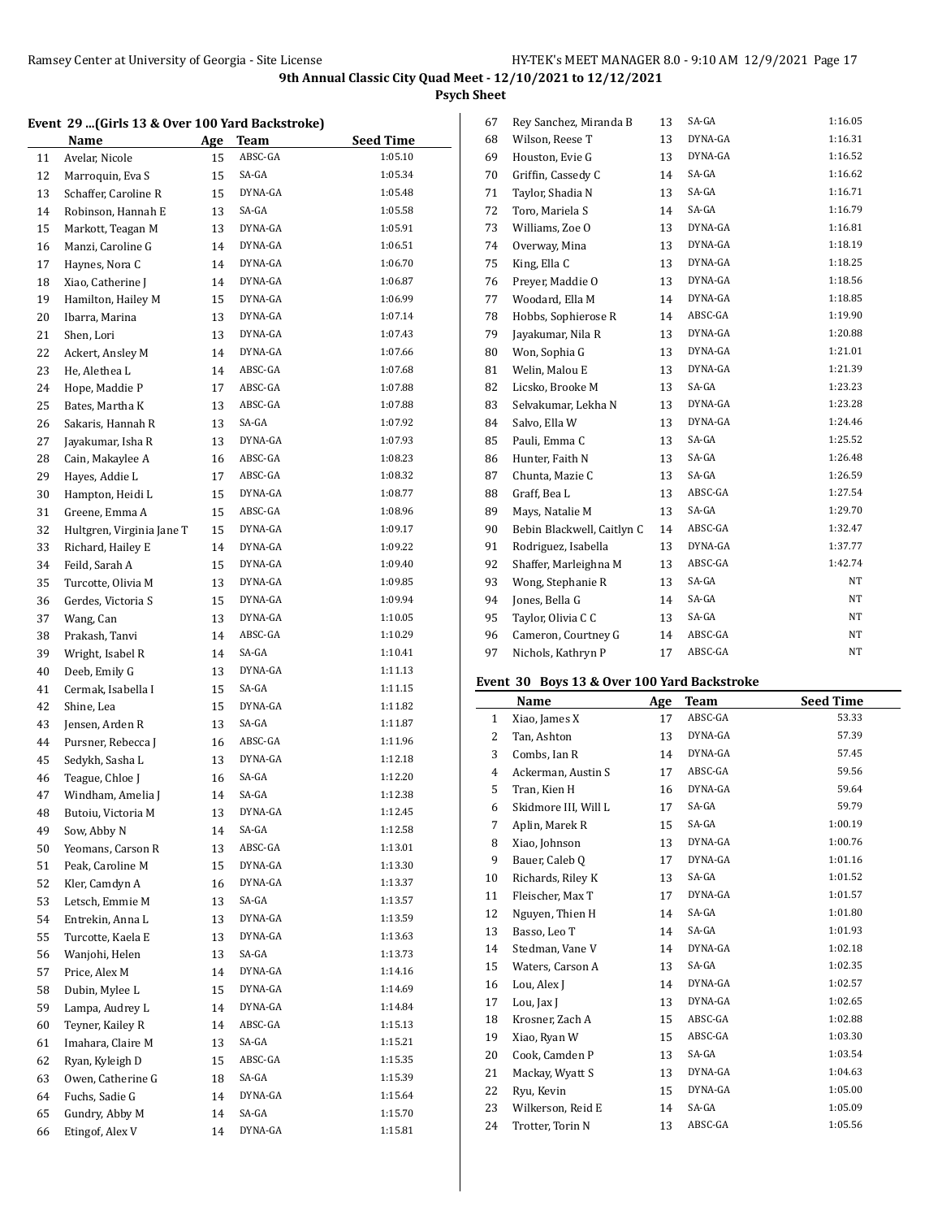**9th Annual Classic City Quad Meet - 12/10/2021 to 12/12/2021**

**Psych Sheet**

### Event 29 ...(Girls 13 & Over 100 Yard Backstroke)

| | Name | Age | Team | Seed Time |
|---|---|---|---|---|
| 11 | Avelar, Nicole | 15 | ABSC-GA | 1:05.10 |
| 12 | Marroquin, Eva S | 15 | SA-GA | 1:05.34 |
| 13 | Schaffer, Caroline R | 15 | DYNA-GA | 1:05.48 |
| 14 | Robinson, Hannah E | 13 | SA-GA | 1:05.58 |
| 15 | Markott, Teagan M | 13 | DYNA-GA | 1:05.91 |
| 16 | Manzi, Caroline G | 14 | DYNA-GA | 1:06.51 |
| 17 | Haynes, Nora C | 14 | DYNA-GA | 1:06.70 |
| 18 | Xiao, Catherine J | 14 | DYNA-GA | 1:06.87 |
| 19 | Hamilton, Hailey M | 15 | DYNA-GA | 1:06.99 |
| 20 | Ibarra, Marina | 13 | DYNA-GA | 1:07.14 |
| 21 | Shen, Lori | 13 | DYNA-GA | 1:07.43 |
| 22 | Ackert, Ansley M | 14 | DYNA-GA | 1:07.66 |
| 23 | He, Alethea L | 14 | ABSC-GA | 1:07.68 |
| 24 | Hope, Maddie P | 17 | ABSC-GA | 1:07.88 |
| 25 | Bates, Martha K | 13 | ABSC-GA | 1:07.88 |
| 26 | Sakaris, Hannah R | 13 | SA-GA | 1:07.92 |
| 27 | Jayakumar, Isha R | 13 | DYNA-GA | 1:07.93 |
| 28 | Cain, Makaylee A | 16 | ABSC-GA | 1:08.23 |
| 29 | Hayes, Addie L | 17 | ABSC-GA | 1:08.32 |
| 30 | Hampton, Heidi L | 15 | DYNA-GA | 1:08.77 |
| 31 | Greene, Emma A | 15 | ABSC-GA | 1:08.96 |
| 32 | Hultgren, Virginia Jane T | 15 | DYNA-GA | 1:09.17 |
| 33 | Richard, Hailey E | 14 | DYNA-GA | 1:09.22 |
| 34 | Feild, Sarah A | 15 | DYNA-GA | 1:09.40 |
| 35 | Turcotte, Olivia M | 13 | DYNA-GA | 1:09.85 |
| 36 | Gerdes, Victoria S | 15 | DYNA-GA | 1:09.94 |
| 37 | Wang, Can | 13 | DYNA-GA | 1:10.05 |
| 38 | Prakash, Tanvi | 14 | ABSC-GA | 1:10.29 |
| 39 | Wright, Isabel R | 14 | SA-GA | 1:10.41 |
| 40 | Deeb, Emily G | 13 | DYNA-GA | 1:11.13 |
| 41 | Cermak, Isabella I | 15 | SA-GA | 1:11.15 |
| 42 | Shine, Lea | 15 | DYNA-GA | 1:11.82 |
| 43 | Jensen, Arden R | 13 | SA-GA | 1:11.87 |
| 44 | Pursner, Rebecca J | 16 | ABSC-GA | 1:11.96 |
| 45 | Sedykh, Sasha L | 13 | DYNA-GA | 1:12.18 |
| 46 | Teague, Chloe J | 16 | SA-GA | 1:12.20 |
| 47 | Windham, Amelia J | 14 | SA-GA | 1:12.38 |
| 48 | Butoiu, Victoria M | 13 | DYNA-GA | 1:12.45 |
| 49 | Sow, Abby N | 14 | SA-GA | 1:12.58 |
| 50 | Yeomans, Carson R | 13 | ABSC-GA | 1:13.01 |
| 51 | Peak, Caroline M | 15 | DYNA-GA | 1:13.30 |
| 52 | Kler, Camdyn A | 16 | DYNA-GA | 1:13.37 |
| 53 | Letsch, Emmie M | 13 | SA-GA | 1:13.57 |
| 54 | Entrekin, Anna L | 13 | DYNA-GA | 1:13.59 |
| 55 | Turcotte, Kaela E | 13 | DYNA-GA | 1:13.63 |
| 56 | Wanjohi, Helen | 13 | SA-GA | 1:13.73 |
| 57 | Price, Alex M | 14 | DYNA-GA | 1:14.16 |
| 58 | Dubin, Mylee L | 15 | DYNA-GA | 1:14.69 |
| 59 | Lampa, Audrey L | 14 | DYNA-GA | 1:14.84 |
| 60 | Teyner, Kailey R | 14 | ABSC-GA | 1:15.13 |
| 61 | Imahara, Claire M | 13 | SA-GA | 1:15.21 |
| 62 | Ryan, Kyleigh D | 15 | ABSC-GA | 1:15.35 |
| 63 | Owen, Catherine G | 18 | SA-GA | 1:15.39 |
| 64 | Fuchs, Sadie G | 14 | DYNA-GA | 1:15.64 |
| 65 | Gundry, Abby M | 14 | SA-GA | 1:15.70 |
| 66 | Etingof, Alex V | 14 | DYNA-GA | 1:15.81 |
| 67 | Rey Sanchez, Miranda B | 13 | SA-GA | 1:16.05 |
| 68 | Wilson, Reese T | 13 | DYNA-GA | 1:16.31 |
| 69 | Houston, Evie G | 13 | DYNA-GA | 1:16.52 |
| 70 | Griffin, Cassedy C | 14 | SA-GA | 1:16.62 |
| 71 | Taylor, Shadia N | 13 | SA-GA | 1:16.71 |
| 72 | Toro, Mariela S | 14 | SA-GA | 1:16.79 |
| 73 | Williams, Zoe O | 13 | DYNA-GA | 1:16.81 |
| 74 | Overway, Mina | 13 | DYNA-GA | 1:18.19 |
| 75 | King, Ella C | 13 | DYNA-GA | 1:18.25 |
| 76 | Preyer, Maddie O | 13 | DYNA-GA | 1:18.56 |
| 77 | Woodard, Ella M | 14 | DYNA-GA | 1:18.85 |
| 78 | Hobbs, Sophierose R | 14 | ABSC-GA | 1:19.90 |
| 79 | Jayakumar, Nila R | 13 | DYNA-GA | 1:20.88 |
| 80 | Won, Sophia G | 13 | DYNA-GA | 1:21.01 |
| 81 | Welin, Malou E | 13 | DYNA-GA | 1:21.39 |
| 82 | Licsko, Brooke M | 13 | SA-GA | 1:23.23 |
| 83 | Selvakumar, Lekha N | 13 | DYNA-GA | 1:23.28 |
| 84 | Salvo, Ella W | 13 | DYNA-GA | 1:24.46 |
| 85 | Pauli, Emma C | 13 | SA-GA | 1:25.52 |
| 86 | Hunter, Faith N | 13 | SA-GA | 1:26.48 |
| 87 | Chunta, Mazie C | 13 | SA-GA | 1:26.59 |
| 88 | Graff, Bea L | 13 | ABSC-GA | 1:27.54 |
| 89 | Mays, Natalie M | 13 | SA-GA | 1:29.70 |
| 90 | Bebin Blackwell, Caitlyn C | 14 | ABSC-GA | 1:32.47 |
| 91 | Rodriguez, Isabella | 13 | DYNA-GA | 1:37.77 |
| 92 | Shaffer, Marleighna M | 13 | ABSC-GA | 1:42.74 |
| 93 | Wong, Stephanie R | 13 | SA-GA | NT |
| 94 | Jones, Bella G | 14 | SA-GA | NT |
| 95 | Taylor, Olivia C C | 13 | SA-GA | NT |
| 96 | Cameron, Courtney G | 14 | ABSC-GA | NT |
| 97 | Nichols, Kathryn P | 17 | ABSC-GA | NT |

### Event 30 Boys 13 & Over 100 Yard Backstroke

| | Name | Age | Team | Seed Time |
|---|---|---|---|---|
| 1 | Xiao, James X | 17 | ABSC-GA | 53.33 |
| 2 | Tan, Ashton | 13 | DYNA-GA | 57.39 |
| 3 | Combs, Ian R | 14 | DYNA-GA | 57.45 |
| 4 | Ackerman, Austin S | 17 | ABSC-GA | 59.56 |
| 5 | Tran, Kien H | 16 | DYNA-GA | 59.64 |
| 6 | Skidmore III, Will L | 17 | SA-GA | 59.79 |
| 7 | Aplin, Marek R | 15 | SA-GA | 1:00.19 |
| 8 | Xiao, Johnson | 13 | DYNA-GA | 1:00.76 |
| 9 | Bauer, Caleb Q | 17 | DYNA-GA | 1:01.16 |
| 10 | Richards, Riley K | 13 | SA-GA | 1:01.52 |
| 11 | Fleischer, Max T | 17 | DYNA-GA | 1:01.57 |
| 12 | Nguyen, Thien H | 14 | SA-GA | 1:01.80 |
| 13 | Basso, Leo T | 14 | SA-GA | 1:01.93 |
| 14 | Stedman, Vane V | 14 | DYNA-GA | 1:02.18 |
| 15 | Waters, Carson A | 13 | SA-GA | 1:02.35 |
| 16 | Lou, Alex J | 14 | DYNA-GA | 1:02.57 |
| 17 | Lou, Jax J | 13 | DYNA-GA | 1:02.65 |
| 18 | Krosner, Zach A | 15 | ABSC-GA | 1:02.88 |
| 19 | Xiao, Ryan W | 15 | ABSC-GA | 1:03.30 |
| 20 | Cook, Camden P | 13 | SA-GA | 1:03.54 |
| 21 | Mackay, Wyatt S | 13 | DYNA-GA | 1:04.63 |
| 22 | Ryu, Kevin | 15 | DYNA-GA | 1:05.00 |
| 23 | Wilkerson, Reid E | 14 | SA-GA | 1:05.09 |
| 24 | Trotter, Torin N | 13 | ABSC-GA | 1:05.56 |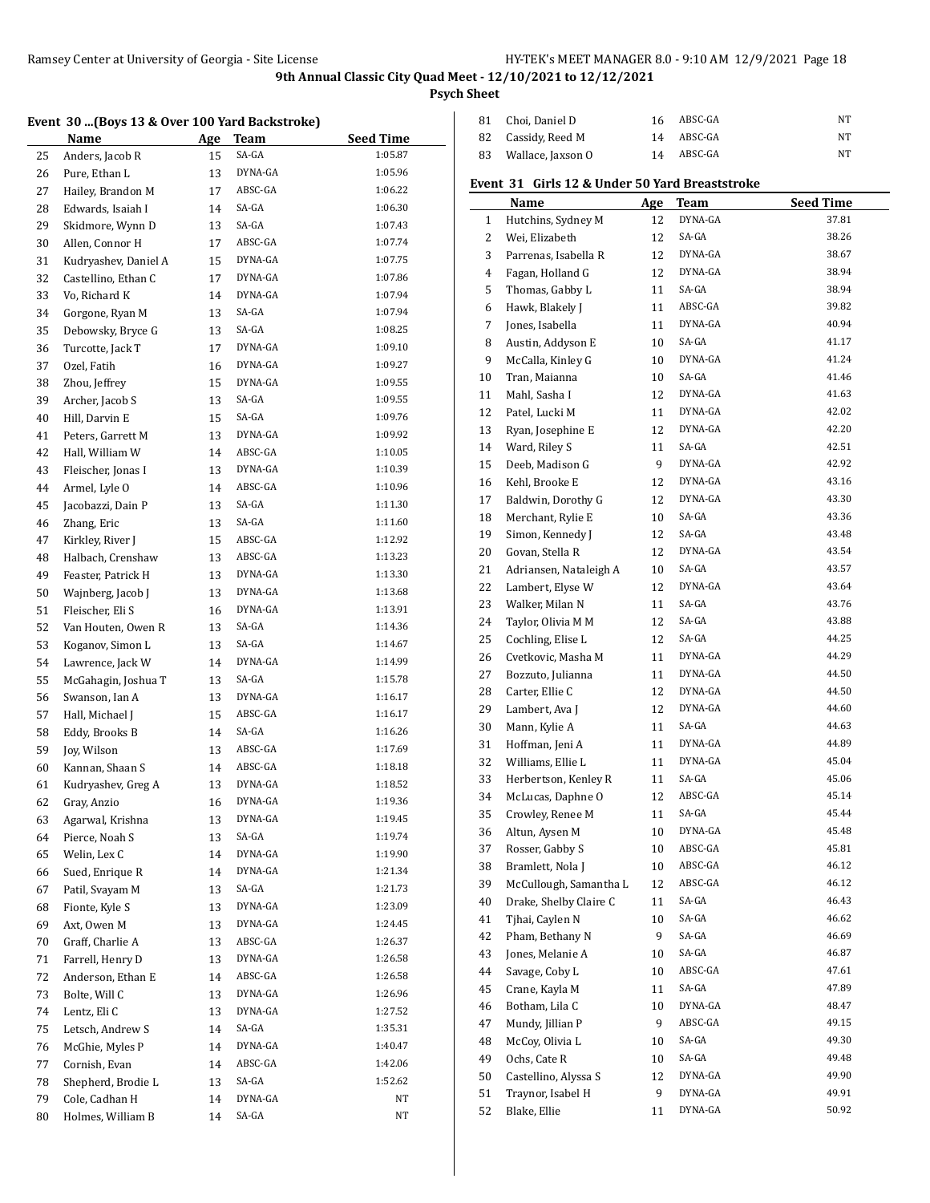9th Annual Classic City Quad Meet - 12/10/2021 to 12/12/2021

**Psych Sheet**

### Event 30 ...(Boys 13 & Over 100 Yard Backstroke)

| | Name | Age | Team | Seed Time |
|---|---|---|---|---|
| 25 | Anders, Jacob R | 15 | SA-GA | 1:05.87 |
| 26 | Pure, Ethan L | 13 | DYNA-GA | 1:05.96 |
| 27 | Hailey, Brandon M | 17 | ABSC-GA | 1:06.22 |
| 28 | Edwards, Isaiah I | 14 | SA-GA | 1:06.30 |
| 29 | Skidmore, Wynn D | 13 | SA-GA | 1:07.43 |
| 30 | Allen, Connor H | 17 | ABSC-GA | 1:07.74 |
| 31 | Kudryashev, Daniel A | 15 | DYNA-GA | 1:07.75 |
| 32 | Castellino, Ethan C | 17 | DYNA-GA | 1:07.86 |
| 33 | Vo, Richard K | 14 | DYNA-GA | 1:07.94 |
| 34 | Gorgone, Ryan M | 13 | SA-GA | 1:07.94 |
| 35 | Debowsky, Bryce G | 13 | SA-GA | 1:08.25 |
| 36 | Turcotte, Jack T | 17 | DYNA-GA | 1:09.10 |
| 37 | Ozel, Fatih | 16 | DYNA-GA | 1:09.27 |
| 38 | Zhou, Jeffrey | 15 | DYNA-GA | 1:09.55 |
| 39 | Archer, Jacob S | 13 | SA-GA | 1:09.55 |
| 40 | Hill, Darvin E | 15 | SA-GA | 1:09.76 |
| 41 | Peters, Garrett M | 13 | DYNA-GA | 1:09.92 |
| 42 | Hall, William W | 14 | ABSC-GA | 1:10.05 |
| 43 | Fleischer, Jonas I | 13 | DYNA-GA | 1:10.39 |
| 44 | Armel, Lyle O | 14 | ABSC-GA | 1:10.96 |
| 45 | Jacobazzi, Dain P | 13 | SA-GA | 1:11.30 |
| 46 | Zhang, Eric | 13 | SA-GA | 1:11.60 |
| 47 | Kirkley, River J | 15 | ABSC-GA | 1:12.92 |
| 48 | Halbach, Crenshaw | 13 | ABSC-GA | 1:13.23 |
| 49 | Feaster, Patrick H | 13 | DYNA-GA | 1:13.30 |
| 50 | Wajnberg, Jacob J | 13 | DYNA-GA | 1:13.68 |
| 51 | Fleischer, Eli S | 16 | DYNA-GA | 1:13.91 |
| 52 | Van Houten, Owen R | 13 | SA-GA | 1:14.36 |
| 53 | Koganov, Simon L | 13 | SA-GA | 1:14.67 |
| 54 | Lawrence, Jack W | 14 | DYNA-GA | 1:14.99 |
| 55 | McGahagin, Joshua T | 13 | SA-GA | 1:15.78 |
| 56 | Swanson, Ian A | 13 | DYNA-GA | 1:16.17 |
| 57 | Hall, Michael J | 15 | ABSC-GA | 1:16.17 |
| 58 | Eddy, Brooks B | 14 | SA-GA | 1:16.26 |
| 59 | Joy, Wilson | 13 | ABSC-GA | 1:17.69 |
| 60 | Kannan, Shaan S | 14 | ABSC-GA | 1:18.18 |
| 61 | Kudryashev, Greg A | 13 | DYNA-GA | 1:18.52 |
| 62 | Gray, Anzio | 16 | DYNA-GA | 1:19.36 |
| 63 | Agarwal, Krishna | 13 | DYNA-GA | 1:19.45 |
| 64 | Pierce, Noah S | 13 | SA-GA | 1:19.74 |
| 65 | Welin, Lex C | 14 | DYNA-GA | 1:19.90 |
| 66 | Sued, Enrique R | 14 | DYNA-GA | 1:21.34 |
| 67 | Patil, Svayam M | 13 | SA-GA | 1:21.73 |
| 68 | Fionte, Kyle S | 13 | DYNA-GA | 1:23.09 |
| 69 | Axt, Owen M | 13 | DYNA-GA | 1:24.45 |
| 70 | Graff, Charlie A | 13 | ABSC-GA | 1:26.37 |
| 71 | Farrell, Henry D | 13 | DYNA-GA | 1:26.58 |
| 72 | Anderson, Ethan E | 14 | ABSC-GA | 1:26.58 |
| 73 | Bolte, Will C | 13 | DYNA-GA | 1:26.96 |
| 74 | Lentz, Eli C | 13 | DYNA-GA | 1:27.52 |
| 75 | Letsch, Andrew S | 14 | SA-GA | 1:35.31 |
| 76 | McGhie, Myles P | 14 | DYNA-GA | 1:40.47 |
| 77 | Cornish, Evan | 14 | ABSC-GA | 1:42.06 |
| 78 | Shepherd, Brodie L | 13 | SA-GA | 1:52.62 |
| 79 | Cole, Cadhan H | 14 | DYNA-GA | NT |
| 80 | Holmes, William B | 14 | SA-GA | NT |
| 81 | Choi, Daniel D | 16 | ABSC-GA | NT |
| 82 | Cassidy, Reed M | 14 | ABSC-GA | NT |
| 83 | Wallace, Jaxson O | 14 | ABSC-GA | NT |

### Event 31 Girls 12 & Under 50 Yard Breaststroke

| | Name | Age | Team | Seed Time |
|---|---|---|---|---|
| 1 | Hutchins, Sydney M | 12 | DYNA-GA | 37.81 |
| 2 | Wei, Elizabeth | 12 | SA-GA | 38.26 |
| 3 | Parrenas, Isabella R | 12 | DYNA-GA | 38.67 |
| 4 | Fagan, Holland G | 12 | DYNA-GA | 38.94 |
| 5 | Thomas, Gabby L | 11 | SA-GA | 38.94 |
| 6 | Hawk, Blakely J | 11 | ABSC-GA | 39.82 |
| 7 | Jones, Isabella | 11 | DYNA-GA | 40.94 |
| 8 | Austin, Addyson E | 10 | SA-GA | 41.17 |
| 9 | McCalla, Kinley G | 10 | DYNA-GA | 41.24 |
| 10 | Tran, Maianna | 10 | SA-GA | 41.46 |
| 11 | Mahl, Sasha I | 12 | DYNA-GA | 41.63 |
| 12 | Patel, Lucki M | 11 | DYNA-GA | 42.02 |
| 13 | Ryan, Josephine E | 12 | DYNA-GA | 42.20 |
| 14 | Ward, Riley S | 11 | SA-GA | 42.51 |
| 15 | Deeb, Madison G | 9 | DYNA-GA | 42.92 |
| 16 | Kehl, Brooke E | 12 | DYNA-GA | 43.16 |
| 17 | Baldwin, Dorothy G | 12 | DYNA-GA | 43.30 |
| 18 | Merchant, Rylie E | 10 | SA-GA | 43.36 |
| 19 | Simon, Kennedy J | 12 | SA-GA | 43.48 |
| 20 | Govan, Stella R | 12 | DYNA-GA | 43.54 |
| 21 | Adriansen, Nataleigh A | 10 | SA-GA | 43.57 |
| 22 | Lambert, Elyse W | 12 | DYNA-GA | 43.64 |
| 23 | Walker, Milan N | 11 | SA-GA | 43.76 |
| 24 | Taylor, Olivia M M | 12 | SA-GA | 43.88 |
| 25 | Cochling, Elise L | 12 | SA-GA | 44.25 |
| 26 | Cvetkovic, Masha M | 11 | DYNA-GA | 44.29 |
| 27 | Bozzuto, Julianna | 11 | DYNA-GA | 44.50 |
| 28 | Carter, Ellie C | 12 | DYNA-GA | 44.50 |
| 29 | Lambert, Ava J | 12 | DYNA-GA | 44.60 |
| 30 | Mann, Kylie A | 11 | SA-GA | 44.63 |
| 31 | Hoffman, Jeni A | 11 | DYNA-GA | 44.89 |
| 32 | Williams, Ellie L | 11 | DYNA-GA | 45.04 |
| 33 | Herbertson, Kenley R | 11 | SA-GA | 45.06 |
| 34 | McLucas, Daphne O | 12 | ABSC-GA | 45.14 |
| 35 | Crowley, Renee M | 11 | SA-GA | 45.44 |
| 36 | Altun, Aysen M | 10 | DYNA-GA | 45.48 |
| 37 | Rosser, Gabby S | 10 | ABSC-GA | 45.81 |
| 38 | Bramlett, Nola J | 10 | ABSC-GA | 46.12 |
| 39 | McCullough, Samantha L | 12 | ABSC-GA | 46.12 |
| 40 | Drake, Shelby Claire C | 11 | SA-GA | 46.43 |
| 41 | Tjhai, Caylen N | 10 | SA-GA | 46.62 |
| 42 | Pham, Bethany N | 9 | SA-GA | 46.69 |
| 43 | Jones, Melanie A | 10 | SA-GA | 46.87 |
| 44 | Savage, Coby L | 10 | ABSC-GA | 47.61 |
| 45 | Crane, Kayla M | 11 | SA-GA | 47.89 |
| 46 | Botham, Lila C | 10 | DYNA-GA | 48.47 |
| 47 | Mundy, Jillian P | 9 | ABSC-GA | 49.15 |
| 48 | McCoy, Olivia L | 10 | SA-GA | 49.30 |
| 49 | Ochs, Cate R | 10 | SA-GA | 49.48 |
| 50 | Castellino, Alyssa S | 12 | DYNA-GA | 49.90 |
| 51 | Traynor, Isabel H | 9 | DYNA-GA | 49.91 |
| 52 | Blake, Ellie | 11 | DYNA-GA | 50.92 |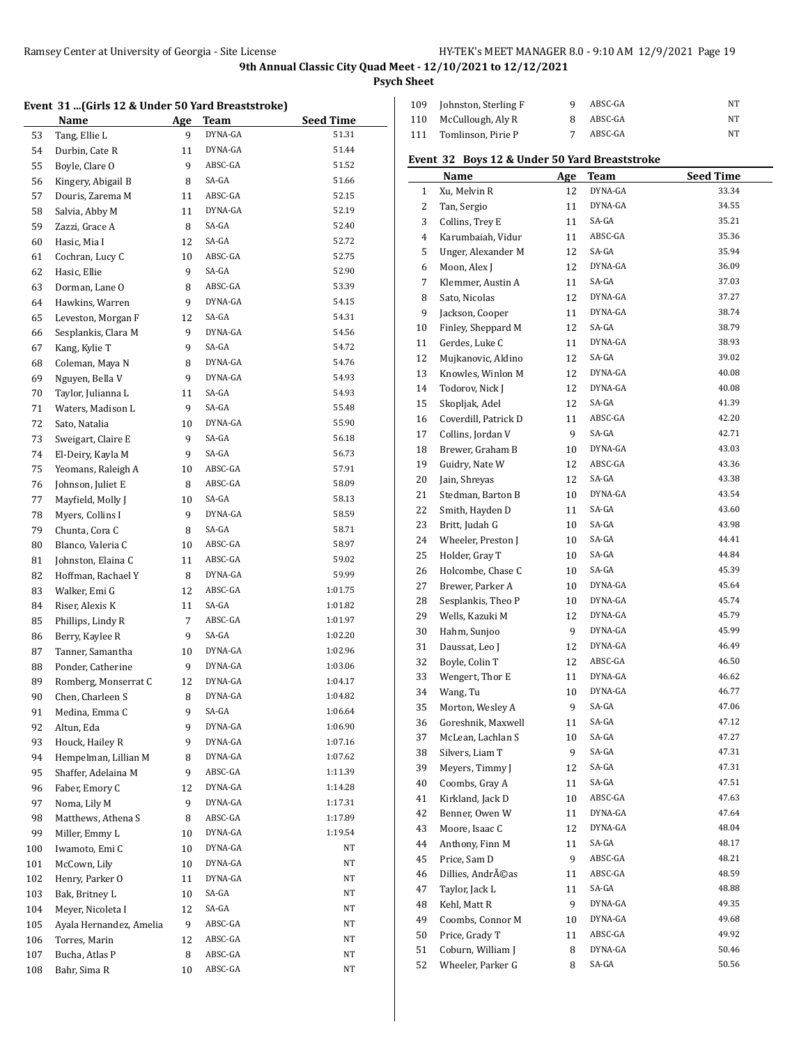**9th Annual Classic City Quad Meet - 12/10/2021 to 12/12/2021**

**Psych Sheet**

### Event 31 ...(Girls 12 & Under 50 Yard Breaststroke)

| | Name | Age | Team | Seed Time |
|---|---|---|---|---|
| 53 | Tang, Ellie L | 9 | DYNA-GA | 51.31 |
| 54 | Durbin, Cate R | 11 | DYNA-GA | 51.44 |
| 55 | Boyle, Clare O | 9 | ABSC-GA | 51.52 |
| 56 | Kingery, Abigail B | 8 | SA-GA | 51.66 |
| 57 | Douris, Zarema M | 11 | ABSC-GA | 52.15 |
| 58 | Salvia, Abby M | 11 | DYNA-GA | 52.19 |
| 59 | Zazzi, Grace A | 8 | SA-GA | 52.40 |
| 60 | Hasic, Mia I | 12 | SA-GA | 52.72 |
| 61 | Cochran, Lucy C | 10 | ABSC-GA | 52.75 |
| 62 | Hasic, Ellie | 9 | SA-GA | 52.90 |
| 63 | Dorman, Lane O | 8 | ABSC-GA | 53.39 |
| 64 | Hawkins, Warren | 9 | DYNA-GA | 54.15 |
| 65 | Leveston, Morgan F | 12 | SA-GA | 54.31 |
| 66 | Sesplankis, Clara M | 9 | DYNA-GA | 54.56 |
| 67 | Kang, Kylie T | 9 | SA-GA | 54.72 |
| 68 | Coleman, Maya N | 8 | DYNA-GA | 54.76 |
| 69 | Nguyen, Bella V | 9 | DYNA-GA | 54.93 |
| 70 | Taylor, Julianna L | 11 | SA-GA | 54.93 |
| 71 | Waters, Madison L | 9 | SA-GA | 55.48 |
| 72 | Sato, Natalia | 10 | DYNA-GA | 55.90 |
| 73 | Sweigart, Claire E | 9 | SA-GA | 56.18 |
| 74 | El-Deiry, Kayla M | 9 | SA-GA | 56.73 |
| 75 | Yeomans, Raleigh A | 10 | ABSC-GA | 57.91 |
| 76 | Johnson, Juliet E | 8 | ABSC-GA | 58.09 |
| 77 | Mayfield, Molly J | 10 | SA-GA | 58.13 |
| 78 | Myers, Collins I | 9 | DYNA-GA | 58.59 |
| 79 | Chunta, Cora C | 8 | SA-GA | 58.71 |
| 80 | Blanco, Valeria C | 10 | ABSC-GA | 58.97 |
| 81 | Johnston, Elaina C | 11 | ABSC-GA | 59.02 |
| 82 | Hoffman, Rachael Y | 8 | DYNA-GA | 59.99 |
| 83 | Walker, Emi G | 12 | ABSC-GA | 1:01.75 |
| 84 | Riser, Alexis K | 11 | SA-GA | 1:01.82 |
| 85 | Phillips, Lindy R | 7 | ABSC-GA | 1:01.97 |
| 86 | Berry, Kaylee R | 9 | SA-GA | 1:02.20 |
| 87 | Tanner, Samantha | 10 | DYNA-GA | 1:02.96 |
| 88 | Ponder, Catherine | 9 | DYNA-GA | 1:03.06 |
| 89 | Romberg, Monserrat C | 12 | DYNA-GA | 1:04.17 |
| 90 | Chen, Charleen S | 8 | DYNA-GA | 1:04.82 |
| 91 | Medina, Emma C | 9 | SA-GA | 1:06.64 |
| 92 | Altun, Eda | 9 | DYNA-GA | 1:06.90 |
| 93 | Houck, Hailey R | 9 | DYNA-GA | 1:07.16 |
| 94 | Hempelman, Lillian M | 8 | DYNA-GA | 1:07.62 |
| 95 | Shaffer, Adelaina M | 9 | ABSC-GA | 1:11.39 |
| 96 | Faber, Emory C | 12 | DYNA-GA | 1:14.28 |
| 97 | Noma, Lily M | 9 | DYNA-GA | 1:17.31 |
| 98 | Matthews, Athena S | 8 | ABSC-GA | 1:17.89 |
| 99 | Miller, Emmy L | 10 | DYNA-GA | 1:19.54 |
| 100 | Iwamoto, Emi C | 10 | DYNA-GA | NT |
| 101 | McCown, Lily | 10 | DYNA-GA | NT |
| 102 | Henry, Parker O | 11 | DYNA-GA | NT |
| 103 | Bak, Britney L | 10 | SA-GA | NT |
| 104 | Meyer, Nicoleta I | 12 | SA-GA | NT |
| 105 | Ayala Hernandez, Amelia | 9 | ABSC-GA | NT |
| 106 | Torres, Marin | 12 | ABSC-GA | NT |
| 107 | Bucha, Atlas P | 8 | ABSC-GA | NT |
| 108 | Bahr, Sima R | 10 | ABSC-GA | NT |
| 109 | Johnston, Sterling F | 9 | ABSC-GA | NT |
| 110 | McCullough, Aly R | 8 | ABSC-GA | NT |
| 111 | Tomlinson, Pirie P | 7 | ABSC-GA | NT |

### Event 32 Boys 12 & Under 50 Yard Breaststroke

| | Name | Age | Team | Seed Time |
|---|---|---|---|---|
| 1 | Xu, Melvin R | 12 | DYNA-GA | 33.34 |
| 2 | Tan, Sergio | 11 | DYNA-GA | 34.55 |
| 3 | Collins, Trey E | 11 | SA-GA | 35.21 |
| 4 | Karumbaiah, Vidur | 11 | ABSC-GA | 35.36 |
| 5 | Unger, Alexander M | 12 | SA-GA | 35.94 |
| 6 | Moon, Alex J | 12 | DYNA-GA | 36.09 |
| 7 | Klemmer, Austin A | 11 | SA-GA | 37.03 |
| 8 | Sato, Nicolas | 12 | DYNA-GA | 37.27 |
| 9 | Jackson, Cooper | 11 | DYNA-GA | 38.74 |
| 10 | Finley, Sheppard M | 12 | SA-GA | 38.79 |
| 11 | Gerdes, Luke C | 11 | DYNA-GA | 38.93 |
| 12 | Mujkanovic, Aldino | 12 | SA-GA | 39.02 |
| 13 | Knowles, Winlon M | 12 | DYNA-GA | 40.08 |
| 14 | Todorov, Nick J | 12 | DYNA-GA | 40.08 |
| 15 | Skopljak, Adel | 12 | SA-GA | 41.39 |
| 16 | Coverdill, Patrick D | 11 | ABSC-GA | 42.20 |
| 17 | Collins, Jordan V | 9 | SA-GA | 42.71 |
| 18 | Brewer, Graham B | 10 | DYNA-GA | 43.03 |
| 19 | Guidry, Nate W | 12 | ABSC-GA | 43.36 |
| 20 | Jain, Shreyas | 12 | SA-GA | 43.38 |
| 21 | Stedman, Barton B | 10 | DYNA-GA | 43.54 |
| 22 | Smith, Hayden D | 11 | SA-GA | 43.60 |
| 23 | Britt, Judah G | 10 | SA-GA | 43.98 |
| 24 | Wheeler, Preston J | 10 | SA-GA | 44.41 |
| 25 | Holder, Gray T | 10 | SA-GA | 44.84 |
| 26 | Holcombe, Chase C | 10 | SA-GA | 45.39 |
| 27 | Brewer, Parker A | 10 | DYNA-GA | 45.64 |
| 28 | Sesplankis, Theo P | 10 | DYNA-GA | 45.74 |
| 29 | Wells, Kazuki M | 12 | DYNA-GA | 45.79 |
| 30 | Hahm, Sunjoo | 9 | DYNA-GA | 45.99 |
| 31 | Daussat, Leo J | 12 | DYNA-GA | 46.49 |
| 32 | Boyle, Colin T | 12 | ABSC-GA | 46.50 |
| 33 | Wengert, Thor E | 11 | DYNA-GA | 46.62 |
| 34 | Wang, Tu | 10 | DYNA-GA | 46.77 |
| 35 | Morton, Wesley A | 9 | SA-GA | 47.06 |
| 36 | Goreshnik, Maxwell | 11 | SA-GA | 47.12 |
| 37 | McLean, Lachlan S | 10 | SA-GA | 47.27 |
| 38 | Silvers, Liam T | 9 | SA-GA | 47.31 |
| 39 | Meyers, Timmy J | 12 | SA-GA | 47.31 |
| 40 | Coombs, Gray A | 11 | SA-GA | 47.51 |
| 41 | Kirkland, Jack D | 10 | ABSC-GA | 47.63 |
| 42 | Benner, Owen W | 11 | DYNA-GA | 47.64 |
| 43 | Moore, Isaac C | 12 | DYNA-GA | 48.04 |
| 44 | Anthony, Finn M | 11 | SA-GA | 48.17 |
| 45 | Price, Sam D | 9 | ABSC-GA | 48.21 |
| 46 | Dillies, AndrÃ©as | 11 | ABSC-GA | 48.59 |
| 47 | Taylor, Jack L | 11 | SA-GA | 48.88 |
| 48 | Kehl, Matt R | 9 | DYNA-GA | 49.35 |
| 49 | Coombs, Connor M | 10 | DYNA-GA | 49.68 |
| 50 | Price, Grady T | 11 | ABSC-GA | 49.92 |
| 51 | Coburn, William J | 8 | DYNA-GA | 50.46 |
| 52 | Wheeler, Parker G | 8 | SA-GA | 50.56 |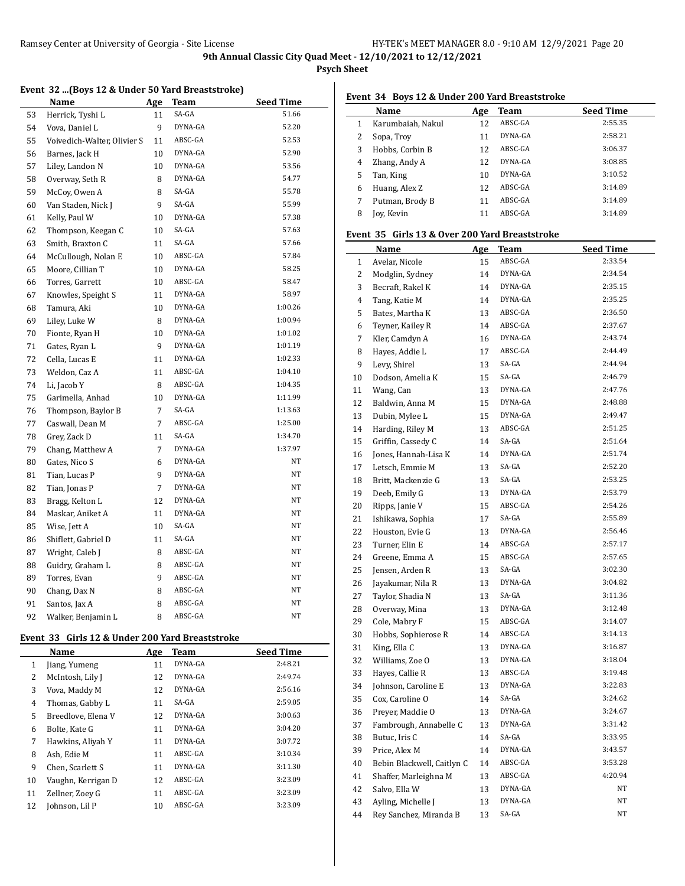**9th Annual Classic City Quad Meet - 12/10/2021 to 12/12/2021**

**Psych Sheet**

### Event 32 ...(Boys 12 & Under 50 Yard Breaststroke)

| | Name | Age | Team | Seed Time |
|---|---|---|---|---|
| 53 | Herrick, Tyshi L | 11 | SA-GA | 51.66 |
| 54 | Vova, Daniel L | 9 | DYNA-GA | 52.20 |
| 55 | Voivedich-Walter, Olivier S | 11 | ABSC-GA | 52.53 |
| 56 | Barnes, Jack H | 10 | DYNA-GA | 52.90 |
| 57 | Liley, Landon N | 10 | DYNA-GA | 53.56 |
| 58 | Overway, Seth R | 8 | DYNA-GA | 54.77 |
| 59 | McCoy, Owen A | 8 | SA-GA | 55.78 |
| 60 | Van Staden, Nick J | 9 | SA-GA | 55.99 |
| 61 | Kelly, Paul W | 10 | DYNA-GA | 57.38 |
| 62 | Thompson, Keegan C | 10 | SA-GA | 57.63 |
| 63 | Smith, Braxton C | 11 | SA-GA | 57.66 |
| 64 | McCullough, Nolan E | 10 | ABSC-GA | 57.84 |
| 65 | Moore, Cillian T | 10 | DYNA-GA | 58.25 |
| 66 | Torres, Garrett | 10 | ABSC-GA | 58.47 |
| 67 | Knowles, Speight S | 11 | DYNA-GA | 58.97 |
| 68 | Tamura, Aki | 10 | DYNA-GA | 1:00.26 |
| 69 | Liley, Luke W | 8 | DYNA-GA | 1:00.94 |
| 70 | Fionte, Ryan H | 10 | DYNA-GA | 1:01.02 |
| 71 | Gates, Ryan L | 9 | DYNA-GA | 1:01.19 |
| 72 | Cella, Lucas E | 11 | DYNA-GA | 1:02.33 |
| 73 | Weldon, Caz A | 11 | ABSC-GA | 1:04.10 |
| 74 | Li, Jacob Y | 8 | ABSC-GA | 1:04.35 |
| 75 | Garimella, Anhad | 10 | DYNA-GA | 1:11.99 |
| 76 | Thompson, Baylor B | 7 | SA-GA | 1:13.63 |
| 77 | Caswall, Dean M | 7 | ABSC-GA | 1:25.00 |
| 78 | Grey, Zack D | 11 | SA-GA | 1:34.70 |
| 79 | Chang, Matthew A | 7 | DYNA-GA | 1:37.97 |
| 80 | Gates, Nico S | 6 | DYNA-GA | NT |
| 81 | Tian, Lucas P | 9 | DYNA-GA | NT |
| 82 | Tian, Jonas P | 7 | DYNA-GA | NT |
| 83 | Bragg, Kelton L | 12 | DYNA-GA | NT |
| 84 | Maskar, Aniket A | 11 | DYNA-GA | NT |
| 85 | Wise, Jett A | 10 | SA-GA | NT |
| 86 | Shiflett, Gabriel D | 11 | SA-GA | NT |
| 87 | Wright, Caleb J | 8 | ABSC-GA | NT |
| 88 | Guidry, Graham L | 8 | ABSC-GA | NT |
| 89 | Torres, Evan | 9 | ABSC-GA | NT |
| 90 | Chang, Dax N | 8 | ABSC-GA | NT |
| 91 | Santos, Jax A | 8 | ABSC-GA | NT |
| 92 | Walker, Benjamin L | 8 | ABSC-GA | NT |

### Event 33 Girls 12 & Under 200 Yard Breaststroke

| | Name | Age | Team | Seed Time |
|---|---|---|---|---|
| 1 | Jiang, Yumeng | 11 | DYNA-GA | 2:48.21 |
| 2 | McIntosh, Lily J | 12 | DYNA-GA | 2:49.74 |
| 3 | Vova, Maddy M | 12 | DYNA-GA | 2:56.16 |
| 4 | Thomas, Gabby L | 11 | SA-GA | 2:59.05 |
| 5 | Breedlove, Elena V | 12 | DYNA-GA | 3:00.63 |
| 6 | Bolte, Kate G | 11 | DYNA-GA | 3:04.20 |
| 7 | Hawkins, Aliyah Y | 11 | DYNA-GA | 3:07.72 |
| 8 | Ash, Edie M | 11 | ABSC-GA | 3:10.34 |
| 9 | Chen, Scarlett S | 11 | DYNA-GA | 3:11.30 |
| 10 | Vaughn, Kerrigan D | 12 | ABSC-GA | 3:23.09 |
| 11 | Zellner, Zoey G | 11 | ABSC-GA | 3:23.09 |
| 12 | Johnson, Lil P | 10 | ABSC-GA | 3:23.09 |

### Event 34 Boys 12 & Under 200 Yard Breaststroke

| | Name | Age | Team | Seed Time |
|---|---|---|---|---|
| 1 | Karumbaiah, Nakul | 12 | ABSC-GA | 2:55.35 |
| 2 | Sopa, Troy | 11 | DYNA-GA | 2:58.21 |
| 3 | Hobbs, Corbin B | 12 | ABSC-GA | 3:06.37 |
| 4 | Zhang, Andy A | 12 | DYNA-GA | 3:08.85 |
| 5 | Tan, King | 10 | DYNA-GA | 3:10.52 |
| 6 | Huang, Alex Z | 12 | ABSC-GA | 3:14.89 |
| 7 | Putman, Brody B | 11 | ABSC-GA | 3:14.89 |
| 8 | Joy, Kevin | 11 | ABSC-GA | 3:14.89 |

### Event 35 Girls 13 & Over 200 Yard Breaststroke

| | Name | Age | Team | Seed Time |
|---|---|---|---|---|
| 1 | Avelar, Nicole | 15 | ABSC-GA | 2:33.54 |
| 2 | Modglin, Sydney | 14 | DYNA-GA | 2:34.54 |
| 3 | Becraft, Rakel K | 14 | DYNA-GA | 2:35.15 |
| 4 | Tang, Katie M | 14 | DYNA-GA | 2:35.25 |
| 5 | Bates, Martha K | 13 | ABSC-GA | 2:36.50 |
| 6 | Teyner, Kailey R | 14 | ABSC-GA | 2:37.67 |
| 7 | Kler, Camdyn A | 16 | DYNA-GA | 2:43.74 |
| 8 | Hayes, Addie L | 17 | ABSC-GA | 2:44.49 |
| 9 | Levy, Shirel | 13 | SA-GA | 2:44.94 |
| 10 | Dodson, Amelia K | 15 | SA-GA | 2:46.79 |
| 11 | Wang, Can | 13 | DYNA-GA | 2:47.76 |
| 12 | Baldwin, Anna M | 15 | DYNA-GA | 2:48.88 |
| 13 | Dubin, Mylee L | 15 | DYNA-GA | 2:49.47 |
| 14 | Harding, Riley M | 13 | ABSC-GA | 2:51.25 |
| 15 | Griffin, Cassedy C | 14 | SA-GA | 2:51.64 |
| 16 | Jones, Hannah-Lisa K | 14 | DYNA-GA | 2:51.74 |
| 17 | Letsch, Emmie M | 13 | SA-GA | 2:52.20 |
| 18 | Britt, Mackenzie G | 13 | SA-GA | 2:53.25 |
| 19 | Deeb, Emily G | 13 | DYNA-GA | 2:53.79 |
| 20 | Ripps, Janie V | 15 | ABSC-GA | 2:54.26 |
| 21 | Ishikawa, Sophia | 17 | SA-GA | 2:55.89 |
| 22 | Houston, Evie G | 13 | DYNA-GA | 2:56.46 |
| 23 | Turner, Elin E | 14 | ABSC-GA | 2:57.17 |
| 24 | Greene, Emma A | 15 | ABSC-GA | 2:57.65 |
| 25 | Jensen, Arden R | 13 | SA-GA | 3:02.30 |
| 26 | Jayakumar, Nila R | 13 | DYNA-GA | 3:04.82 |
| 27 | Taylor, Shadia N | 13 | SA-GA | 3:11.36 |
| 28 | Overway, Mina | 13 | DYNA-GA | 3:12.48 |
| 29 | Cole, Mabry F | 15 | ABSC-GA | 3:14.07 |
| 30 | Hobbs, Sophierose R | 14 | ABSC-GA | 3:14.13 |
| 31 | King, Ella C | 13 | DYNA-GA | 3:16.87 |
| 32 | Williams, Zoe O | 13 | DYNA-GA | 3:18.04 |
| 33 | Hayes, Callie R | 13 | ABSC-GA | 3:19.48 |
| 34 | Johnson, Caroline E | 13 | DYNA-GA | 3:22.83 |
| 35 | Cox, Caroline O | 14 | SA-GA | 3:24.62 |
| 36 | Preyer, Maddie O | 13 | DYNA-GA | 3:24.67 |
| 37 | Fambrough, Annabelle C | 13 | DYNA-GA | 3:31.42 |
| 38 | Butuc, Iris C | 14 | SA-GA | 3:33.95 |
| 39 | Price, Alex M | 14 | DYNA-GA | 3:43.57 |
| 40 | Bebin Blackwell, Caitlyn C | 14 | ABSC-GA | 3:53.28 |
| 41 | Shaffer, Marleighna M | 13 | ABSC-GA | 4:20.94 |
| 42 | Salvo, Ella W | 13 | DYNA-GA | NT |
| 43 | Ayling, Michelle J | 13 | DYNA-GA | NT |
| 44 | Rey Sanchez, Miranda B | 13 | SA-GA | NT |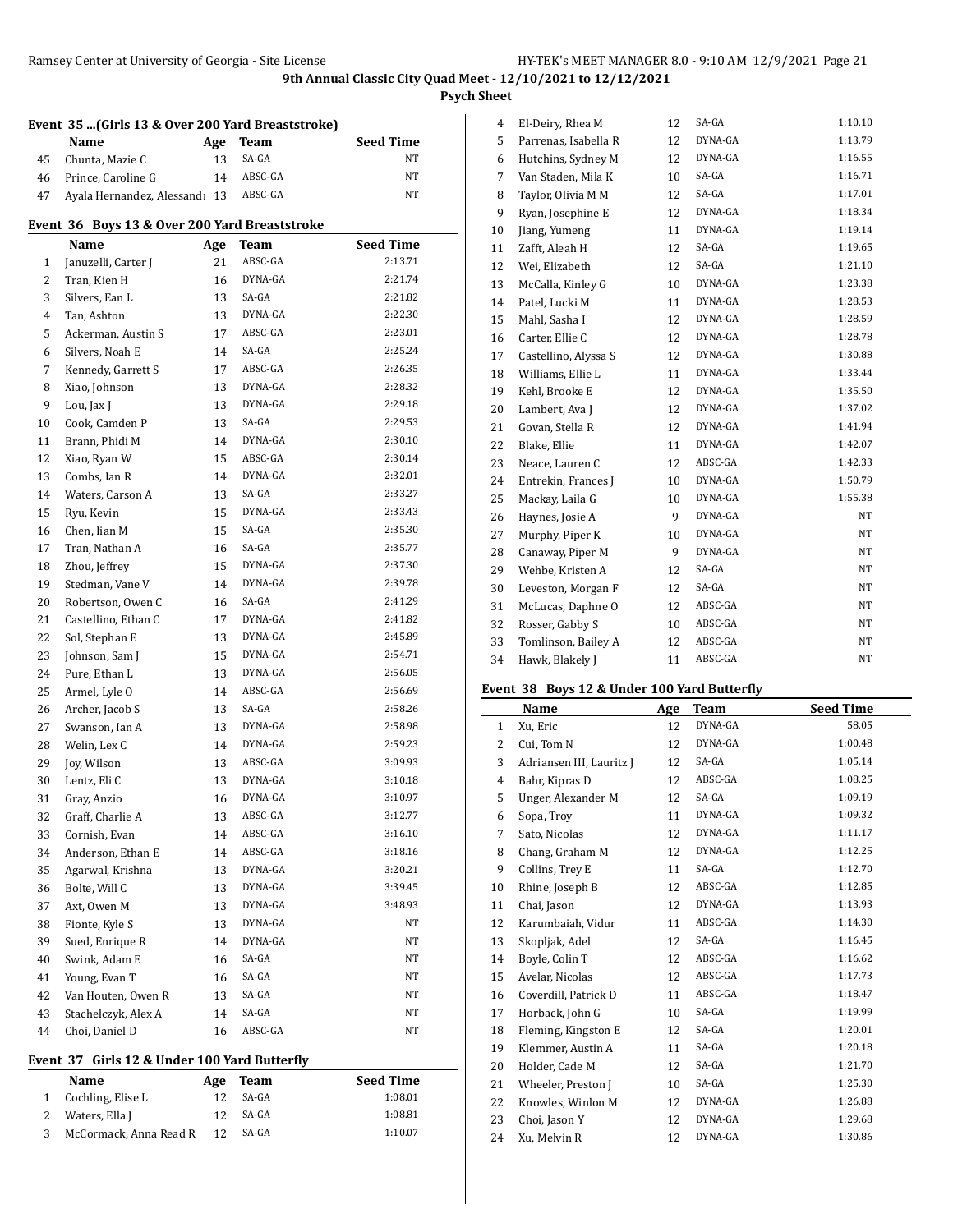**9th Annual Classic City Quad Meet - 12/10/2021 to 12/12/2021**

**Psych Sheet**

### Event 35 ...(Girls 13 & Over 200 Yard Breaststroke)

| | Name | Age | Team | Seed Time |
|---|---|---|---|---|
| 45 | Chunta, Mazie C | 13 | SA-GA | NT |
| 46 | Prince, Caroline G | 14 | ABSC-GA | NT |
| 47 | Ayala Hernandez, Alessandı | 13 | ABSC-GA | NT |

### Event 36 Boys 13 & Over 200 Yard Breaststroke

| | Name | Age | Team | Seed Time |
|---|---|---|---|---|
| 1 | Januzelli, Carter J | 21 | ABSC-GA | 2:13.71 |
| 2 | Tran, Kien H | 16 | DYNA-GA | 2:21.74 |
| 3 | Silvers, Ean L | 13 | SA-GA | 2:21.82 |
| 4 | Tan, Ashton | 13 | DYNA-GA | 2:22.30 |
| 5 | Ackerman, Austin S | 17 | ABSC-GA | 2:23.01 |
| 6 | Silvers, Noah E | 14 | SA-GA | 2:25.24 |
| 7 | Kennedy, Garrett S | 17 | ABSC-GA | 2:26.35 |
| 8 | Xiao, Johnson | 13 | DYNA-GA | 2:28.32 |
| 9 | Lou, Jax J | 13 | DYNA-GA | 2:29.18 |
| 10 | Cook, Camden P | 13 | SA-GA | 2:29.53 |
| 11 | Brann, Phidi M | 14 | DYNA-GA | 2:30.10 |
| 12 | Xiao, Ryan W | 15 | ABSC-GA | 2:30.14 |
| 13 | Combs, Ian R | 14 | DYNA-GA | 2:32.01 |
| 14 | Waters, Carson A | 13 | SA-GA | 2:33.27 |
| 15 | Ryu, Kevin | 15 | DYNA-GA | 2:33.43 |
| 16 | Chen, Iian M | 15 | SA-GA | 2:35.30 |
| 17 | Tran, Nathan A | 16 | SA-GA | 2:35.77 |
| 18 | Zhou, Jeffrey | 15 | DYNA-GA | 2:37.30 |
| 19 | Stedman, Vane V | 14 | DYNA-GA | 2:39.78 |
| 20 | Robertson, Owen C | 16 | SA-GA | 2:41.29 |
| 21 | Castellino, Ethan C | 17 | DYNA-GA | 2:41.82 |
| 22 | Sol, Stephan E | 13 | DYNA-GA | 2:45.89 |
| 23 | Johnson, Sam J | 15 | DYNA-GA | 2:54.71 |
| 24 | Pure, Ethan L | 13 | DYNA-GA | 2:56.05 |
| 25 | Armel, Lyle O | 14 | ABSC-GA | 2:56.69 |
| 26 | Archer, Jacob S | 13 | SA-GA | 2:58.26 |
| 27 | Swanson, Ian A | 13 | DYNA-GA | 2:58.98 |
| 28 | Welin, Lex C | 14 | DYNA-GA | 2:59.23 |
| 29 | Joy, Wilson | 13 | ABSC-GA | 3:09.93 |
| 30 | Lentz, Eli C | 13 | DYNA-GA | 3:10.18 |
| 31 | Gray, Anzio | 16 | DYNA-GA | 3:10.97 |
| 32 | Graff, Charlie A | 13 | ABSC-GA | 3:12.77 |
| 33 | Cornish, Evan | 14 | ABSC-GA | 3:16.10 |
| 34 | Anderson, Ethan E | 14 | ABSC-GA | 3:18.16 |
| 35 | Agarwal, Krishna | 13 | DYNA-GA | 3:20.21 |
| 36 | Bolte, Will C | 13 | DYNA-GA | 3:39.45 |
| 37 | Axt, Owen M | 13 | DYNA-GA | 3:48.93 |
| 38 | Fionte, Kyle S | 13 | DYNA-GA | NT |
| 39 | Sued, Enrique R | 14 | DYNA-GA | NT |
| 40 | Swink, Adam E | 16 | SA-GA | NT |
| 41 | Young, Evan T | 16 | SA-GA | NT |
| 42 | Van Houten, Owen R | 13 | SA-GA | NT |
| 43 | Stachelczyk, Alex A | 14 | SA-GA | NT |
| 44 | Choi, Daniel D | 16 | ABSC-GA | NT |

### Event 37 Girls 12 & Under 100 Yard Butterfly

| | Name | Age | Team | Seed Time |
|---|---|---|---|---|
| 1 | Cochling, Elise L | 12 | SA-GA | 1:08.01 |
| 2 | Waters, Ella J | 12 | SA-GA | 1:08.81 |
| 3 | McCormack, Anna Read R | 12 | SA-GA | 1:10.07 |
| 4 | El-Deiry, Rhea M | 12 | SA-GA | 1:10.10 |
| 5 | Parrenas, Isabella R | 12 | DYNA-GA | 1:13.79 |
| 6 | Hutchins, Sydney M | 12 | DYNA-GA | 1:16.55 |
| 7 | Van Staden, Mila K | 10 | SA-GA | 1:16.71 |
| 8 | Taylor, Olivia M M | 12 | SA-GA | 1:17.01 |
| 9 | Ryan, Josephine E | 12 | DYNA-GA | 1:18.34 |
| 10 | Jiang, Yumeng | 11 | DYNA-GA | 1:19.14 |
| 11 | Zafft, Aleah H | 12 | SA-GA | 1:19.65 |
| 12 | Wei, Elizabeth | 12 | SA-GA | 1:21.10 |
| 13 | McCalla, Kinley G | 10 | DYNA-GA | 1:23.38 |
| 14 | Patel, Lucki M | 11 | DYNA-GA | 1:28.53 |
| 15 | Mahl, Sasha I | 12 | DYNA-GA | 1:28.59 |
| 16 | Carter, Ellie C | 12 | DYNA-GA | 1:28.78 |
| 17 | Castellino, Alyssa S | 12 | DYNA-GA | 1:30.88 |
| 18 | Williams, Ellie L | 11 | DYNA-GA | 1:33.44 |
| 19 | Kehl, Brooke E | 12 | DYNA-GA | 1:35.50 |
| 20 | Lambert, Ava J | 12 | DYNA-GA | 1:37.02 |
| 21 | Govan, Stella R | 12 | DYNA-GA | 1:41.94 |
| 22 | Blake, Ellie | 11 | DYNA-GA | 1:42.07 |
| 23 | Neace, Lauren C | 12 | ABSC-GA | 1:42.33 |
| 24 | Entrekin, Frances J | 10 | DYNA-GA | 1:50.79 |
| 25 | Mackay, Laila G | 10 | DYNA-GA | 1:55.38 |
| 26 | Haynes, Josie A | 9 | DYNA-GA | NT |
| 27 | Murphy, Piper K | 10 | DYNA-GA | NT |
| 28 | Canaway, Piper M | 9 | DYNA-GA | NT |
| 29 | Wehbe, Kristen A | 12 | SA-GA | NT |
| 30 | Leveston, Morgan F | 12 | SA-GA | NT |
| 31 | McLucas, Daphne O | 12 | ABSC-GA | NT |
| 32 | Rosser, Gabby S | 10 | ABSC-GA | NT |
| 33 | Tomlinson, Bailey A | 12 | ABSC-GA | NT |
| 34 | Hawk, Blakely J | 11 | ABSC-GA | NT |

### Event 38 Boys 12 & Under 100 Yard Butterfly

| | Name | Age | Team | Seed Time |
|---|---|---|---|---|
| 1 | Xu, Eric | 12 | DYNA-GA | 58.05 |
| 2 | Cui, Tom N | 12 | DYNA-GA | 1:00.48 |
| 3 | Adriansen III, Lauritz J | 12 | SA-GA | 1:05.14 |
| 4 | Bahr, Kipras D | 12 | ABSC-GA | 1:08.25 |
| 5 | Unger, Alexander M | 12 | SA-GA | 1:09.19 |
| 6 | Sopa, Troy | 11 | DYNA-GA | 1:09.32 |
| 7 | Sato, Nicolas | 12 | DYNA-GA | 1:11.17 |
| 8 | Chang, Graham M | 12 | DYNA-GA | 1:12.25 |
| 9 | Collins, Trey E | 11 | SA-GA | 1:12.70 |
| 10 | Rhine, Joseph B | 12 | ABSC-GA | 1:12.85 |
| 11 | Chai, Jason | 12 | DYNA-GA | 1:13.93 |
| 12 | Karumbaiah, Vidur | 11 | ABSC-GA | 1:14.30 |
| 13 | Skopljak, Adel | 12 | SA-GA | 1:16.45 |
| 14 | Boyle, Colin T | 12 | ABSC-GA | 1:16.62 |
| 15 | Avelar, Nicolas | 12 | ABSC-GA | 1:17.73 |
| 16 | Coverdill, Patrick D | 11 | ABSC-GA | 1:18.47 |
| 17 | Horback, John G | 10 | SA-GA | 1:19.99 |
| 18 | Fleming, Kingston E | 12 | SA-GA | 1:20.01 |
| 19 | Klemmer, Austin A | 11 | SA-GA | 1:20.18 |
| 20 | Holder, Cade M | 12 | SA-GA | 1:21.70 |
| 21 | Wheeler, Preston J | 10 | SA-GA | 1:25.30 |
| 22 | Knowles, Winlon M | 12 | DYNA-GA | 1:26.88 |
| 23 | Choi, Jason Y | 12 | DYNA-GA | 1:29.68 |
| 24 | Xu, Melvin R | 12 | DYNA-GA | 1:30.86 |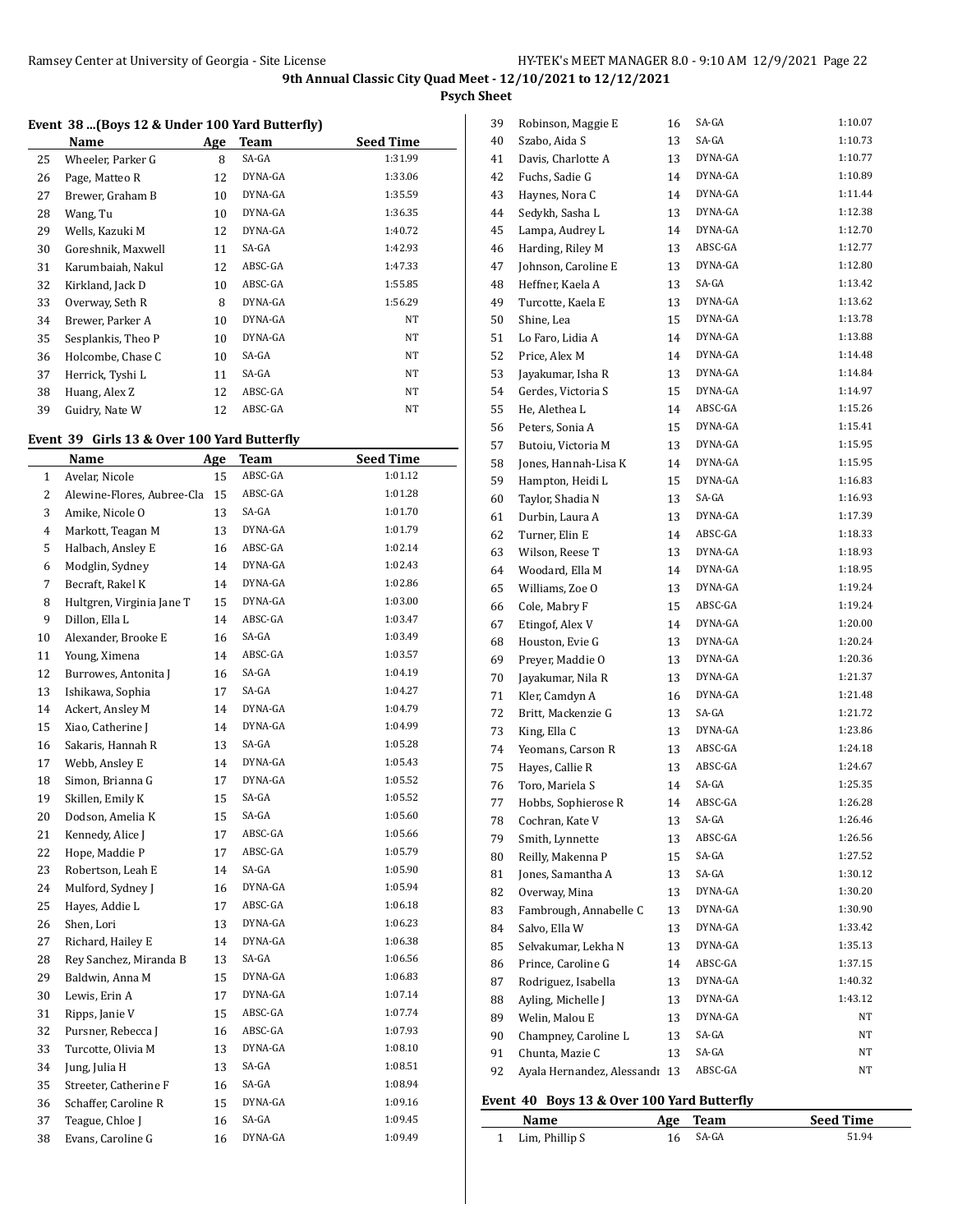## Event 38 ...(Boys 12 & Under 100 Yard Butterfly)

| | Name | Age | Team | Seed Time |
|---|---|---|---|---|
| 25 | Wheeler, Parker G | 8 | SA-GA | 1:31.99 |
| 26 | Page, Matteo R | 12 | DYNA-GA | 1:33.06 |
| 27 | Brewer, Graham B | 10 | DYNA-GA | 1:35.59 |
| 28 | Wang, Tu | 10 | DYNA-GA | 1:36.35 |
| 29 | Wells, Kazuki M | 12 | DYNA-GA | 1:40.72 |
| 30 | Goreshnik, Maxwell | 11 | SA-GA | 1:42.93 |
| 31 | Karumbaiah, Nakul | 12 | ABSC-GA | 1:47.33 |
| 32 | Kirkland, Jack D | 10 | ABSC-GA | 1:55.85 |
| 33 | Overway, Seth R | 8 | DYNA-GA | 1:56.29 |
| 34 | Brewer, Parker A | 10 | DYNA-GA | NT |
| 35 | Sesplankis, Theo P | 10 | DYNA-GA | NT |
| 36 | Holcombe, Chase C | 10 | SA-GA | NT |
| 37 | Herrick, Tyshi L | 11 | SA-GA | NT |
| 38 | Huang, Alex Z | 12 | ABSC-GA | NT |
| 39 | Guidry, Nate W | 12 | ABSC-GA | NT |

## Event 39 Girls 13 & Over 100 Yard Butterfly

| | Name | Age | Team | Seed Time |
|---|---|---|---|---|
| 1 | Avelar, Nicole | 15 | ABSC-GA | 1:01.12 |
| 2 | Alewine-Flores, Aubree-Cla | 15 | ABSC-GA | 1:01.28 |
| 3 | Amike, Nicole O | 13 | SA-GA | 1:01.70 |
| 4 | Markott, Teagan M | 13 | DYNA-GA | 1:01.79 |
| 5 | Halbach, Ansley E | 16 | ABSC-GA | 1:02.14 |
| 6 | Modglin, Sydney | 14 | DYNA-GA | 1:02.43 |
| 7 | Becraft, Rakel K | 14 | DYNA-GA | 1:02.86 |
| 8 | Hultgren, Virginia Jane T | 15 | DYNA-GA | 1:03.00 |
| 9 | Dillon, Ella L | 14 | ABSC-GA | 1:03.47 |
| 10 | Alexander, Brooke E | 16 | SA-GA | 1:03.49 |
| 11 | Young, Ximena | 14 | ABSC-GA | 1:03.57 |
| 12 | Burrowes, Antonita J | 16 | SA-GA | 1:04.19 |
| 13 | Ishikawa, Sophia | 17 | SA-GA | 1:04.27 |
| 14 | Ackert, Ansley M | 14 | DYNA-GA | 1:04.79 |
| 15 | Xiao, Catherine J | 14 | DYNA-GA | 1:04.99 |
| 16 | Sakaris, Hannah R | 13 | SA-GA | 1:05.28 |
| 17 | Webb, Ansley E | 14 | DYNA-GA | 1:05.43 |
| 18 | Simon, Brianna G | 17 | DYNA-GA | 1:05.52 |
| 19 | Skillen, Emily K | 15 | SA-GA | 1:05.52 |
| 20 | Dodson, Amelia K | 15 | SA-GA | 1:05.60 |
| 21 | Kennedy, Alice J | 17 | ABSC-GA | 1:05.66 |
| 22 | Hope, Maddie P | 17 | ABSC-GA | 1:05.79 |
| 23 | Robertson, Leah E | 14 | SA-GA | 1:05.90 |
| 24 | Mulford, Sydney J | 16 | DYNA-GA | 1:05.94 |
| 25 | Hayes, Addie L | 17 | ABSC-GA | 1:06.18 |
| 26 | Shen, Lori | 13 | DYNA-GA | 1:06.23 |
| 27 | Richard, Hailey E | 14 | DYNA-GA | 1:06.38 |
| 28 | Rey Sanchez, Miranda B | 13 | SA-GA | 1:06.56 |
| 29 | Baldwin, Anna M | 15 | DYNA-GA | 1:06.83 |
| 30 | Lewis, Erin A | 17 | DYNA-GA | 1:07.14 |
| 31 | Ripps, Janie V | 15 | ABSC-GA | 1:07.74 |
| 32 | Pursner, Rebecca J | 16 | ABSC-GA | 1:07.93 |
| 33 | Turcotte, Olivia M | 13 | DYNA-GA | 1:08.10 |
| 34 | Jung, Julia H | 13 | SA-GA | 1:08.51 |
| 35 | Streeter, Catherine F | 16 | SA-GA | 1:08.94 |
| 36 | Schaffer, Caroline R | 15 | DYNA-GA | 1:09.16 |
| 37 | Teague, Chloe J | 16 | SA-GA | 1:09.45 |
| 38 | Evans, Caroline G | 16 | DYNA-GA | 1:09.49 |
| 39 | Robinson, Maggie E | 16 | SA-GA | 1:10.07 |
| 40 | Szabo, Aida S | 13 | SA-GA | 1:10.73 |
| 41 | Davis, Charlotte A | 13 | DYNA-GA | 1:10.77 |
| 42 | Fuchs, Sadie G | 14 | DYNA-GA | 1:10.89 |
| 43 | Haynes, Nora C | 14 | DYNA-GA | 1:11.44 |
| 44 | Sedykh, Sasha L | 13 | DYNA-GA | 1:12.38 |
| 45 | Lampa, Audrey L | 14 | DYNA-GA | 1:12.70 |
| 46 | Harding, Riley M | 13 | ABSC-GA | 1:12.77 |
| 47 | Johnson, Caroline E | 13 | DYNA-GA | 1:12.80 |
| 48 | Heffner, Kaela A | 13 | SA-GA | 1:13.42 |
| 49 | Turcotte, Kaela E | 13 | DYNA-GA | 1:13.62 |
| 50 | Shine, Lea | 15 | DYNA-GA | 1:13.78 |
| 51 | Lo Faro, Lidia A | 14 | DYNA-GA | 1:13.88 |
| 52 | Price, Alex M | 14 | DYNA-GA | 1:14.48 |
| 53 | Jayakumar, Isha R | 13 | DYNA-GA | 1:14.84 |
| 54 | Gerdes, Victoria S | 15 | DYNA-GA | 1:14.97 |
| 55 | He, Alethea L | 14 | ABSC-GA | 1:15.26 |
| 56 | Peters, Sonia A | 15 | DYNA-GA | 1:15.41 |
| 57 | Butoiu, Victoria M | 13 | DYNA-GA | 1:15.95 |
| 58 | Jones, Hannah-Lisa K | 14 | DYNA-GA | 1:15.95 |
| 59 | Hampton, Heidi L | 15 | DYNA-GA | 1:16.83 |
| 60 | Taylor, Shadia N | 13 | SA-GA | 1:16.93 |
| 61 | Durbin, Laura A | 13 | DYNA-GA | 1:17.39 |
| 62 | Turner, Elin E | 14 | ABSC-GA | 1:18.33 |
| 63 | Wilson, Reese T | 13 | DYNA-GA | 1:18.93 |
| 64 | Woodard, Ella M | 14 | DYNA-GA | 1:18.95 |
| 65 | Williams, Zoe O | 13 | DYNA-GA | 1:19.24 |
| 66 | Cole, Mabry F | 15 | ABSC-GA | 1:19.24 |
| 67 | Etingof, Alex V | 14 | DYNA-GA | 1:20.00 |
| 68 | Houston, Evie G | 13 | DYNA-GA | 1:20.24 |
| 69 | Preyer, Maddie O | 13 | DYNA-GA | 1:20.36 |
| 70 | Jayakumar, Nila R | 13 | DYNA-GA | 1:21.37 |
| 71 | Kler, Camdyn A | 16 | DYNA-GA | 1:21.48 |
| 72 | Britt, Mackenzie G | 13 | SA-GA | 1:21.72 |
| 73 | King, Ella C | 13 | DYNA-GA | 1:23.86 |
| 74 | Yeomans, Carson R | 13 | ABSC-GA | 1:24.18 |
| 75 | Hayes, Callie R | 13 | ABSC-GA | 1:24.67 |
| 76 | Toro, Mariela S | 14 | SA-GA | 1:25.35 |
| 77 | Hobbs, Sophierose R | 14 | ABSC-GA | 1:26.28 |
| 78 | Cochran, Kate V | 13 | SA-GA | 1:26.46 |
| 79 | Smith, Lynnette | 13 | ABSC-GA | 1:26.56 |
| 80 | Reilly, Makenna P | 15 | SA-GA | 1:27.52 |
| 81 | Jones, Samantha A | 13 | SA-GA | 1:30.12 |
| 82 | Overway, Mina | 13 | DYNA-GA | 1:30.20 |
| 83 | Fambrough, Annabelle C | 13 | DYNA-GA | 1:30.90 |
| 84 | Salvo, Ella W | 13 | DYNA-GA | 1:33.42 |
| 85 | Selvakumar, Lekha N | 13 | DYNA-GA | 1:35.13 |
| 86 | Prince, Caroline G | 14 | ABSC-GA | 1:37.15 |
| 87 | Rodriguez, Isabella | 13 | DYNA-GA | 1:40.32 |
| 88 | Ayling, Michelle J | 13 | DYNA-GA | 1:43.12 |
| 89 | Welin, Malou E | 13 | DYNA-GA | NT |
| 90 | Champney, Caroline L | 13 | SA-GA | NT |
| 91 | Chunta, Mazie C | 13 | SA-GA | NT |
| 92 | Ayala Hernandez, Alessandr | 13 | ABSC-GA | NT |

## Event 40 Boys 13 & Over 100 Yard Butterfly

| | Name | Age | Team | Seed Time |
|---|---|---|---|---|
| 1 | Lim, Phillip S | 16 | SA-GA | 51.94 |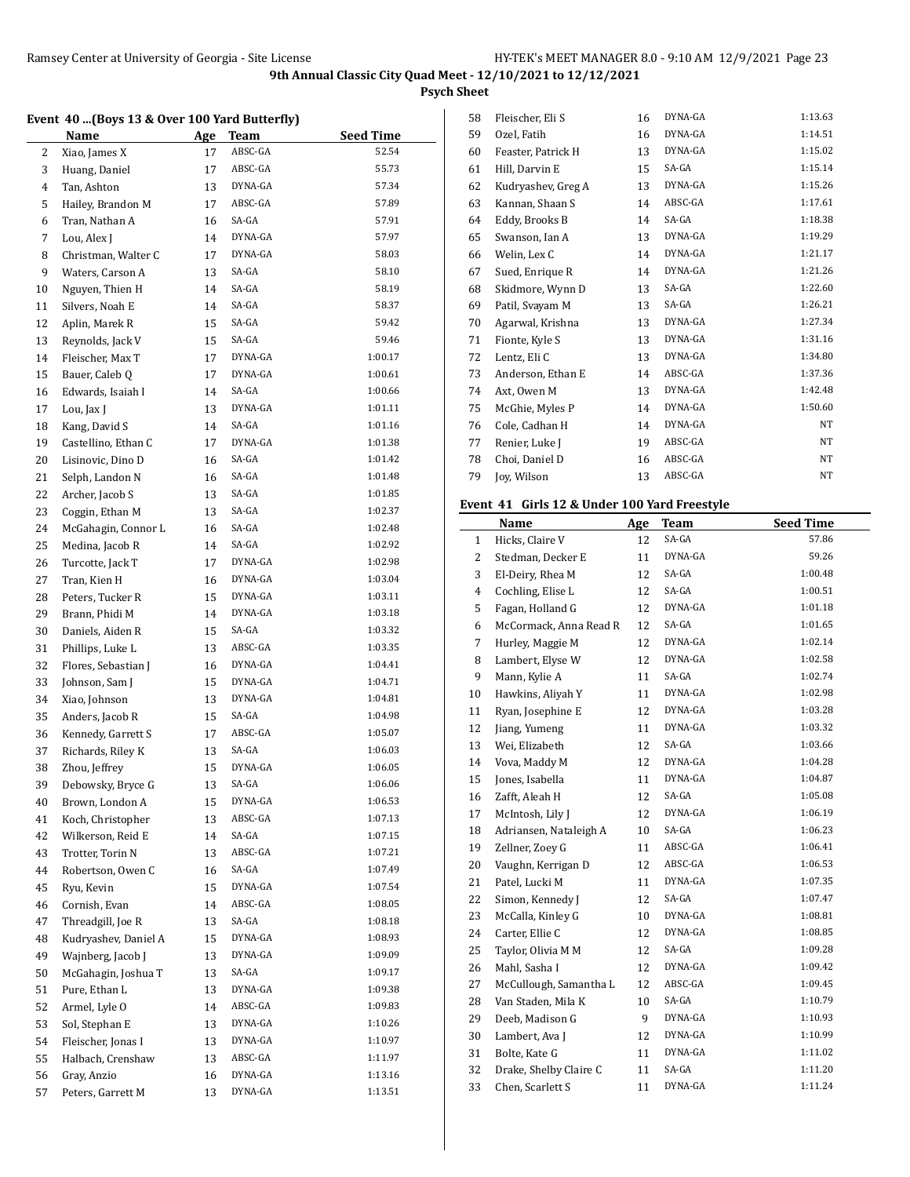**9th Annual Classic City Quad Meet - 12/10/2021 to 12/12/2021**

**Psych Sheet**

### Event 40 ...(Boys 13 & Over 100 Yard Butterfly)

| | Name | Age | Team | Seed Time |
|---|---|---|---|---|
| 2 | Xiao, James X | 17 | ABSC-GA | 52.54 |
| 3 | Huang, Daniel | 17 | ABSC-GA | 55.73 |
| 4 | Tan, Ashton | 13 | DYNA-GA | 57.34 |
| 5 | Hailey, Brandon M | 17 | ABSC-GA | 57.89 |
| 6 | Tran, Nathan A | 16 | SA-GA | 57.91 |
| 7 | Lou, Alex J | 14 | DYNA-GA | 57.97 |
| 8 | Christman, Walter C | 17 | DYNA-GA | 58.03 |
| 9 | Waters, Carson A | 13 | SA-GA | 58.10 |
| 10 | Nguyen, Thien H | 14 | SA-GA | 58.19 |
| 11 | Silvers, Noah E | 14 | SA-GA | 58.37 |
| 12 | Aplin, Marek R | 15 | SA-GA | 59.42 |
| 13 | Reynolds, Jack V | 15 | SA-GA | 59.46 |
| 14 | Fleischer, Max T | 17 | DYNA-GA | 1:00.17 |
| 15 | Bauer, Caleb Q | 17 | DYNA-GA | 1:00.61 |
| 16 | Edwards, Isaiah I | 14 | SA-GA | 1:00.66 |
| 17 | Lou, Jax J | 13 | DYNA-GA | 1:01.11 |
| 18 | Kang, David S | 14 | SA-GA | 1:01.16 |
| 19 | Castellino, Ethan C | 17 | DYNA-GA | 1:01.38 |
| 20 | Lisinovic, Dino D | 16 | SA-GA | 1:01.42 |
| 21 | Selph, Landon N | 16 | SA-GA | 1:01.48 |
| 22 | Archer, Jacob S | 13 | SA-GA | 1:01.85 |
| 23 | Coggin, Ethan M | 13 | SA-GA | 1:02.37 |
| 24 | McGahagin, Connor L | 16 | SA-GA | 1:02.48 |
| 25 | Medina, Jacob R | 14 | SA-GA | 1:02.92 |
| 26 | Turcotte, Jack T | 17 | DYNA-GA | 1:02.98 |
| 27 | Tran, Kien H | 16 | DYNA-GA | 1:03.04 |
| 28 | Peters, Tucker R | 15 | DYNA-GA | 1:03.11 |
| 29 | Brann, Phidi M | 14 | DYNA-GA | 1:03.18 |
| 30 | Daniels, Aiden R | 15 | SA-GA | 1:03.32 |
| 31 | Phillips, Luke L | 13 | ABSC-GA | 1:03.35 |
| 32 | Flores, Sebastian J | 16 | DYNA-GA | 1:04.41 |
| 33 | Johnson, Sam J | 15 | DYNA-GA | 1:04.71 |
| 34 | Xiao, Johnson | 13 | DYNA-GA | 1:04.81 |
| 35 | Anders, Jacob R | 15 | SA-GA | 1:04.98 |
| 36 | Kennedy, Garrett S | 17 | ABSC-GA | 1:05.07 |
| 37 | Richards, Riley K | 13 | SA-GA | 1:06.03 |
| 38 | Zhou, Jeffrey | 15 | DYNA-GA | 1:06.05 |
| 39 | Debowsky, Bryce G | 13 | SA-GA | 1:06.06 |
| 40 | Brown, London A | 15 | DYNA-GA | 1:06.53 |
| 41 | Koch, Christopher | 13 | ABSC-GA | 1:07.13 |
| 42 | Wilkerson, Reid E | 14 | SA-GA | 1:07.15 |
| 43 | Trotter, Torin N | 13 | ABSC-GA | 1:07.21 |
| 44 | Robertson, Owen C | 16 | SA-GA | 1:07.49 |
| 45 | Ryu, Kevin | 15 | DYNA-GA | 1:07.54 |
| 46 | Cornish, Evan | 14 | ABSC-GA | 1:08.05 |
| 47 | Threadgill, Joe R | 13 | SA-GA | 1:08.18 |
| 48 | Kudryashev, Daniel A | 15 | DYNA-GA | 1:08.93 |
| 49 | Wajnberg, Jacob J | 13 | DYNA-GA | 1:09.09 |
| 50 | McGahagin, Joshua T | 13 | SA-GA | 1:09.17 |
| 51 | Pure, Ethan L | 13 | DYNA-GA | 1:09.38 |
| 52 | Armel, Lyle O | 14 | ABSC-GA | 1:09.83 |
| 53 | Sol, Stephan E | 13 | DYNA-GA | 1:10.26 |
| 54 | Fleischer, Jonas I | 13 | DYNA-GA | 1:10.97 |
| 55 | Halbach, Crenshaw | 13 | ABSC-GA | 1:11.97 |
| 56 | Gray, Anzio | 16 | DYNA-GA | 1:13.16 |
| 57 | Peters, Garrett M | 13 | DYNA-GA | 1:13.51 |
| 58 | Fleischer, Eli S | 16 | DYNA-GA | 1:13.63 |
| 59 | Ozel, Fatih | 16 | DYNA-GA | 1:14.51 |
| 60 | Feaster, Patrick H | 13 | DYNA-GA | 1:15.02 |
| 61 | Hill, Darvin E | 15 | SA-GA | 1:15.14 |
| 62 | Kudryashev, Greg A | 13 | DYNA-GA | 1:15.26 |
| 63 | Kannan, Shaan S | 14 | ABSC-GA | 1:17.61 |
| 64 | Eddy, Brooks B | 14 | SA-GA | 1:18.38 |
| 65 | Swanson, Ian A | 13 | DYNA-GA | 1:19.29 |
| 66 | Welin, Lex C | 14 | DYNA-GA | 1:21.17 |
| 67 | Sued, Enrique R | 14 | DYNA-GA | 1:21.26 |
| 68 | Skidmore, Wynn D | 13 | SA-GA | 1:22.60 |
| 69 | Patil, Svayam M | 13 | SA-GA | 1:26.21 |
| 70 | Agarwal, Krishna | 13 | DYNA-GA | 1:27.34 |
| 71 | Fionte, Kyle S | 13 | DYNA-GA | 1:31.16 |
| 72 | Lentz, Eli C | 13 | DYNA-GA | 1:34.80 |
| 73 | Anderson, Ethan E | 14 | ABSC-GA | 1:37.36 |
| 74 | Axt, Owen M | 13 | DYNA-GA | 1:42.48 |
| 75 | McGhie, Myles P | 14 | DYNA-GA | 1:50.60 |
| 76 | Cole, Cadhan H | 14 | DYNA-GA | NT |
| 77 | Renier, Luke J | 19 | ABSC-GA | NT |
| 78 | Choi, Daniel D | 16 | ABSC-GA | NT |
| 79 | Joy, Wilson | 13 | ABSC-GA | NT |

### Event 41 Girls 12 & Under 100 Yard Freestyle

| | Name | Age | Team | Seed Time |
|---|---|---|---|---|
| 1 | Hicks, Claire V | 12 | SA-GA | 57.86 |
| 2 | Stedman, Decker E | 11 | DYNA-GA | 59.26 |
| 3 | El-Deiry, Rhea M | 12 | SA-GA | 1:00.48 |
| 4 | Cochling, Elise L | 12 | SA-GA | 1:00.51 |
| 5 | Fagan, Holland G | 12 | DYNA-GA | 1:01.18 |
| 6 | McCormack, Anna Read R | 12 | SA-GA | 1:01.65 |
| 7 | Hurley, Maggie M | 12 | DYNA-GA | 1:02.14 |
| 8 | Lambert, Elyse W | 12 | DYNA-GA | 1:02.58 |
| 9 | Mann, Kylie A | 11 | SA-GA | 1:02.74 |
| 10 | Hawkins, Aliyah Y | 11 | DYNA-GA | 1:02.98 |
| 11 | Ryan, Josephine E | 12 | DYNA-GA | 1:03.28 |
| 12 | Jiang, Yumeng | 11 | DYNA-GA | 1:03.32 |
| 13 | Wei, Elizabeth | 12 | SA-GA | 1:03.66 |
| 14 | Vova, Maddy M | 12 | DYNA-GA | 1:04.28 |
| 15 | Jones, Isabella | 11 | DYNA-GA | 1:04.87 |
| 16 | Zafft, Aleah H | 12 | SA-GA | 1:05.08 |
| 17 | McIntosh, Lily J | 12 | DYNA-GA | 1:06.19 |
| 18 | Adriansen, Nataleigh A | 10 | SA-GA | 1:06.23 |
| 19 | Zellner, Zoey G | 11 | ABSC-GA | 1:06.41 |
| 20 | Vaughn, Kerrigan D | 12 | ABSC-GA | 1:06.53 |
| 21 | Patel, Lucki M | 11 | DYNA-GA | 1:07.35 |
| 22 | Simon, Kennedy J | 12 | SA-GA | 1:07.47 |
| 23 | McCalla, Kinley G | 10 | DYNA-GA | 1:08.81 |
| 24 | Carter, Ellie C | 12 | DYNA-GA | 1:08.85 |
| 25 | Taylor, Olivia M M | 12 | SA-GA | 1:09.28 |
| 26 | Mahl, Sasha I | 12 | DYNA-GA | 1:09.42 |
| 27 | McCullough, Samantha L | 12 | ABSC-GA | 1:09.45 |
| 28 | Van Staden, Mila K | 10 | SA-GA | 1:10.79 |
| 29 | Deeb, Madison G | 9 | DYNA-GA | 1:10.93 |
| 30 | Lambert, Ava J | 12 | DYNA-GA | 1:10.99 |
| 31 | Bolte, Kate G | 11 | DYNA-GA | 1:11.02 |
| 32 | Drake, Shelby Claire C | 11 | SA-GA | 1:11.20 |
| 33 | Chen, Scarlett S | 11 | DYNA-GA | 1:11.24 |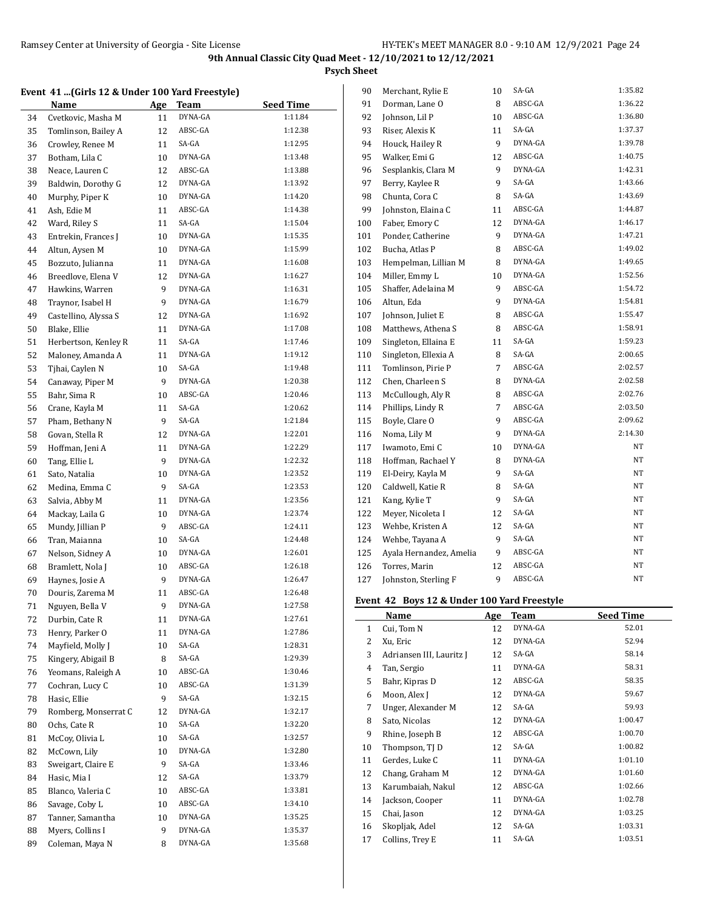9th Annual Classic City Quad Meet - 12/10/2021 to 12/12/2021

**Psych Sheet**

### Event 41 ...(Girls 12 & Under 100 Yard Freestyle)

| | Name | Age | Team | Seed Time |
|---|---|---|---|---|
| 34 | Cvetkovic, Masha M | 11 | DYNA-GA | 1:11.84 |
| 35 | Tomlinson, Bailey A | 12 | ABSC-GA | 1:12.38 |
| 36 | Crowley, Renee M | 11 | SA-GA | 1:12.95 |
| 37 | Botham, Lila C | 10 | DYNA-GA | 1:13.48 |
| 38 | Neace, Lauren C | 12 | ABSC-GA | 1:13.88 |
| 39 | Baldwin, Dorothy G | 12 | DYNA-GA | 1:13.92 |
| 40 | Murphy, Piper K | 10 | DYNA-GA | 1:14.20 |
| 41 | Ash, Edie M | 11 | ABSC-GA | 1:14.38 |
| 42 | Ward, Riley S | 11 | SA-GA | 1:15.04 |
| 43 | Entrekin, Frances J | 10 | DYNA-GA | 1:15.35 |
| 44 | Altun, Aysen M | 10 | DYNA-GA | 1:15.99 |
| 45 | Bozzuto, Julianna | 11 | DYNA-GA | 1:16.08 |
| 46 | Breedlove, Elena V | 12 | DYNA-GA | 1:16.27 |
| 47 | Hawkins, Warren | 9 | DYNA-GA | 1:16.31 |
| 48 | Traynor, Isabel H | 9 | DYNA-GA | 1:16.79 |
| 49 | Castellino, Alyssa S | 12 | DYNA-GA | 1:16.92 |
| 50 | Blake, Ellie | 11 | DYNA-GA | 1:17.08 |
| 51 | Herbertson, Kenley R | 11 | SA-GA | 1:17.46 |
| 52 | Maloney, Amanda A | 11 | DYNA-GA | 1:19.12 |
| 53 | Tjhai, Caylen N | 10 | SA-GA | 1:19.48 |
| 54 | Canaway, Piper M | 9 | DYNA-GA | 1:20.38 |
| 55 | Bahr, Sima R | 10 | ABSC-GA | 1:20.46 |
| 56 | Crane, Kayla M | 11 | SA-GA | 1:20.62 |
| 57 | Pham, Bethany N | 9 | SA-GA | 1:21.84 |
| 58 | Govan, Stella R | 12 | DYNA-GA | 1:22.01 |
| 59 | Hoffman, Jeni A | 11 | DYNA-GA | 1:22.29 |
| 60 | Tang, Ellie L | 9 | DYNA-GA | 1:22.32 |
| 61 | Sato, Natalia | 10 | DYNA-GA | 1:23.52 |
| 62 | Medina, Emma C | 9 | SA-GA | 1:23.53 |
| 63 | Salvia, Abby M | 11 | DYNA-GA | 1:23.56 |
| 64 | Mackay, Laila G | 10 | DYNA-GA | 1:23.74 |
| 65 | Mundy, Jillian P | 9 | ABSC-GA | 1:24.11 |
| 66 | Tran, Maianna | 10 | SA-GA | 1:24.48 |
| 67 | Nelson, Sidney A | 10 | DYNA-GA | 1:26.01 |
| 68 | Bramlett, Nola J | 10 | ABSC-GA | 1:26.18 |
| 69 | Haynes, Josie A | 9 | DYNA-GA | 1:26.47 |
| 70 | Douris, Zarema M | 11 | ABSC-GA | 1:26.48 |
| 71 | Nguyen, Bella V | 9 | DYNA-GA | 1:27.58 |
| 72 | Durbin, Cate R | 11 | DYNA-GA | 1:27.61 |
| 73 | Henry, Parker O | 11 | DYNA-GA | 1:27.86 |
| 74 | Mayfield, Molly J | 10 | SA-GA | 1:28.31 |
| 75 | Kingery, Abigail B | 8 | SA-GA | 1:29.39 |
| 76 | Yeomans, Raleigh A | 10 | ABSC-GA | 1:30.46 |
| 77 | Cochran, Lucy C | 10 | ABSC-GA | 1:31.39 |
| 78 | Hasic, Ellie | 9 | SA-GA | 1:32.15 |
| 79 | Romberg, Monserrat C | 12 | DYNA-GA | 1:32.17 |
| 80 | Ochs, Cate R | 10 | SA-GA | 1:32.20 |
| 81 | McCoy, Olivia L | 10 | SA-GA | 1:32.57 |
| 82 | McCown, Lily | 10 | DYNA-GA | 1:32.80 |
| 83 | Sweigart, Claire E | 9 | SA-GA | 1:33.46 |
| 84 | Hasic, Mia I | 12 | SA-GA | 1:33.79 |
| 85 | Blanco, Valeria C | 10 | ABSC-GA | 1:33.81 |
| 86 | Savage, Coby L | 10 | ABSC-GA | 1:34.10 |
| 87 | Tanner, Samantha | 10 | DYNA-GA | 1:35.25 |
| 88 | Myers, Collins I | 9 | DYNA-GA | 1:35.37 |
| 89 | Coleman, Maya N | 8 | DYNA-GA | 1:35.68 |
| 90 | Merchant, Rylie E | 10 | SA-GA | 1:35.82 |
| 91 | Dorman, Lane O | 8 | ABSC-GA | 1:36.22 |
| 92 | Johnson, Lil P | 10 | ABSC-GA | 1:36.80 |
| 93 | Riser, Alexis K | 11 | SA-GA | 1:37.37 |
| 94 | Houck, Hailey R | 9 | DYNA-GA | 1:39.78 |
| 95 | Walker, Emi G | 12 | ABSC-GA | 1:40.75 |
| 96 | Sesplankis, Clara M | 9 | DYNA-GA | 1:42.31 |
| 97 | Berry, Kaylee R | 9 | SA-GA | 1:43.66 |
| 98 | Chunta, Cora C | 8 | SA-GA | 1:43.69 |
| 99 | Johnston, Elaina C | 11 | ABSC-GA | 1:44.87 |
| 100 | Faber, Emory C | 12 | DYNA-GA | 1:46.17 |
| 101 | Ponder, Catherine | 9 | DYNA-GA | 1:47.21 |
| 102 | Bucha, Atlas P | 8 | ABSC-GA | 1:49.02 |
| 103 | Hempelman, Lillian M | 8 | DYNA-GA | 1:49.65 |
| 104 | Miller, Emmy L | 10 | DYNA-GA | 1:52.56 |
| 105 | Shaffer, Adelaina M | 9 | ABSC-GA | 1:54.72 |
| 106 | Altun, Eda | 9 | DYNA-GA | 1:54.81 |
| 107 | Johnson, Juliet E | 8 | ABSC-GA | 1:55.47 |
| 108 | Matthews, Athena S | 8 | ABSC-GA | 1:58.91 |
| 109 | Singleton, Ellaina E | 11 | SA-GA | 1:59.23 |
| 110 | Singleton, Ellexia A | 8 | SA-GA | 2:00.65 |
| 111 | Tomlinson, Pirie P | 7 | ABSC-GA | 2:02.57 |
| 112 | Chen, Charleen S | 8 | DYNA-GA | 2:02.58 |
| 113 | McCullough, Aly R | 8 | ABSC-GA | 2:02.76 |
| 114 | Phillips, Lindy R | 7 | ABSC-GA | 2:03.50 |
| 115 | Boyle, Clare O | 9 | ABSC-GA | 2:09.62 |
| 116 | Noma, Lily M | 9 | DYNA-GA | 2:14.30 |
| 117 | Iwamoto, Emi C | 10 | DYNA-GA | NT |
| 118 | Hoffman, Rachael Y | 8 | DYNA-GA | NT |
| 119 | El-Deiry, Kayla M | 9 | SA-GA | NT |
| 120 | Caldwell, Katie R | 8 | SA-GA | NT |
| 121 | Kang, Kylie T | 9 | SA-GA | NT |
| 122 | Meyer, Nicoleta I | 12 | SA-GA | NT |
| 123 | Wehbe, Kristen A | 12 | SA-GA | NT |
| 124 | Wehbe, Tayana A | 9 | SA-GA | NT |
| 125 | Ayala Hernandez, Amelia | 9 | ABSC-GA | NT |
| 126 | Torres, Marin | 12 | ABSC-GA | NT |
| 127 | Johnston, Sterling F | 9 | ABSC-GA | NT |

### Event 42 Boys 12 & Under 100 Yard Freestyle

| | Name | Age | Team | Seed Time |
|---|---|---|---|---|
| 1 | Cui, Tom N | 12 | DYNA-GA | 52.01 |
| 2 | Xu, Eric | 12 | DYNA-GA | 52.94 |
| 3 | Adriansen III, Lauritz J | 12 | SA-GA | 58.14 |
| 4 | Tan, Sergio | 11 | DYNA-GA | 58.31 |
| 5 | Bahr, Kipras D | 12 | ABSC-GA | 58.35 |
| 6 | Moon, Alex J | 12 | DYNA-GA | 59.67 |
| 7 | Unger, Alexander M | 12 | SA-GA | 59.93 |
| 8 | Sato, Nicolas | 12 | DYNA-GA | 1:00.47 |
| 9 | Rhine, Joseph B | 12 | ABSC-GA | 1:00.70 |
| 10 | Thompson, TJ D | 12 | SA-GA | 1:00.82 |
| 11 | Gerdes, Luke C | 11 | DYNA-GA | 1:01.10 |
| 12 | Chang, Graham M | 12 | DYNA-GA | 1:01.60 |
| 13 | Karumbaiah, Nakul | 12 | ABSC-GA | 1:02.66 |
| 14 | Jackson, Cooper | 11 | DYNA-GA | 1:02.78 |
| 15 | Chai, Jason | 12 | DYNA-GA | 1:03.25 |
| 16 | Skopljak, Adel | 12 | SA-GA | 1:03.31 |
| 17 | Collins, Trey E | 11 | SA-GA | 1:03.51 |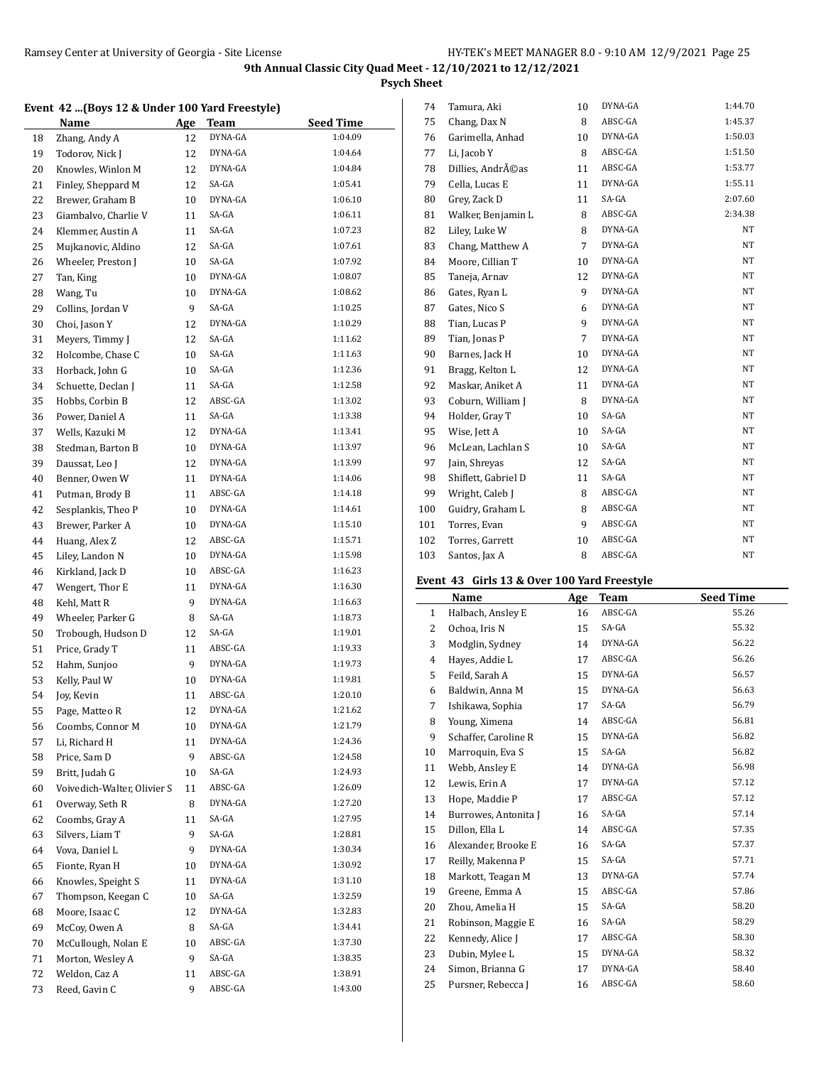**9th Annual Classic City Quad Meet - 12/10/2021 to 12/12/2021**

**Psych Sheet**

### Event 42 ...(Boys 12 & Under 100 Yard Freestyle)

| | Name | Age | Team | Seed Time |
|---|---|---|---|---|
| 18 | Zhang, Andy A | 12 | DYNA-GA | 1:04.09 |
| 19 | Todorov, Nick J | 12 | DYNA-GA | 1:04.64 |
| 20 | Knowles, Winlon M | 12 | DYNA-GA | 1:04.84 |
| 21 | Finley, Sheppard M | 12 | SA-GA | 1:05.41 |
| 22 | Brewer, Graham B | 10 | DYNA-GA | 1:06.10 |
| 23 | Giambalvo, Charlie V | 11 | SA-GA | 1:06.11 |
| 24 | Klemmer, Austin A | 11 | SA-GA | 1:07.23 |
| 25 | Mujkanovic, Aldino | 12 | SA-GA | 1:07.61 |
| 26 | Wheeler, Preston J | 10 | SA-GA | 1:07.92 |
| 27 | Tan, King | 10 | DYNA-GA | 1:08.07 |
| 28 | Wang, Tu | 10 | DYNA-GA | 1:08.62 |
| 29 | Collins, Jordan V | 9 | SA-GA | 1:10.25 |
| 30 | Choi, Jason Y | 12 | DYNA-GA | 1:10.29 |
| 31 | Meyers, Timmy J | 12 | SA-GA | 1:11.62 |
| 32 | Holcombe, Chase C | 10 | SA-GA | 1:11.63 |
| 33 | Horback, John G | 10 | SA-GA | 1:12.36 |
| 34 | Schuette, Declan J | 11 | SA-GA | 1:12.58 |
| 35 | Hobbs, Corbin B | 12 | ABSC-GA | 1:13.02 |
| 36 | Power, Daniel A | 11 | SA-GA | 1:13.38 |
| 37 | Wells, Kazuki M | 12 | DYNA-GA | 1:13.41 |
| 38 | Stedman, Barton B | 10 | DYNA-GA | 1:13.97 |
| 39 | Daussat, Leo J | 12 | DYNA-GA | 1:13.99 |
| 40 | Benner, Owen W | 11 | DYNA-GA | 1:14.06 |
| 41 | Putman, Brody B | 11 | ABSC-GA | 1:14.18 |
| 42 | Sesplankis, Theo P | 10 | DYNA-GA | 1:14.61 |
| 43 | Brewer, Parker A | 10 | DYNA-GA | 1:15.10 |
| 44 | Huang, Alex Z | 12 | ABSC-GA | 1:15.71 |
| 45 | Liley, Landon N | 10 | DYNA-GA | 1:15.98 |
| 46 | Kirkland, Jack D | 10 | ABSC-GA | 1:16.23 |
| 47 | Wengert, Thor E | 11 | DYNA-GA | 1:16.30 |
| 48 | Kehl, Matt R | 9 | DYNA-GA | 1:16.63 |
| 49 | Wheeler, Parker G | 8 | SA-GA | 1:18.73 |
| 50 | Trobough, Hudson D | 12 | SA-GA | 1:19.01 |
| 51 | Price, Grady T | 11 | ABSC-GA | 1:19.33 |
| 52 | Hahm, Sunjoo | 9 | DYNA-GA | 1:19.73 |
| 53 | Kelly, Paul W | 10 | DYNA-GA | 1:19.81 |
| 54 | Joy, Kevin | 11 | ABSC-GA | 1:20.10 |
| 55 | Page, Matteo R | 12 | DYNA-GA | 1:21.62 |
| 56 | Coombs, Connor M | 10 | DYNA-GA | 1:21.79 |
| 57 | Li, Richard H | 11 | DYNA-GA | 1:24.36 |
| 58 | Price, Sam D | 9 | ABSC-GA | 1:24.58 |
| 59 | Britt, Judah G | 10 | SA-GA | 1:24.93 |
| 60 | Voivedich-Walter, Olivier S | 11 | ABSC-GA | 1:26.09 |
| 61 | Overway, Seth R | 8 | DYNA-GA | 1:27.20 |
| 62 | Coombs, Gray A | 11 | SA-GA | 1:27.95 |
| 63 | Silvers, Liam T | 9 | SA-GA | 1:28.81 |
| 64 | Vova, Daniel L | 9 | DYNA-GA | 1:30.34 |
| 65 | Fionte, Ryan H | 10 | DYNA-GA | 1:30.92 |
| 66 | Knowles, Speight S | 11 | DYNA-GA | 1:31.10 |
| 67 | Thompson, Keegan C | 10 | SA-GA | 1:32.59 |
| 68 | Moore, Isaac C | 12 | DYNA-GA | 1:32.83 |
| 69 | McCoy, Owen A | 8 | SA-GA | 1:34.41 |
| 70 | McCullough, Nolan E | 10 | ABSC-GA | 1:37.30 |
| 71 | Morton, Wesley A | 9 | SA-GA | 1:38.35 |
| 72 | Weldon, Caz A | 11 | ABSC-GA | 1:38.91 |
| 73 | Reed, Gavin C | 9 | ABSC-GA | 1:43.00 |
| 74 | Tamura, Aki | 10 | DYNA-GA | 1:44.70 |
| 75 | Chang, Dax N | 8 | ABSC-GA | 1:45.37 |
| 76 | Garimella, Anhad | 10 | DYNA-GA | 1:50.03 |
| 77 | Li, Jacob Y | 8 | ABSC-GA | 1:51.50 |
| 78 | Dillies, AndrÃ©as | 11 | ABSC-GA | 1:53.77 |
| 79 | Cella, Lucas E | 11 | DYNA-GA | 1:55.11 |
| 80 | Grey, Zack D | 11 | SA-GA | 2:07.60 |
| 81 | Walker, Benjamin L | 8 | ABSC-GA | 2:34.38 |
| 82 | Liley, Luke W | 8 | DYNA-GA | NT |
| 83 | Chang, Matthew A | 7 | DYNA-GA | NT |
| 84 | Moore, Cillian T | 10 | DYNA-GA | NT |
| 85 | Taneja, Arnav | 12 | DYNA-GA | NT |
| 86 | Gates, Ryan L | 9 | DYNA-GA | NT |
| 87 | Gates, Nico S | 6 | DYNA-GA | NT |
| 88 | Tian, Lucas P | 9 | DYNA-GA | NT |
| 89 | Tian, Jonas P | 7 | DYNA-GA | NT |
| 90 | Barnes, Jack H | 10 | DYNA-GA | NT |
| 91 | Bragg, Kelton L | 12 | DYNA-GA | NT |
| 92 | Maskar, Aniket A | 11 | DYNA-GA | NT |
| 93 | Coburn, William J | 8 | DYNA-GA | NT |
| 94 | Holder, Gray T | 10 | SA-GA | NT |
| 95 | Wise, Jett A | 10 | SA-GA | NT |
| 96 | McLean, Lachlan S | 10 | SA-GA | NT |
| 97 | Jain, Shreyas | 12 | SA-GA | NT |
| 98 | Shiflett, Gabriel D | 11 | SA-GA | NT |
| 99 | Wright, Caleb J | 8 | ABSC-GA | NT |
| 100 | Guidry, Graham L | 8 | ABSC-GA | NT |
| 101 | Torres, Evan | 9 | ABSC-GA | NT |
| 102 | Torres, Garrett | 10 | ABSC-GA | NT |
| 103 | Santos, Jax A | 8 | ABSC-GA | NT |

### Event 43 Girls 13 & Over 100 Yard Freestyle

| | Name | Age | Team | Seed Time |
|---|---|---|---|---|
| 1 | Halbach, Ansley E | 16 | ABSC-GA | 55.26 |
| 2 | Ochoa, Iris N | 15 | SA-GA | 55.32 |
| 3 | Modglin, Sydney | 14 | DYNA-GA | 56.22 |
| 4 | Hayes, Addie L | 17 | ABSC-GA | 56.26 |
| 5 | Feild, Sarah A | 15 | DYNA-GA | 56.57 |
| 6 | Baldwin, Anna M | 15 | DYNA-GA | 56.63 |
| 7 | Ishikawa, Sophia | 17 | SA-GA | 56.79 |
| 8 | Young, Ximena | 14 | ABSC-GA | 56.81 |
| 9 | Schaffer, Caroline R | 15 | DYNA-GA | 56.82 |
| 10 | Marroquin, Eva S | 15 | SA-GA | 56.82 |
| 11 | Webb, Ansley E | 14 | DYNA-GA | 56.98 |
| 12 | Lewis, Erin A | 17 | DYNA-GA | 57.12 |
| 13 | Hope, Maddie P | 17 | ABSC-GA | 57.12 |
| 14 | Burrowes, Antonita J | 16 | SA-GA | 57.14 |
| 15 | Dillon, Ella L | 14 | ABSC-GA | 57.35 |
| 16 | Alexander, Brooke E | 16 | SA-GA | 57.37 |
| 17 | Reilly, Makenna P | 15 | SA-GA | 57.71 |
| 18 | Markott, Teagan M | 13 | DYNA-GA | 57.74 |
| 19 | Greene, Emma A | 15 | ABSC-GA | 57.86 |
| 20 | Zhou, Amelia H | 15 | SA-GA | 58.20 |
| 21 | Robinson, Maggie E | 16 | SA-GA | 58.29 |
| 22 | Kennedy, Alice J | 17 | ABSC-GA | 58.30 |
| 23 | Dubin, Mylee L | 15 | DYNA-GA | 58.32 |
| 24 | Simon, Brianna G | 17 | DYNA-GA | 58.40 |
| 25 | Pursner, Rebecca J | 16 | ABSC-GA | 58.60 |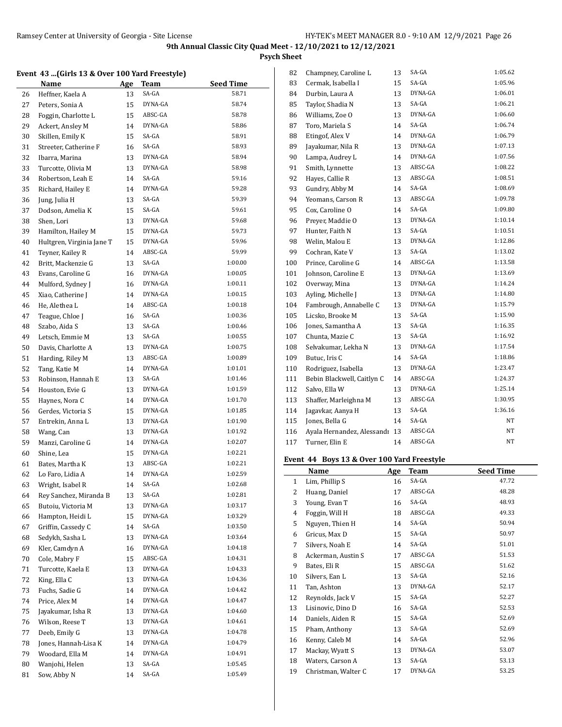# 9th Annual Classic City Quad Meet - 12/10/2021 to 12/12/2021

**Psych Sheet**

### Event 43 ...(Girls 13 & Over 100 Yard Freestyle)

| | Name | Age | Team | Seed Time |
|---|---|---|---|---|
| 26 | Heffner, Kaela A | 13 | SA-GA | 58.71 |
| 27 | Peters, Sonia A | 15 | DYNA-GA | 58.74 |
| 28 | Foggin, Charlotte L | 15 | ABSC-GA | 58.78 |
| 29 | Ackert, Ansley M | 14 | DYNA-GA | 58.86 |
| 30 | Skillen, Emily K | 15 | SA-GA | 58.91 |
| 31 | Streeter, Catherine F | 16 | SA-GA | 58.93 |
| 32 | Ibarra, Marina | 13 | DYNA-GA | 58.94 |
| 33 | Turcotte, Olivia M | 13 | DYNA-GA | 58.98 |
| 34 | Robertson, Leah E | 14 | SA-GA | 59.16 |
| 35 | Richard, Hailey E | 14 | DYNA-GA | 59.28 |
| 36 | Jung, Julia H | 13 | SA-GA | 59.39 |
| 37 | Dodson, Amelia K | 15 | SA-GA | 59.61 |
| 38 | Shen, Lori | 13 | DYNA-GA | 59.68 |
| 39 | Hamilton, Hailey M | 15 | DYNA-GA | 59.73 |
| 40 | Hultgren, Virginia Jane T | 15 | DYNA-GA | 59.96 |
| 41 | Teyner, Kailey R | 14 | ABSC-GA | 59.99 |
| 42 | Britt, Mackenzie G | 13 | SA-GA | 1:00.00 |
| 43 | Evans, Caroline G | 16 | DYNA-GA | 1:00.05 |
| 44 | Mulford, Sydney J | 16 | DYNA-GA | 1:00.11 |
| 45 | Xiao, Catherine J | 14 | DYNA-GA | 1:00.15 |
| 46 | He, Alethea L | 14 | ABSC-GA | 1:00.18 |
| 47 | Teague, Chloe J | 16 | SA-GA | 1:00.36 |
| 48 | Szabo, Aida S | 13 | SA-GA | 1:00.46 |
| 49 | Letsch, Emmie M | 13 | SA-GA | 1:00.55 |
| 50 | Davis, Charlotte A | 13 | DYNA-GA | 1:00.75 |
| 51 | Harding, Riley M | 13 | ABSC-GA | 1:00.89 |
| 52 | Tang, Katie M | 14 | DYNA-GA | 1:01.01 |
| 53 | Robinson, Hannah E | 13 | SA-GA | 1:01.46 |
| 54 | Houston, Evie G | 13 | DYNA-GA | 1:01.59 |
| 55 | Haynes, Nora C | 14 | DYNA-GA | 1:01.70 |
| 56 | Gerdes, Victoria S | 15 | DYNA-GA | 1:01.85 |
| 57 | Entrekin, Anna L | 13 | DYNA-GA | 1:01.90 |
| 58 | Wang, Can | 13 | DYNA-GA | 1:01.92 |
| 59 | Manzi, Caroline G | 14 | DYNA-GA | 1:02.07 |
| 60 | Shine, Lea | 15 | DYNA-GA | 1:02.21 |
| 61 | Bates, Martha K | 13 | ABSC-GA | 1:02.21 |
| 62 | Lo Faro, Lidia A | 14 | DYNA-GA | 1:02.59 |
| 63 | Wright, Isabel R | 14 | SA-GA | 1:02.68 |
| 64 | Rey Sanchez, Miranda B | 13 | SA-GA | 1:02.81 |
| 65 | Butoiu, Victoria M | 13 | DYNA-GA | 1:03.17 |
| 66 | Hampton, Heidi L | 15 | DYNA-GA | 1:03.29 |
| 67 | Griffin, Cassedy C | 14 | SA-GA | 1:03.50 |
| 68 | Sedykh, Sasha L | 13 | DYNA-GA | 1:03.64 |
| 69 | Kler, Camdyn A | 16 | DYNA-GA | 1:04.18 |
| 70 | Cole, Mabry F | 15 | ABSC-GA | 1:04.31 |
| 71 | Turcotte, Kaela E | 13 | DYNA-GA | 1:04.33 |
| 72 | King, Ella C | 13 | DYNA-GA | 1:04.36 |
| 73 | Fuchs, Sadie G | 14 | DYNA-GA | 1:04.42 |
| 74 | Price, Alex M | 14 | DYNA-GA | 1:04.47 |
| 75 | Jayakumar, Isha R | 13 | DYNA-GA | 1:04.60 |
| 76 | Wilson, Reese T | 13 | DYNA-GA | 1:04.61 |
| 77 | Deeb, Emily G | 13 | DYNA-GA | 1:04.78 |
| 78 | Jones, Hannah-Lisa K | 14 | DYNA-GA | 1:04.79 |
| 79 | Woodard, Ella M | 14 | DYNA-GA | 1:04.91 |
| 80 | Wanjohi, Helen | 13 | SA-GA | 1:05.45 |
| 81 | Sow, Abby N | 14 | SA-GA | 1:05.49 |
| 82 | Champney, Caroline L | 13 | SA-GA | 1:05.62 |
| 83 | Cermak, Isabella I | 15 | SA-GA | 1:05.96 |
| 84 | Durbin, Laura A | 13 | DYNA-GA | 1:06.01 |
| 85 | Taylor, Shadia N | 13 | SA-GA | 1:06.21 |
| 86 | Williams, Zoe O | 13 | DYNA-GA | 1:06.60 |
| 87 | Toro, Mariela S | 14 | SA-GA | 1:06.74 |
| 88 | Etingof, Alex V | 14 | DYNA-GA | 1:06.79 |
| 89 | Jayakumar, Nila R | 13 | DYNA-GA | 1:07.13 |
| 90 | Lampa, Audrey L | 14 | DYNA-GA | 1:07.56 |
| 91 | Smith, Lynnette | 13 | ABSC-GA | 1:08.22 |
| 92 | Hayes, Callie R | 13 | ABSC-GA | 1:08.51 |
| 93 | Gundry, Abby M | 14 | SA-GA | 1:08.69 |
| 94 | Yeomans, Carson R | 13 | ABSC-GA | 1:09.78 |
| 95 | Cox, Caroline O | 14 | SA-GA | 1:09.80 |
| 96 | Preyer, Maddie O | 13 | DYNA-GA | 1:10.14 |
| 97 | Hunter, Faith N | 13 | SA-GA | 1:10.51 |
| 98 | Welin, Malou E | 13 | DYNA-GA | 1:12.86 |
| 99 | Cochran, Kate V | 13 | SA-GA | 1:13.02 |
| 100 | Prince, Caroline G | 14 | ABSC-GA | 1:13.58 |
| 101 | Johnson, Caroline E | 13 | DYNA-GA | 1:13.69 |
| 102 | Overway, Mina | 13 | DYNA-GA | 1:14.24 |
| 103 | Ayling, Michelle J | 13 | DYNA-GA | 1:14.80 |
| 104 | Fambrough, Annabelle C | 13 | DYNA-GA | 1:15.79 |
| 105 | Licsko, Brooke M | 13 | SA-GA | 1:15.90 |
| 106 | Jones, Samantha A | 13 | SA-GA | 1:16.35 |
| 107 | Chunta, Mazie C | 13 | SA-GA | 1:16.92 |
| 108 | Selvakumar, Lekha N | 13 | DYNA-GA | 1:17.54 |
| 109 | Butuc, Iris C | 14 | SA-GA | 1:18.86 |
| 110 | Rodriguez, Isabella | 13 | DYNA-GA | 1:23.47 |
| 111 | Bebin Blackwell, Caitlyn C | 14 | ABSC-GA | 1:24.37 |
| 112 | Salvo, Ella W | 13 | DYNA-GA | 1:25.14 |
| 113 | Shaffer, Marleighna M | 13 | ABSC-GA | 1:30.95 |
| 114 | Jagavkar, Aanya H | 13 | SA-GA | 1:36.16 |
| 115 | Jones, Bella G | 14 | SA-GA | NT |
| 116 | Ayala Hernandez, Alessandı | 13 | ABSC-GA | NT |
| 117 | Turner, Elin E | 14 | ABSC-GA | NT |

### Event 44 Boys 13 & Over 100 Yard Freestyle

| | Name | Age | Team | Seed Time |
|---|---|---|---|---|
| 1 | Lim, Phillip S | 16 | SA-GA | 47.72 |
| 2 | Huang, Daniel | 17 | ABSC-GA | 48.28 |
| 3 | Young, Evan T | 16 | SA-GA | 48.93 |
| 4 | Foggin, Will H | 18 | ABSC-GA | 49.33 |
| 5 | Nguyen, Thien H | 14 | SA-GA | 50.94 |
| 6 | Gricus, Max D | 15 | SA-GA | 50.97 |
| 7 | Silvers, Noah E | 14 | SA-GA | 51.01 |
| 8 | Ackerman, Austin S | 17 | ABSC-GA | 51.53 |
| 9 | Bates, Eli R | 15 | ABSC-GA | 51.62 |
| 10 | Silvers, Ean L | 13 | SA-GA | 52.16 |
| 11 | Tan, Ashton | 13 | DYNA-GA | 52.17 |
| 12 | Reynolds, Jack V | 15 | SA-GA | 52.27 |
| 13 | Lisinovic, Dino D | 16 | SA-GA | 52.53 |
| 14 | Daniels, Aiden R | 15 | SA-GA | 52.69 |
| 15 | Pham, Anthony | 13 | SA-GA | 52.69 |
| 16 | Kenny, Caleb M | 14 | SA-GA | 52.96 |
| 17 | Mackay, Wyatt S | 13 | DYNA-GA | 53.07 |
| 18 | Waters, Carson A | 13 | SA-GA | 53.13 |
| 19 | Christman, Walter C | 17 | DYNA-GA | 53.25 |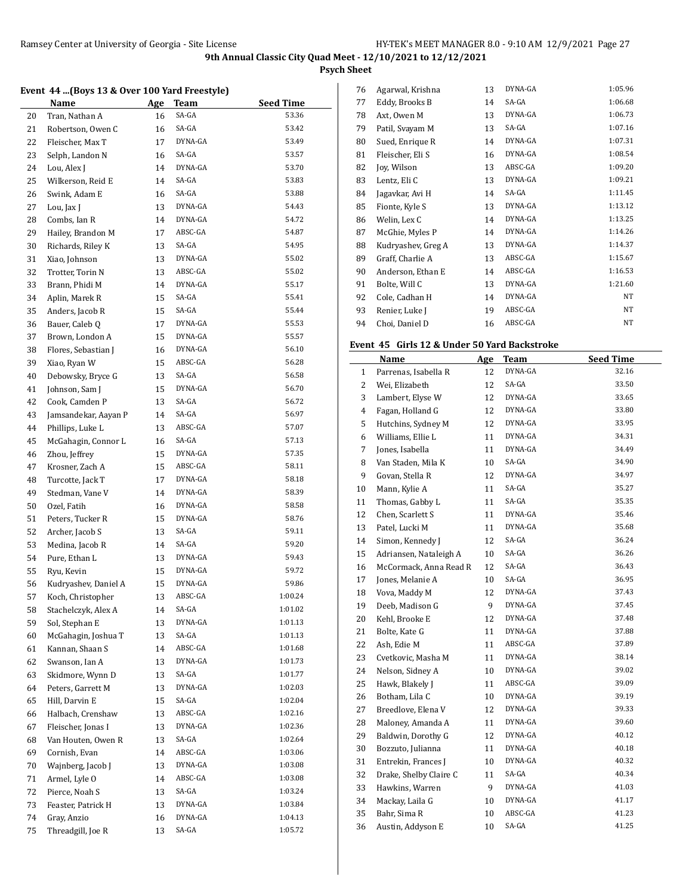# 9th Annual Classic City Quad Meet - 12/10/2021 to 12/12/2021

**Psych Sheet**

### Event 44 ...(Boys 13 & Over 100 Yard Freestyle)

| | Name | Age | Team | Seed Time |
|---|---|---|---|---|
| 20 | Tran, Nathan A | 16 | SA-GA | 53.36 |
| 21 | Robertson, Owen C | 16 | SA-GA | 53.42 |
| 22 | Fleischer, Max T | 17 | DYNA-GA | 53.49 |
| 23 | Selph, Landon N | 16 | SA-GA | 53.57 |
| 24 | Lou, Alex J | 14 | DYNA-GA | 53.70 |
| 25 | Wilkerson, Reid E | 14 | SA-GA | 53.83 |
| 26 | Swink, Adam E | 16 | SA-GA | 53.88 |
| 27 | Lou, Jax J | 13 | DYNA-GA | 54.43 |
| 28 | Combs, Ian R | 14 | DYNA-GA | 54.72 |
| 29 | Hailey, Brandon M | 17 | ABSC-GA | 54.87 |
| 30 | Richards, Riley K | 13 | SA-GA | 54.95 |
| 31 | Xiao, Johnson | 13 | DYNA-GA | 55.02 |
| 32 | Trotter, Torin N | 13 | ABSC-GA | 55.02 |
| 33 | Brann, Phidi M | 14 | DYNA-GA | 55.17 |
| 34 | Aplin, Marek R | 15 | SA-GA | 55.41 |
| 35 | Anders, Jacob R | 15 | SA-GA | 55.44 |
| 36 | Bauer, Caleb Q | 17 | DYNA-GA | 55.53 |
| 37 | Brown, London A | 15 | DYNA-GA | 55.57 |
| 38 | Flores, Sebastian J | 16 | DYNA-GA | 56.10 |
| 39 | Xiao, Ryan W | 15 | ABSC-GA | 56.28 |
| 40 | Debowsky, Bryce G | 13 | SA-GA | 56.58 |
| 41 | Johnson, Sam J | 15 | DYNA-GA | 56.70 |
| 42 | Cook, Camden P | 13 | SA-GA | 56.72 |
| 43 | Jamsandekar, Aayan P | 14 | SA-GA | 56.97 |
| 44 | Phillips, Luke L | 13 | ABSC-GA | 57.07 |
| 45 | McGahagin, Connor L | 16 | SA-GA | 57.13 |
| 46 | Zhou, Jeffrey | 15 | DYNA-GA | 57.35 |
| 47 | Krosner, Zach A | 15 | ABSC-GA | 58.11 |
| 48 | Turcotte, Jack T | 17 | DYNA-GA | 58.18 |
| 49 | Stedman, Vane V | 14 | DYNA-GA | 58.39 |
| 50 | Ozel, Fatih | 16 | DYNA-GA | 58.58 |
| 51 | Peters, Tucker R | 15 | DYNA-GA | 58.76 |
| 52 | Archer, Jacob S | 13 | SA-GA | 59.11 |
| 53 | Medina, Jacob R | 14 | SA-GA | 59.20 |
| 54 | Pure, Ethan L | 13 | DYNA-GA | 59.43 |
| 55 | Ryu, Kevin | 15 | DYNA-GA | 59.72 |
| 56 | Kudryashev, Daniel A | 15 | DYNA-GA | 59.86 |
| 57 | Koch, Christopher | 13 | ABSC-GA | 1:00.24 |
| 58 | Stachelczyk, Alex A | 14 | SA-GA | 1:01.02 |
| 59 | Sol, Stephan E | 13 | DYNA-GA | 1:01.13 |
| 60 | McGahagin, Joshua T | 13 | SA-GA | 1:01.13 |
| 61 | Kannan, Shaan S | 14 | ABSC-GA | 1:01.68 |
| 62 | Swanson, Ian A | 13 | DYNA-GA | 1:01.73 |
| 63 | Skidmore, Wynn D | 13 | SA-GA | 1:01.77 |
| 64 | Peters, Garrett M | 13 | DYNA-GA | 1:02.03 |
| 65 | Hill, Darvin E | 15 | SA-GA | 1:02.04 |
| 66 | Halbach, Crenshaw | 13 | ABSC-GA | 1:02.16 |
| 67 | Fleischer, Jonas I | 13 | DYNA-GA | 1:02.36 |
| 68 | Van Houten, Owen R | 13 | SA-GA | 1:02.64 |
| 69 | Cornish, Evan | 14 | ABSC-GA | 1:03.06 |
| 70 | Wajnberg, Jacob J | 13 | DYNA-GA | 1:03.08 |
| 71 | Armel, Lyle O | 14 | ABSC-GA | 1:03.08 |
| 72 | Pierce, Noah S | 13 | SA-GA | 1:03.24 |
| 73 | Feaster, Patrick H | 13 | DYNA-GA | 1:03.84 |
| 74 | Gray, Anzio | 16 | DYNA-GA | 1:04.13 |
| 75 | Threadgill, Joe R | 13 | SA-GA | 1:05.72 |
| 76 | Agarwal, Krishna | 13 | DYNA-GA | 1:05.96 |
| 77 | Eddy, Brooks B | 14 | SA-GA | 1:06.68 |
| 78 | Axt, Owen M | 13 | DYNA-GA | 1:06.73 |
| 79 | Patil, Svayam M | 13 | SA-GA | 1:07.16 |
| 80 | Sued, Enrique R | 14 | DYNA-GA | 1:07.31 |
| 81 | Fleischer, Eli S | 16 | DYNA-GA | 1:08.54 |
| 82 | Joy, Wilson | 13 | ABSC-GA | 1:09.20 |
| 83 | Lentz, Eli C | 13 | DYNA-GA | 1:09.21 |
| 84 | Jagavkar, Avi H | 14 | SA-GA | 1:11.45 |
| 85 | Fionte, Kyle S | 13 | DYNA-GA | 1:13.12 |
| 86 | Welin, Lex C | 14 | DYNA-GA | 1:13.25 |
| 87 | McGhie, Myles P | 14 | DYNA-GA | 1:14.26 |
| 88 | Kudryashev, Greg A | 13 | DYNA-GA | 1:14.37 |
| 89 | Graff, Charlie A | 13 | ABSC-GA | 1:15.67 |
| 90 | Anderson, Ethan E | 14 | ABSC-GA | 1:16.53 |
| 91 | Bolte, Will C | 13 | DYNA-GA | 1:21.60 |
| 92 | Cole, Cadhan H | 14 | DYNA-GA | NT |
| 93 | Renier, Luke J | 19 | ABSC-GA | NT |
| 94 | Choi, Daniel D | 16 | ABSC-GA | NT |

### Event 45 Girls 12 & Under 50 Yard Backstroke

| | Name | Age | Team | Seed Time |
|---|---|---|---|---|
| 1 | Parrenas, Isabella R | 12 | DYNA-GA | 32.16 |
| 2 | Wei, Elizabeth | 12 | SA-GA | 33.50 |
| 3 | Lambert, Elyse W | 12 | DYNA-GA | 33.65 |
| 4 | Fagan, Holland G | 12 | DYNA-GA | 33.80 |
| 5 | Hutchins, Sydney M | 12 | DYNA-GA | 33.95 |
| 6 | Williams, Ellie L | 11 | DYNA-GA | 34.31 |
| 7 | Jones, Isabella | 11 | DYNA-GA | 34.49 |
| 8 | Van Staden, Mila K | 10 | SA-GA | 34.90 |
| 9 | Govan, Stella R | 12 | DYNA-GA | 34.97 |
| 10 | Mann, Kylie A | 11 | SA-GA | 35.27 |
| 11 | Thomas, Gabby L | 11 | SA-GA | 35.35 |
| 12 | Chen, Scarlett S | 11 | DYNA-GA | 35.46 |
| 13 | Patel, Lucki M | 11 | DYNA-GA | 35.68 |
| 14 | Simon, Kennedy J | 12 | SA-GA | 36.24 |
| 15 | Adriansen, Nataleigh A | 10 | SA-GA | 36.26 |
| 16 | McCormack, Anna Read R | 12 | SA-GA | 36.43 |
| 17 | Jones, Melanie A | 10 | SA-GA | 36.95 |
| 18 | Vova, Maddy M | 12 | DYNA-GA | 37.43 |
| 19 | Deeb, Madison G | 9 | DYNA-GA | 37.45 |
| 20 | Kehl, Brooke E | 12 | DYNA-GA | 37.48 |
| 21 | Bolte, Kate G | 11 | DYNA-GA | 37.88 |
| 22 | Ash, Edie M | 11 | ABSC-GA | 37.89 |
| 23 | Cvetkovic, Masha M | 11 | DYNA-GA | 38.14 |
| 24 | Nelson, Sidney A | 10 | DYNA-GA | 39.02 |
| 25 | Hawk, Blakely J | 11 | ABSC-GA | 39.09 |
| 26 | Botham, Lila C | 10 | DYNA-GA | 39.19 |
| 27 | Breedlove, Elena V | 12 | DYNA-GA | 39.33 |
| 28 | Maloney, Amanda A | 11 | DYNA-GA | 39.60 |
| 29 | Baldwin, Dorothy G | 12 | DYNA-GA | 40.12 |
| 30 | Bozzuto, Julianna | 11 | DYNA-GA | 40.18 |
| 31 | Entrekin, Frances J | 10 | DYNA-GA | 40.32 |
| 32 | Drake, Shelby Claire C | 11 | SA-GA | 40.34 |
| 33 | Hawkins, Warren | 9 | DYNA-GA | 41.03 |
| 34 | Mackay, Laila G | 10 | DYNA-GA | 41.17 |
| 35 | Bahr, Sima R | 10 | ABSC-GA | 41.23 |
| 36 | Austin, Addyson E | 10 | SA-GA | 41.25 |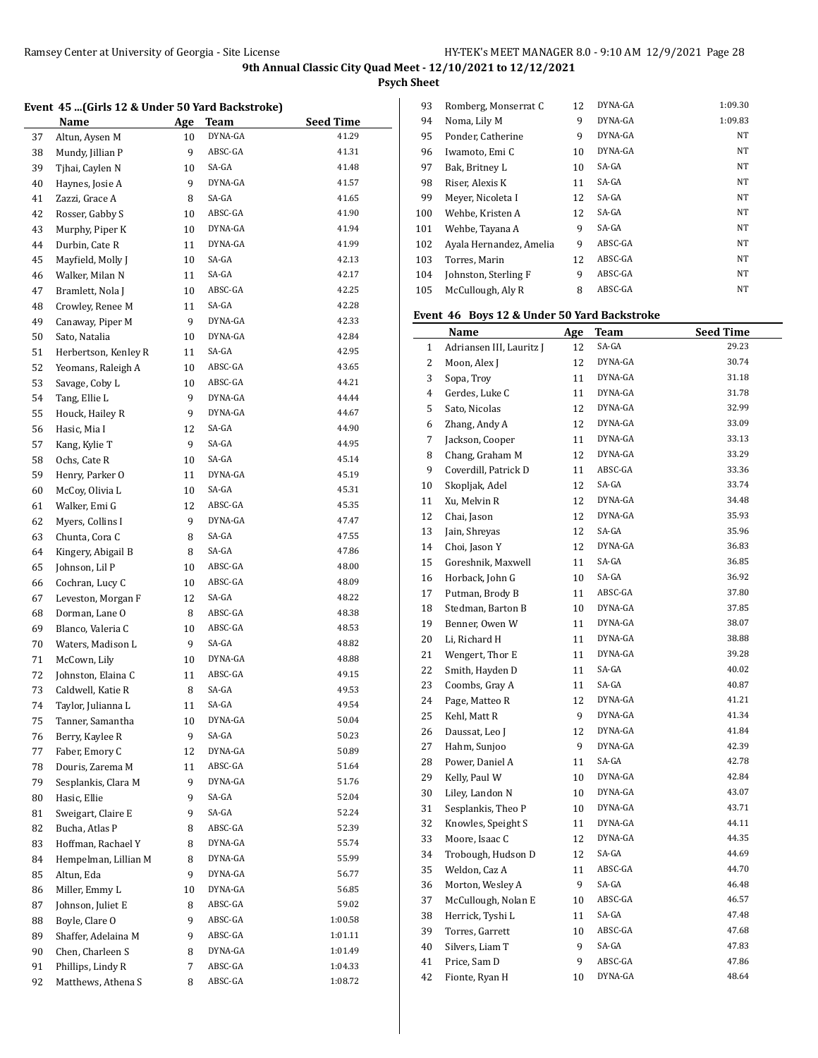# 9th Annual Classic City Quad Meet - 12/10/2021 to 12/12/2021

**Psych Sheet**

### Event 45 ...(Girls 12 & Under 50 Yard Backstroke)

| | Name | Age | Team | Seed Time |
|---|---|---|---|---|
| 37 | Altun, Aysen M | 10 | DYNA-GA | 41.29 |
| 38 | Mundy, Jillian P | 9 | ABSC-GA | 41.31 |
| 39 | Tjhai, Caylen N | 10 | SA-GA | 41.48 |
| 40 | Haynes, Josie A | 9 | DYNA-GA | 41.57 |
| 41 | Zazzi, Grace A | 8 | SA-GA | 41.65 |
| 42 | Rosser, Gabby S | 10 | ABSC-GA | 41.90 |
| 43 | Murphy, Piper K | 10 | DYNA-GA | 41.94 |
| 44 | Durbin, Cate R | 11 | DYNA-GA | 41.99 |
| 45 | Mayfield, Molly J | 10 | SA-GA | 42.13 |
| 46 | Walker, Milan N | 11 | SA-GA | 42.17 |
| 47 | Bramlett, Nola J | 10 | ABSC-GA | 42.25 |
| 48 | Crowley, Renee M | 11 | SA-GA | 42.28 |
| 49 | Canaway, Piper M | 9 | DYNA-GA | 42.33 |
| 50 | Sato, Natalia | 10 | DYNA-GA | 42.84 |
| 51 | Herbertson, Kenley R | 11 | SA-GA | 42.95 |
| 52 | Yeomans, Raleigh A | 10 | ABSC-GA | 43.65 |
| 53 | Savage, Coby L | 10 | ABSC-GA | 44.21 |
| 54 | Tang, Ellie L | 9 | DYNA-GA | 44.44 |
| 55 | Houck, Hailey R | 9 | DYNA-GA | 44.67 |
| 56 | Hasic, Mia I | 12 | SA-GA | 44.90 |
| 57 | Kang, Kylie T | 9 | SA-GA | 44.95 |
| 58 | Ochs, Cate R | 10 | SA-GA | 45.14 |
| 59 | Henry, Parker O | 11 | DYNA-GA | 45.19 |
| 60 | McCoy, Olivia L | 10 | SA-GA | 45.31 |
| 61 | Walker, Emi G | 12 | ABSC-GA | 45.35 |
| 62 | Myers, Collins I | 9 | DYNA-GA | 47.47 |
| 63 | Chunta, Cora C | 8 | SA-GA | 47.55 |
| 64 | Kingery, Abigail B | 8 | SA-GA | 47.86 |
| 65 | Johnson, Lil P | 10 | ABSC-GA | 48.00 |
| 66 | Cochran, Lucy C | 10 | ABSC-GA | 48.09 |
| 67 | Leveston, Morgan F | 12 | SA-GA | 48.22 |
| 68 | Dorman, Lane O | 8 | ABSC-GA | 48.38 |
| 69 | Blanco, Valeria C | 10 | ABSC-GA | 48.53 |
| 70 | Waters, Madison L | 9 | SA-GA | 48.82 |
| 71 | McCown, Lily | 10 | DYNA-GA | 48.88 |
| 72 | Johnston, Elaina C | 11 | ABSC-GA | 49.15 |
| 73 | Caldwell, Katie R | 8 | SA-GA | 49.53 |
| 74 | Taylor, Julianna L | 11 | SA-GA | 49.54 |
| 75 | Tanner, Samantha | 10 | DYNA-GA | 50.04 |
| 76 | Berry, Kaylee R | 9 | SA-GA | 50.23 |
| 77 | Faber, Emory C | 12 | DYNA-GA | 50.89 |
| 78 | Douris, Zarema M | 11 | ABSC-GA | 51.64 |
| 79 | Sesplankis, Clara M | 9 | DYNA-GA | 51.76 |
| 80 | Hasic, Ellie | 9 | SA-GA | 52.04 |
| 81 | Sweigart, Claire E | 9 | SA-GA | 52.24 |
| 82 | Bucha, Atlas P | 8 | ABSC-GA | 52.39 |
| 83 | Hoffman, Rachael Y | 8 | DYNA-GA | 55.74 |
| 84 | Hempelman, Lillian M | 8 | DYNA-GA | 55.99 |
| 85 | Altun, Eda | 9 | DYNA-GA | 56.77 |
| 86 | Miller, Emmy L | 10 | DYNA-GA | 56.85 |
| 87 | Johnson, Juliet E | 8 | ABSC-GA | 59.02 |
| 88 | Boyle, Clare O | 9 | ABSC-GA | 1:00.58 |
| 89 | Shaffer, Adelaina M | 9 | ABSC-GA | 1:01.11 |
| 90 | Chen, Charleen S | 8 | DYNA-GA | 1:01.49 |
| 91 | Phillips, Lindy R | 7 | ABSC-GA | 1:04.33 |
| 92 | Matthews, Athena S | 8 | ABSC-GA | 1:08.72 |
| 93 | Romberg, Monserrat C | 12 | DYNA-GA | 1:09.30 |
| 94 | Noma, Lily M | 9 | DYNA-GA | 1:09.83 |
| 95 | Ponder, Catherine | 9 | DYNA-GA | NT |
| 96 | Iwamoto, Emi C | 10 | DYNA-GA | NT |
| 97 | Bak, Britney L | 10 | SA-GA | NT |
| 98 | Riser, Alexis K | 11 | SA-GA | NT |
| 99 | Meyer, Nicoleta I | 12 | SA-GA | NT |
| 100 | Wehbe, Kristen A | 12 | SA-GA | NT |
| 101 | Wehbe, Tayana A | 9 | SA-GA | NT |
| 102 | Ayala Hernandez, Amelia | 9 | ABSC-GA | NT |
| 103 | Torres, Marin | 12 | ABSC-GA | NT |
| 104 | Johnston, Sterling F | 9 | ABSC-GA | NT |
| 105 | McCullough, Aly R | 8 | ABSC-GA | NT |

### Event 46 Boys 12 & Under 50 Yard Backstroke

| | Name | Age | Team | Seed Time |
|---|---|---|---|---|
| 1 | Adriansen III, Lauritz J | 12 | SA-GA | 29.23 |
| 2 | Moon, Alex J | 12 | DYNA-GA | 30.74 |
| 3 | Sopa, Troy | 11 | DYNA-GA | 31.18 |
| 4 | Gerdes, Luke C | 11 | DYNA-GA | 31.78 |
| 5 | Sato, Nicolas | 12 | DYNA-GA | 32.99 |
| 6 | Zhang, Andy A | 12 | DYNA-GA | 33.09 |
| 7 | Jackson, Cooper | 11 | DYNA-GA | 33.13 |
| 8 | Chang, Graham M | 12 | DYNA-GA | 33.29 |
| 9 | Coverdill, Patrick D | 11 | ABSC-GA | 33.36 |
| 10 | Skopljak, Adel | 12 | SA-GA | 33.74 |
| 11 | Xu, Melvin R | 12 | DYNA-GA | 34.48 |
| 12 | Chai, Jason | 12 | DYNA-GA | 35.93 |
| 13 | Jain, Shreyas | 12 | SA-GA | 35.96 |
| 14 | Choi, Jason Y | 12 | DYNA-GA | 36.83 |
| 15 | Goreshnik, Maxwell | 11 | SA-GA | 36.85 |
| 16 | Horback, John G | 10 | SA-GA | 36.92 |
| 17 | Putman, Brody B | 11 | ABSC-GA | 37.80 |
| 18 | Stedman, Barton B | 10 | DYNA-GA | 37.85 |
| 19 | Benner, Owen W | 11 | DYNA-GA | 38.07 |
| 20 | Li, Richard H | 11 | DYNA-GA | 38.88 |
| 21 | Wengert, Thor E | 11 | DYNA-GA | 39.28 |
| 22 | Smith, Hayden D | 11 | SA-GA | 40.02 |
| 23 | Coombs, Gray A | 11 | SA-GA | 40.87 |
| 24 | Page, Matteo R | 12 | DYNA-GA | 41.21 |
| 25 | Kehl, Matt R | 9 | DYNA-GA | 41.34 |
| 26 | Daussat, Leo J | 12 | DYNA-GA | 41.84 |
| 27 | Hahm, Sunjoo | 9 | DYNA-GA | 42.39 |
| 28 | Power, Daniel A | 11 | SA-GA | 42.78 |
| 29 | Kelly, Paul W | 10 | DYNA-GA | 42.84 |
| 30 | Liley, Landon N | 10 | DYNA-GA | 43.07 |
| 31 | Sesplankis, Theo P | 10 | DYNA-GA | 43.71 |
| 32 | Knowles, Speight S | 11 | DYNA-GA | 44.11 |
| 33 | Moore, Isaac C | 12 | DYNA-GA | 44.35 |
| 34 | Trobough, Hudson D | 12 | SA-GA | 44.69 |
| 35 | Weldon, Caz A | 11 | ABSC-GA | 44.70 |
| 36 | Morton, Wesley A | 9 | SA-GA | 46.48 |
| 37 | McCullough, Nolan E | 10 | ABSC-GA | 46.57 |
| 38 | Herrick, Tyshi L | 11 | SA-GA | 47.48 |
| 39 | Torres, Garrett | 10 | ABSC-GA | 47.68 |
| 40 | Silvers, Liam T | 9 | SA-GA | 47.83 |
| 41 | Price, Sam D | 9 | ABSC-GA | 47.86 |
| 42 | Fionte, Ryan H | 10 | DYNA-GA | 48.64 |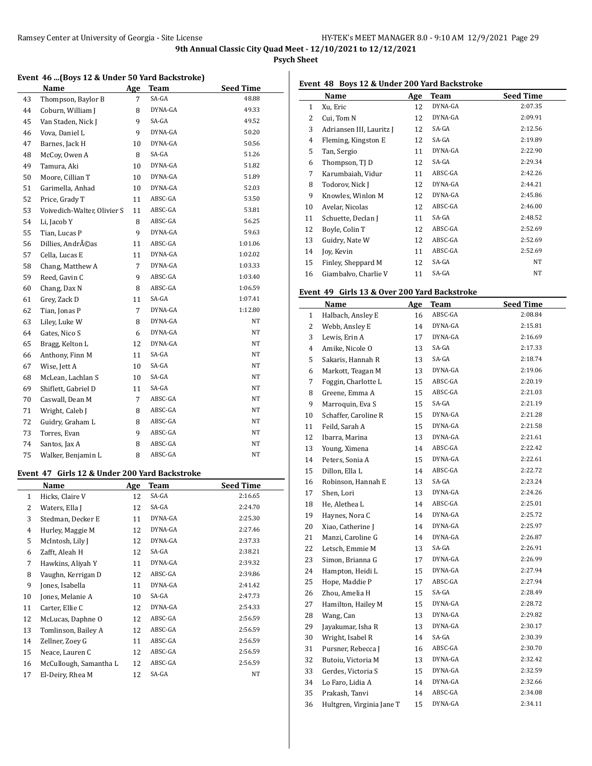# 9th Annual Classic City Quad Meet - 12/10/2021 to 12/12/2021

**Psych Sheet**

### Event 46 ...(Boys 12 & Under 50 Yard Backstroke)

| | Name | Age | Team | Seed Time |
|---|---|---|---|---|
| 43 | Thompson, Baylor B | 7 | SA-GA | 48.88 |
| 44 | Coburn, William J | 8 | DYNA-GA | 49.33 |
| 45 | Van Staden, Nick J | 9 | SA-GA | 49.52 |
| 46 | Vova, Daniel L | 9 | DYNA-GA | 50.20 |
| 47 | Barnes, Jack H | 10 | DYNA-GA | 50.56 |
| 48 | McCoy, Owen A | 8 | SA-GA | 51.26 |
| 49 | Tamura, Aki | 10 | DYNA-GA | 51.82 |
| 50 | Moore, Cillian T | 10 | DYNA-GA | 51.89 |
| 51 | Garimella, Anhad | 10 | DYNA-GA | 52.03 |
| 52 | Price, Grady T | 11 | ABSC-GA | 53.50 |
| 53 | Voivedich-Walter, Olivier S | 11 | ABSC-GA | 53.81 |
| 54 | Li, Jacob Y | 8 | ABSC-GA | 56.25 |
| 55 | Tian, Lucas P | 9 | DYNA-GA | 59.63 |
| 56 | Dillies, AndrÃ©as | 11 | ABSC-GA | 1:01.06 |
| 57 | Cella, Lucas E | 11 | DYNA-GA | 1:02.02 |
| 58 | Chang, Matthew A | 7 | DYNA-GA | 1:03.33 |
| 59 | Reed, Gavin C | 9 | ABSC-GA | 1:03.40 |
| 60 | Chang, Dax N | 8 | ABSC-GA | 1:06.59 |
| 61 | Grey, Zack D | 11 | SA-GA | 1:07.41 |
| 62 | Tian, Jonas P | 7 | DYNA-GA | 1:12.80 |
| 63 | Liley, Luke W | 8 | DYNA-GA | NT |
| 64 | Gates, Nico S | 6 | DYNA-GA | NT |
| 65 | Bragg, Kelton L | 12 | DYNA-GA | NT |
| 66 | Anthony, Finn M | 11 | SA-GA | NT |
| 67 | Wise, Jett A | 10 | SA-GA | NT |
| 68 | McLean, Lachlan S | 10 | SA-GA | NT |
| 69 | Shiflett, Gabriel D | 11 | SA-GA | NT |
| 70 | Caswall, Dean M | 7 | ABSC-GA | NT |
| 71 | Wright, Caleb J | 8 | ABSC-GA | NT |
| 72 | Guidry, Graham L | 8 | ABSC-GA | NT |
| 73 | Torres, Evan | 9 | ABSC-GA | NT |
| 74 | Santos, Jax A | 8 | ABSC-GA | NT |
| 75 | Walker, Benjamin L | 8 | ABSC-GA | NT |

### Event 47 Girls 12 & Under 200 Yard Backstroke

| | Name | Age | Team | Seed Time |
|---|---|---|---|---|
| 1 | Hicks, Claire V | 12 | SA-GA | 2:16.65 |
| 2 | Waters, Ella J | 12 | SA-GA | 2:24.70 |
| 3 | Stedman, Decker E | 11 | DYNA-GA | 2:25.30 |
| 4 | Hurley, Maggie M | 12 | DYNA-GA | 2:27.46 |
| 5 | McIntosh, Lily J | 12 | DYNA-GA | 2:37.33 |
| 6 | Zafft, Aleah H | 12 | SA-GA | 2:38.21 |
| 7 | Hawkins, Aliyah Y | 11 | DYNA-GA | 2:39.32 |
| 8 | Vaughn, Kerrigan D | 12 | ABSC-GA | 2:39.86 |
| 9 | Jones, Isabella | 11 | DYNA-GA | 2:41.42 |
| 10 | Jones, Melanie A | 10 | SA-GA | 2:47.73 |
| 11 | Carter, Ellie C | 12 | DYNA-GA | 2:54.33 |
| 12 | McLucas, Daphne O | 12 | ABSC-GA | 2:56.59 |
| 13 | Tomlinson, Bailey A | 12 | ABSC-GA | 2:56.59 |
| 14 | Zellner, Zoey G | 11 | ABSC-GA | 2:56.59 |
| 15 | Neace, Lauren C | 12 | ABSC-GA | 2:56.59 |
| 16 | McCullough, Samantha L | 12 | ABSC-GA | 2:56.59 |
| 17 | El-Deiry, Rhea M | 12 | SA-GA | NT |

### Event 48 Boys 12 & Under 200 Yard Backstroke

| | Name | Age | Team | Seed Time |
|---|---|---|---|---|
| 1 | Xu, Eric | 12 | DYNA-GA | 2:07.35 |
| 2 | Cui, Tom N | 12 | DYNA-GA | 2:09.91 |
| 3 | Adriansen III, Lauritz J | 12 | SA-GA | 2:12.56 |
| 4 | Fleming, Kingston E | 12 | SA-GA | 2:19.89 |
| 5 | Tan, Sergio | 11 | DYNA-GA | 2:22.90 |
| 6 | Thompson, TJ D | 12 | SA-GA | 2:29.34 |
| 7 | Karumbaiah, Vidur | 11 | ABSC-GA | 2:42.26 |
| 8 | Todorov, Nick J | 12 | DYNA-GA | 2:44.21 |
| 9 | Knowles, Winlon M | 12 | DYNA-GA | 2:45.86 |
| 10 | Avelar, Nicolas | 12 | ABSC-GA | 2:46.00 |
| 11 | Schuette, Declan J | 11 | SA-GA | 2:48.52 |
| 12 | Boyle, Colin T | 12 | ABSC-GA | 2:52.69 |
| 13 | Guidry, Nate W | 12 | ABSC-GA | 2:52.69 |
| 14 | Joy, Kevin | 11 | ABSC-GA | 2:52.69 |
| 15 | Finley, Sheppard M | 12 | SA-GA | NT |
| 16 | Giambalvo, Charlie V | 11 | SA-GA | NT |

### Event 49 Girls 13 & Over 200 Yard Backstroke

| | Name | Age | Team | Seed Time |
|---|---|---|---|---|
| 1 | Halbach, Ansley E | 16 | ABSC-GA | 2:08.84 |
| 2 | Webb, Ansley E | 14 | DYNA-GA | 2:15.81 |
| 3 | Lewis, Erin A | 17 | DYNA-GA | 2:16.69 |
| 4 | Amike, Nicole O | 13 | SA-GA | 2:17.33 |
| 5 | Sakaris, Hannah R | 13 | SA-GA | 2:18.74 |
| 6 | Markott, Teagan M | 13 | DYNA-GA | 2:19.06 |
| 7 | Foggin, Charlotte L | 15 | ABSC-GA | 2:20.19 |
| 8 | Greene, Emma A | 15 | ABSC-GA | 2:21.03 |
| 9 | Marroquin, Eva S | 15 | SA-GA | 2:21.19 |
| 10 | Schaffer, Caroline R | 15 | DYNA-GA | 2:21.28 |
| 11 | Feild, Sarah A | 15 | DYNA-GA | 2:21.58 |
| 12 | Ibarra, Marina | 13 | DYNA-GA | 2:21.61 |
| 13 | Young, Ximena | 14 | ABSC-GA | 2:22.42 |
| 14 | Peters, Sonia A | 15 | DYNA-GA | 2:22.61 |
| 15 | Dillon, Ella L | 14 | ABSC-GA | 2:22.72 |
| 16 | Robinson, Hannah E | 13 | SA-GA | 2:23.24 |
| 17 | Shen, Lori | 13 | DYNA-GA | 2:24.26 |
| 18 | He, Alethea L | 14 | ABSC-GA | 2:25.01 |
| 19 | Haynes, Nora C | 14 | DYNA-GA | 2:25.72 |
| 20 | Xiao, Catherine J | 14 | DYNA-GA | 2:25.97 |
| 21 | Manzi, Caroline G | 14 | DYNA-GA | 2:26.87 |
| 22 | Letsch, Emmie M | 13 | SA-GA | 2:26.91 |
| 23 | Simon, Brianna G | 17 | DYNA-GA | 2:26.99 |
| 24 | Hampton, Heidi L | 15 | DYNA-GA | 2:27.94 |
| 25 | Hope, Maddie P | 17 | ABSC-GA | 2:27.94 |
| 26 | Zhou, Amelia H | 15 | SA-GA | 2:28.49 |
| 27 | Hamilton, Hailey M | 15 | DYNA-GA | 2:28.72 |
| 28 | Wang, Can | 13 | DYNA-GA | 2:29.82 |
| 29 | Jayakumar, Isha R | 13 | DYNA-GA | 2:30.17 |
| 30 | Wright, Isabel R | 14 | SA-GA | 2:30.39 |
| 31 | Pursner, Rebecca J | 16 | ABSC-GA | 2:30.70 |
| 32 | Butoiu, Victoria M | 13 | DYNA-GA | 2:32.42 |
| 33 | Gerdes, Victoria S | 15 | DYNA-GA | 2:32.59 |
| 34 | Lo Faro, Lidia A | 14 | DYNA-GA | 2:32.66 |
| 35 | Prakash, Tanvi | 14 | ABSC-GA | 2:34.08 |
| 36 | Hultgren, Virginia Jane T | 15 | DYNA-GA | 2:34.11 |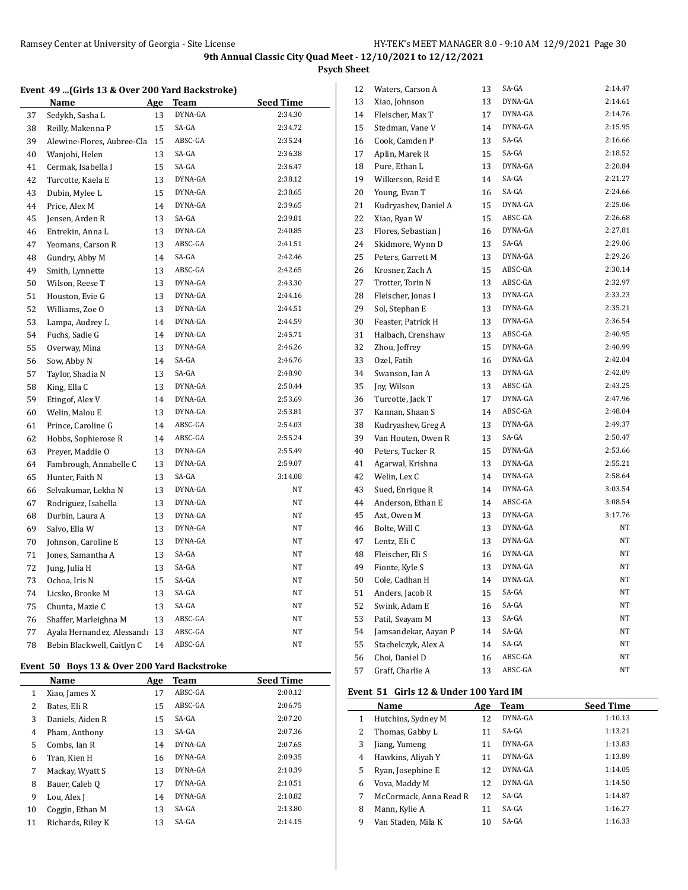**9th Annual Classic City Quad Meet - 12/10/2021 to 12/12/2021**

**Psych Sheet**

### Event 49 ...(Girls 13 & Over 200 Yard Backstroke)

| | Name | Age | Team | Seed Time |
|---|---|---|---|---|
| 37 | Sedykh, Sasha L | 13 | DYNA-GA | 2:34.30 |
| 38 | Reilly, Makenna P | 15 | SA-GA | 2:34.72 |
| 39 | Alewine-Flores, Aubree-Cla | 15 | ABSC-GA | 2:35.24 |
| 40 | Wanjohi, Helen | 13 | SA-GA | 2:36.38 |
| 41 | Cermak, Isabella I | 15 | SA-GA | 2:36.47 |
| 42 | Turcotte, Kaela E | 13 | DYNA-GA | 2:38.12 |
| 43 | Dubin, Mylee L | 15 | DYNA-GA | 2:38.65 |
| 44 | Price, Alex M | 14 | DYNA-GA | 2:39.65 |
| 45 | Jensen, Arden R | 13 | SA-GA | 2:39.81 |
| 46 | Entrekin, Anna L | 13 | DYNA-GA | 2:40.85 |
| 47 | Yeomans, Carson R | 13 | ABSC-GA | 2:41.51 |
| 48 | Gundry, Abby M | 14 | SA-GA | 2:42.46 |
| 49 | Smith, Lynnette | 13 | ABSC-GA | 2:42.65 |
| 50 | Wilson, Reese T | 13 | DYNA-GA | 2:43.30 |
| 51 | Houston, Evie G | 13 | DYNA-GA | 2:44.16 |
| 52 | Williams, Zoe O | 13 | DYNA-GA | 2:44.51 |
| 53 | Lampa, Audrey L | 14 | DYNA-GA | 2:44.59 |
| 54 | Fuchs, Sadie G | 14 | DYNA-GA | 2:45.71 |
| 55 | Overway, Mina | 13 | DYNA-GA | 2:46.26 |
| 56 | Sow, Abby N | 14 | SA-GA | 2:46.76 |
| 57 | Taylor, Shadia N | 13 | SA-GA | 2:48.90 |
| 58 | King, Ella C | 13 | DYNA-GA | 2:50.44 |
| 59 | Etingof, Alex V | 14 | DYNA-GA | 2:53.69 |
| 60 | Welin, Malou E | 13 | DYNA-GA | 2:53.81 |
| 61 | Prince, Caroline G | 14 | ABSC-GA | 2:54.03 |
| 62 | Hobbs, Sophierose R | 14 | ABSC-GA | 2:55.24 |
| 63 | Preyer, Maddie O | 13 | DYNA-GA | 2:55.49 |
| 64 | Fambrough, Annabelle C | 13 | DYNA-GA | 2:59.07 |
| 65 | Hunter, Faith N | 13 | SA-GA | 3:14.08 |
| 66 | Selvakumar, Lekha N | 13 | DYNA-GA | NT |
| 67 | Rodriguez, Isabella | 13 | DYNA-GA | NT |
| 68 | Durbin, Laura A | 13 | DYNA-GA | NT |
| 69 | Salvo, Ella W | 13 | DYNA-GA | NT |
| 70 | Johnson, Caroline E | 13 | DYNA-GA | NT |
| 71 | Jones, Samantha A | 13 | SA-GA | NT |
| 72 | Jung, Julia H | 13 | SA-GA | NT |
| 73 | Ochoa, Iris N | 15 | SA-GA | NT |
| 74 | Licsko, Brooke M | 13 | SA-GA | NT |
| 75 | Chunta, Mazie C | 13 | SA-GA | NT |
| 76 | Shaffer, Marleighna M | 13 | ABSC-GA | NT |
| 77 | Ayala Hernandez, Alessandı | 13 | ABSC-GA | NT |
| 78 | Bebin Blackwell, Caitlyn C | 14 | ABSC-GA | NT |

### Event 50 Boys 13 & Over 200 Yard Backstroke

| | Name | Age | Team | Seed Time |
|---|---|---|---|---|
| 1 | Xiao, James X | 17 | ABSC-GA | 2:00.12 |
| 2 | Bates, Eli R | 15 | ABSC-GA | 2:06.75 |
| 3 | Daniels, Aiden R | 15 | SA-GA | 2:07.20 |
| 4 | Pham, Anthony | 13 | SA-GA | 2:07.36 |
| 5 | Combs, Ian R | 14 | DYNA-GA | 2:07.65 |
| 6 | Tran, Kien H | 16 | DYNA-GA | 2:09.35 |
| 7 | Mackay, Wyatt S | 13 | DYNA-GA | 2:10.39 |
| 8 | Bauer, Caleb Q | 17 | DYNA-GA | 2:10.51 |
| 9 | Lou, Alex J | 14 | DYNA-GA | 2:10.82 |
| 10 | Coggin, Ethan M | 13 | SA-GA | 2:13.80 |
| 11 | Richards, Riley K | 13 | SA-GA | 2:14.15 |
| 12 | Waters, Carson A | 13 | SA-GA | 2:14.47 |
| 13 | Xiao, Johnson | 13 | DYNA-GA | 2:14.61 |
| 14 | Fleischer, Max T | 17 | DYNA-GA | 2:14.76 |
| 15 | Stedman, Vane V | 14 | DYNA-GA | 2:15.95 |
| 16 | Cook, Camden P | 13 | SA-GA | 2:16.66 |
| 17 | Aplin, Marek R | 15 | SA-GA | 2:18.52 |
| 18 | Pure, Ethan L | 13 | DYNA-GA | 2:20.84 |
| 19 | Wilkerson, Reid E | 14 | SA-GA | 2:21.27 |
| 20 | Young, Evan T | 16 | SA-GA | 2:24.66 |
| 21 | Kudryashev, Daniel A | 15 | DYNA-GA | 2:25.06 |
| 22 | Xiao, Ryan W | 15 | ABSC-GA | 2:26.68 |
| 23 | Flores, Sebastian J | 16 | DYNA-GA | 2:27.81 |
| 24 | Skidmore, Wynn D | 13 | SA-GA | 2:29.06 |
| 25 | Peters, Garrett M | 13 | DYNA-GA | 2:29.26 |
| 26 | Krosner, Zach A | 15 | ABSC-GA | 2:30.14 |
| 27 | Trotter, Torin N | 13 | ABSC-GA | 2:32.97 |
| 28 | Fleischer, Jonas I | 13 | DYNA-GA | 2:33.23 |
| 29 | Sol, Stephan E | 13 | DYNA-GA | 2:35.21 |
| 30 | Feaster, Patrick H | 13 | DYNA-GA | 2:36.54 |
| 31 | Halbach, Crenshaw | 13 | ABSC-GA | 2:40.95 |
| 32 | Zhou, Jeffrey | 15 | DYNA-GA | 2:40.99 |
| 33 | Ozel, Fatih | 16 | DYNA-GA | 2:42.04 |
| 34 | Swanson, Ian A | 13 | DYNA-GA | 2:42.09 |
| 35 | Joy, Wilson | 13 | ABSC-GA | 2:43.25 |
| 36 | Turcotte, Jack T | 17 | DYNA-GA | 2:47.96 |
| 37 | Kannan, Shaan S | 14 | ABSC-GA | 2:48.04 |
| 38 | Kudryashev, Greg A | 13 | DYNA-GA | 2:49.37 |
| 39 | Van Houten, Owen R | 13 | SA-GA | 2:50.47 |
| 40 | Peters, Tucker R | 15 | DYNA-GA | 2:53.66 |
| 41 | Agarwal, Krishna | 13 | DYNA-GA | 2:55.21 |
| 42 | Welin, Lex C | 14 | DYNA-GA | 2:58.64 |
| 43 | Sued, Enrique R | 14 | DYNA-GA | 3:03.54 |
| 44 | Anderson, Ethan E | 14 | ABSC-GA | 3:08.54 |
| 45 | Axt, Owen M | 13 | DYNA-GA | 3:17.76 |
| 46 | Bolte, Will C | 13 | DYNA-GA | NT |
| 47 | Lentz, Eli C | 13 | DYNA-GA | NT |
| 48 | Fleischer, Eli S | 16 | DYNA-GA | NT |
| 49 | Fionte, Kyle S | 13 | DYNA-GA | NT |
| 50 | Cole, Cadhan H | 14 | DYNA-GA | NT |
| 51 | Anders, Jacob R | 15 | SA-GA | NT |
| 52 | Swink, Adam E | 16 | SA-GA | NT |
| 53 | Patil, Svayam M | 13 | SA-GA | NT |
| 54 | Jamsandekar, Aayan P | 14 | SA-GA | NT |
| 55 | Stachelczyk, Alex A | 14 | SA-GA | NT |
| 56 | Choi, Daniel D | 16 | ABSC-GA | NT |
| 57 | Graff, Charlie A | 13 | ABSC-GA | NT |

### Event 51 Girls 12 & Under 100 Yard IM

| | Name | Age | Team | Seed Time |
|---|---|---|---|---|
| 1 | Hutchins, Sydney M | 12 | DYNA-GA | 1:10.13 |
| 2 | Thomas, Gabby L | 11 | SA-GA | 1:13.21 |
| 3 | Jiang, Yumeng | 11 | DYNA-GA | 1:13.83 |
| 4 | Hawkins, Aliyah Y | 11 | DYNA-GA | 1:13.89 |
| 5 | Ryan, Josephine E | 12 | DYNA-GA | 1:14.05 |
| 6 | Vova, Maddy M | 12 | DYNA-GA | 1:14.50 |
| 7 | McCormack, Anna Read R | 12 | SA-GA | 1:14.87 |
| 8 | Mann, Kylie A | 11 | SA-GA | 1:16.27 |
| 9 | Van Staden, Mila K | 10 | SA-GA | 1:16.33 |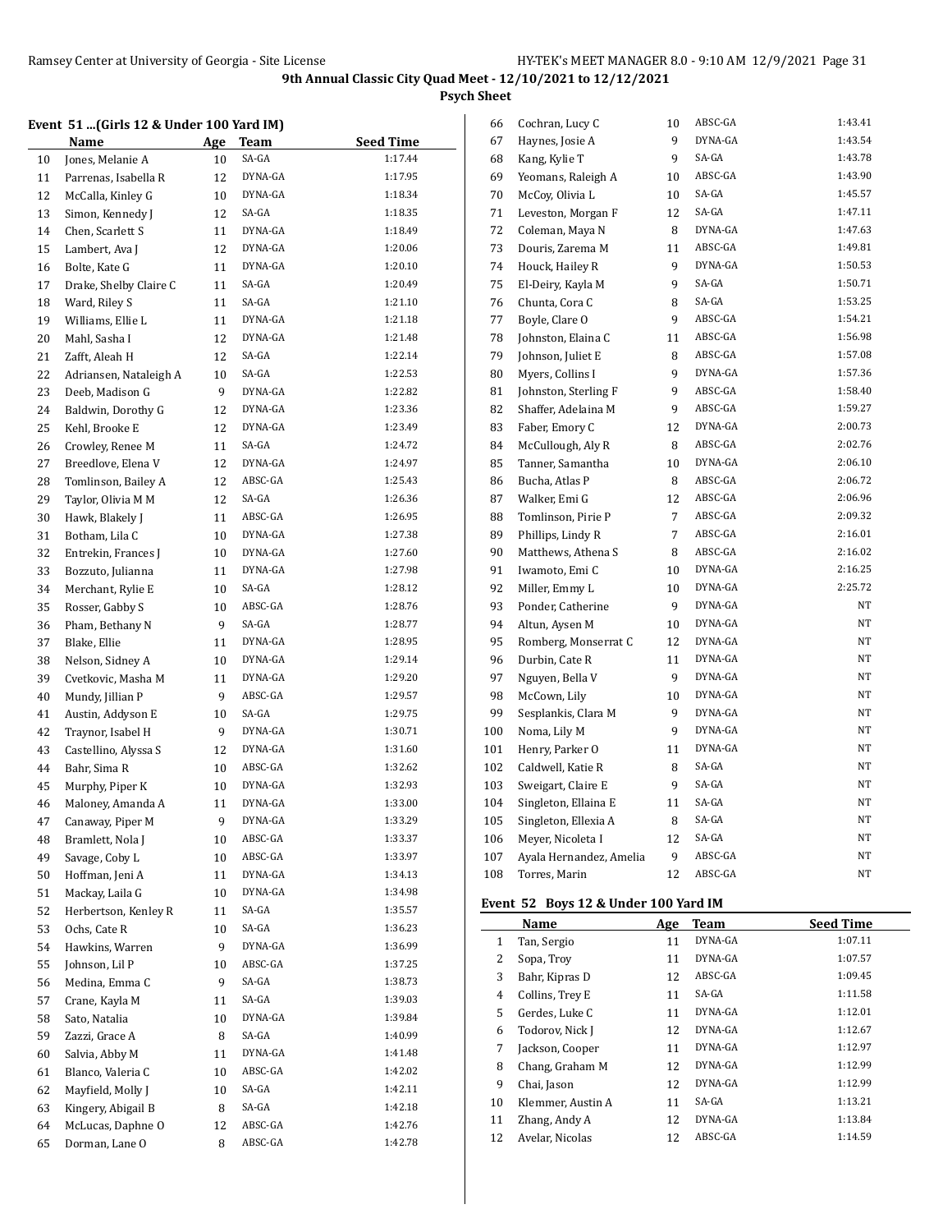# 9th Annual Classic City Quad Meet - 12/10/2021 to 12/12/2021

## Psych Sheet

### Event 51 ...(Girls 12 & Under 100 Yard IM)

| | Name | Age | Team | Seed Time |
|---|---|---|---|---|
| 10 | Jones, Melanie A | 10 | SA-GA | 1:17.44 |
| 11 | Parrenas, Isabella R | 12 | DYNA-GA | 1:17.95 |
| 12 | McCalla, Kinley G | 10 | DYNA-GA | 1:18.34 |
| 13 | Simon, Kennedy J | 12 | SA-GA | 1:18.35 |
| 14 | Chen, Scarlett S | 11 | DYNA-GA | 1:18.49 |
| 15 | Lambert, Ava J | 12 | DYNA-GA | 1:20.06 |
| 16 | Bolte, Kate G | 11 | DYNA-GA | 1:20.10 |
| 17 | Drake, Shelby Claire C | 11 | SA-GA | 1:20.49 |
| 18 | Ward, Riley S | 11 | SA-GA | 1:21.10 |
| 19 | Williams, Ellie L | 11 | DYNA-GA | 1:21.18 |
| 20 | Mahl, Sasha I | 12 | DYNA-GA | 1:21.48 |
| 21 | Zafft, Aleah H | 12 | SA-GA | 1:22.14 |
| 22 | Adriansen, Nataleigh A | 10 | SA-GA | 1:22.53 |
| 23 | Deeb, Madison G | 9 | DYNA-GA | 1:22.82 |
| 24 | Baldwin, Dorothy G | 12 | DYNA-GA | 1:23.36 |
| 25 | Kehl, Brooke E | 12 | DYNA-GA | 1:23.49 |
| 26 | Crowley, Renee M | 11 | SA-GA | 1:24.72 |
| 27 | Breedlove, Elena V | 12 | DYNA-GA | 1:24.97 |
| 28 | Tomlinson, Bailey A | 12 | ABSC-GA | 1:25.43 |
| 29 | Taylor, Olivia M M | 12 | SA-GA | 1:26.36 |
| 30 | Hawk, Blakely J | 11 | ABSC-GA | 1:26.95 |
| 31 | Botham, Lila C | 10 | DYNA-GA | 1:27.38 |
| 32 | Entrekin, Frances J | 10 | DYNA-GA | 1:27.60 |
| 33 | Bozzuto, Julianna | 11 | DYNA-GA | 1:27.98 |
| 34 | Merchant, Rylie E | 10 | SA-GA | 1:28.12 |
| 35 | Rosser, Gabby S | 10 | ABSC-GA | 1:28.76 |
| 36 | Pham, Bethany N | 9 | SA-GA | 1:28.77 |
| 37 | Blake, Ellie | 11 | DYNA-GA | 1:28.95 |
| 38 | Nelson, Sidney A | 10 | DYNA-GA | 1:29.14 |
| 39 | Cvetkovic, Masha M | 11 | DYNA-GA | 1:29.20 |
| 40 | Mundy, Jillian P | 9 | ABSC-GA | 1:29.57 |
| 41 | Austin, Addyson E | 10 | SA-GA | 1:29.75 |
| 42 | Traynor, Isabel H | 9 | DYNA-GA | 1:30.71 |
| 43 | Castellino, Alyssa S | 12 | DYNA-GA | 1:31.60 |
| 44 | Bahr, Sima R | 10 | ABSC-GA | 1:32.62 |
| 45 | Murphy, Piper K | 10 | DYNA-GA | 1:32.93 |
| 46 | Maloney, Amanda A | 11 | DYNA-GA | 1:33.00 |
| 47 | Canaway, Piper M | 9 | DYNA-GA | 1:33.29 |
| 48 | Bramlett, Nola J | 10 | ABSC-GA | 1:33.37 |
| 49 | Savage, Coby L | 10 | ABSC-GA | 1:33.97 |
| 50 | Hoffman, Jeni A | 11 | DYNA-GA | 1:34.13 |
| 51 | Mackay, Laila G | 10 | DYNA-GA | 1:34.98 |
| 52 | Herbertson, Kenley R | 11 | SA-GA | 1:35.57 |
| 53 | Ochs, Cate R | 10 | SA-GA | 1:36.23 |
| 54 | Hawkins, Warren | 9 | DYNA-GA | 1:36.99 |
| 55 | Johnson, Lil P | 10 | ABSC-GA | 1:37.25 |
| 56 | Medina, Emma C | 9 | SA-GA | 1:38.73 |
| 57 | Crane, Kayla M | 11 | SA-GA | 1:39.03 |
| 58 | Sato, Natalia | 10 | DYNA-GA | 1:39.84 |
| 59 | Zazzi, Grace A | 8 | SA-GA | 1:40.99 |
| 60 | Salvia, Abby M | 11 | DYNA-GA | 1:41.48 |
| 61 | Blanco, Valeria C | 10 | ABSC-GA | 1:42.02 |
| 62 | Mayfield, Molly J | 10 | SA-GA | 1:42.11 |
| 63 | Kingery, Abigail B | 8 | SA-GA | 1:42.18 |
| 64 | McLucas, Daphne O | 12 | ABSC-GA | 1:42.76 |
| 65 | Dorman, Lane O | 8 | ABSC-GA | 1:42.78 |
| 66 | Cochran, Lucy C | 10 | ABSC-GA | 1:43.41 |
| 67 | Haynes, Josie A | 9 | DYNA-GA | 1:43.54 |
| 68 | Kang, Kylie T | 9 | SA-GA | 1:43.78 |
| 69 | Yeomans, Raleigh A | 10 | ABSC-GA | 1:43.90 |
| 70 | McCoy, Olivia L | 10 | SA-GA | 1:45.57 |
| 71 | Leveston, Morgan F | 12 | SA-GA | 1:47.11 |
| 72 | Coleman, Maya N | 8 | DYNA-GA | 1:47.63 |
| 73 | Douris, Zarema M | 11 | ABSC-GA | 1:49.81 |
| 74 | Houck, Hailey R | 9 | DYNA-GA | 1:50.53 |
| 75 | El-Deiry, Kayla M | 9 | SA-GA | 1:50.71 |
| 76 | Chunta, Cora C | 8 | SA-GA | 1:53.25 |
| 77 | Boyle, Clare O | 9 | ABSC-GA | 1:54.21 |
| 78 | Johnston, Elaina C | 11 | ABSC-GA | 1:56.98 |
| 79 | Johnson, Juliet E | 8 | ABSC-GA | 1:57.08 |
| 80 | Myers, Collins I | 9 | DYNA-GA | 1:57.36 |
| 81 | Johnston, Sterling F | 9 | ABSC-GA | 1:58.40 |
| 82 | Shaffer, Adelaina M | 9 | ABSC-GA | 1:59.27 |
| 83 | Faber, Emory C | 12 | DYNA-GA | 2:00.73 |
| 84 | McCullough, Aly R | 8 | ABSC-GA | 2:02.76 |
| 85 | Tanner, Samantha | 10 | DYNA-GA | 2:06.10 |
| 86 | Bucha, Atlas P | 8 | ABSC-GA | 2:06.72 |
| 87 | Walker, Emi G | 12 | ABSC-GA | 2:06.96 |
| 88 | Tomlinson, Pirie P | 7 | ABSC-GA | 2:09.32 |
| 89 | Phillips, Lindy R | 7 | ABSC-GA | 2:16.01 |
| 90 | Matthews, Athena S | 8 | ABSC-GA | 2:16.02 |
| 91 | Iwamoto, Emi C | 10 | DYNA-GA | 2:16.25 |
| 92 | Miller, Emmy L | 10 | DYNA-GA | 2:25.72 |
| 93 | Ponder, Catherine | 9 | DYNA-GA | NT |
| 94 | Altun, Aysen M | 10 | DYNA-GA | NT |
| 95 | Romberg, Monserrat C | 12 | DYNA-GA | NT |
| 96 | Durbin, Cate R | 11 | DYNA-GA | NT |
| 97 | Nguyen, Bella V | 9 | DYNA-GA | NT |
| 98 | McCown, Lily | 10 | DYNA-GA | NT |
| 99 | Sesplankis, Clara M | 9 | DYNA-GA | NT |
| 100 | Noma, Lily M | 9 | DYNA-GA | NT |
| 101 | Henry, Parker O | 11 | DYNA-GA | NT |
| 102 | Caldwell, Katie R | 8 | SA-GA | NT |
| 103 | Sweigart, Claire E | 9 | SA-GA | NT |
| 104 | Singleton, Ellaina E | 11 | SA-GA | NT |
| 105 | Singleton, Ellexia A | 8 | SA-GA | NT |
| 106 | Meyer, Nicoleta I | 12 | SA-GA | NT |
| 107 | Ayala Hernandez, Amelia | 9 | ABSC-GA | NT |
| 108 | Torres, Marin | 12 | ABSC-GA | NT |

### Event 52 Boys 12 & Under 100 Yard IM

| | Name | Age | Team | Seed Time |
|---|---|---|---|---|
| 1 | Tan, Sergio | 11 | DYNA-GA | 1:07.11 |
| 2 | Sopa, Troy | 11 | DYNA-GA | 1:07.57 |
| 3 | Bahr, Kipras D | 12 | ABSC-GA | 1:09.45 |
| 4 | Collins, Trey E | 11 | SA-GA | 1:11.58 |
| 5 | Gerdes, Luke C | 11 | DYNA-GA | 1:12.01 |
| 6 | Todorov, Nick J | 12 | DYNA-GA | 1:12.67 |
| 7 | Jackson, Cooper | 11 | DYNA-GA | 1:12.97 |
| 8 | Chang, Graham M | 12 | DYNA-GA | 1:12.99 |
| 9 | Chai, Jason | 12 | DYNA-GA | 1:12.99 |
| 10 | Klemmer, Austin A | 11 | SA-GA | 1:13.21 |
| 11 | Zhang, Andy A | 12 | DYNA-GA | 1:13.84 |
| 12 | Avelar, Nicolas | 12 | ABSC-GA | 1:14.59 |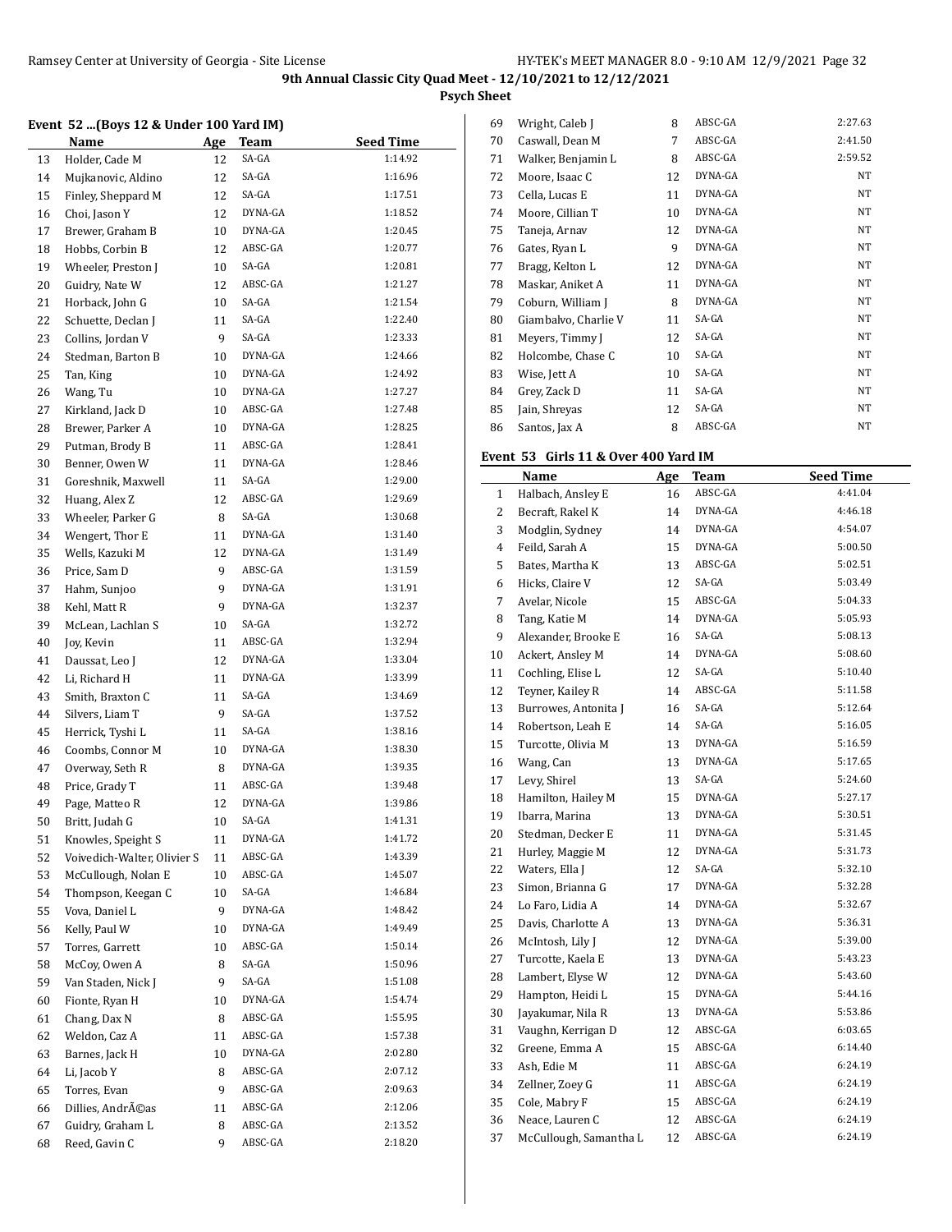**9th Annual Classic City Quad Meet - 12/10/2021 to 12/12/2021**

**Psych Sheet**

### Event 52 ...(Boys 12 & Under 100 Yard IM)

| | Name | Age | Team | Seed Time |
|---|---|---|---|---|
| 13 | Holder, Cade M | 12 | SA-GA | 1:14.92 |
| 14 | Mujkanovic, Aldino | 12 | SA-GA | 1:16.96 |
| 15 | Finley, Sheppard M | 12 | SA-GA | 1:17.51 |
| 16 | Choi, Jason Y | 12 | DYNA-GA | 1:18.52 |
| 17 | Brewer, Graham B | 10 | DYNA-GA | 1:20.45 |
| 18 | Hobbs, Corbin B | 12 | ABSC-GA | 1:20.77 |
| 19 | Wheeler, Preston J | 10 | SA-GA | 1:20.81 |
| 20 | Guidry, Nate W | 12 | ABSC-GA | 1:21.27 |
| 21 | Horback, John G | 10 | SA-GA | 1:21.54 |
| 22 | Schuette, Declan J | 11 | SA-GA | 1:22.40 |
| 23 | Collins, Jordan V | 9 | SA-GA | 1:23.33 |
| 24 | Stedman, Barton B | 10 | DYNA-GA | 1:24.66 |
| 25 | Tan, King | 10 | DYNA-GA | 1:24.92 |
| 26 | Wang, Tu | 10 | DYNA-GA | 1:27.27 |
| 27 | Kirkland, Jack D | 10 | ABSC-GA | 1:27.48 |
| 28 | Brewer, Parker A | 10 | DYNA-GA | 1:28.25 |
| 29 | Putman, Brody B | 11 | ABSC-GA | 1:28.41 |
| 30 | Benner, Owen W | 11 | DYNA-GA | 1:28.46 |
| 31 | Goreshnik, Maxwell | 11 | SA-GA | 1:29.00 |
| 32 | Huang, Alex Z | 12 | ABSC-GA | 1:29.69 |
| 33 | Wheeler, Parker G | 8 | SA-GA | 1:30.68 |
| 34 | Wengert, Thor E | 11 | DYNA-GA | 1:31.40 |
| 35 | Wells, Kazuki M | 12 | DYNA-GA | 1:31.49 |
| 36 | Price, Sam D | 9 | ABSC-GA | 1:31.59 |
| 37 | Hahm, Sunjoo | 9 | DYNA-GA | 1:31.91 |
| 38 | Kehl, Matt R | 9 | DYNA-GA | 1:32.37 |
| 39 | McLean, Lachlan S | 10 | SA-GA | 1:32.72 |
| 40 | Joy, Kevin | 11 | ABSC-GA | 1:32.94 |
| 41 | Daussat, Leo J | 12 | DYNA-GA | 1:33.04 |
| 42 | Li, Richard H | 11 | DYNA-GA | 1:33.99 |
| 43 | Smith, Braxton C | 11 | SA-GA | 1:34.69 |
| 44 | Silvers, Liam T | 9 | SA-GA | 1:37.52 |
| 45 | Herrick, Tyshi L | 11 | SA-GA | 1:38.16 |
| 46 | Coombs, Connor M | 10 | DYNA-GA | 1:38.30 |
| 47 | Overway, Seth R | 8 | DYNA-GA | 1:39.35 |
| 48 | Price, Grady T | 11 | ABSC-GA | 1:39.48 |
| 49 | Page, Matteo R | 12 | DYNA-GA | 1:39.86 |
| 50 | Britt, Judah G | 10 | SA-GA | 1:41.31 |
| 51 | Knowles, Speight S | 11 | DYNA-GA | 1:41.72 |
| 52 | Voivedich-Walter, Olivier S | 11 | ABSC-GA | 1:43.39 |
| 53 | McCullough, Nolan E | 10 | ABSC-GA | 1:45.07 |
| 54 | Thompson, Keegan C | 10 | SA-GA | 1:46.84 |
| 55 | Vova, Daniel L | 9 | DYNA-GA | 1:48.42 |
| 56 | Kelly, Paul W | 10 | DYNA-GA | 1:49.49 |
| 57 | Torres, Garrett | 10 | ABSC-GA | 1:50.14 |
| 58 | McCoy, Owen A | 8 | SA-GA | 1:50.96 |
| 59 | Van Staden, Nick J | 9 | SA-GA | 1:51.08 |
| 60 | Fionte, Ryan H | 10 | DYNA-GA | 1:54.74 |
| 61 | Chang, Dax N | 8 | ABSC-GA | 1:55.95 |
| 62 | Weldon, Caz A | 11 | ABSC-GA | 1:57.38 |
| 63 | Barnes, Jack H | 10 | DYNA-GA | 2:02.80 |
| 64 | Li, Jacob Y | 8 | ABSC-GA | 2:07.12 |
| 65 | Torres, Evan | 9 | ABSC-GA | 2:09.63 |
| 66 | Dillies, AndrÃ©as | 11 | ABSC-GA | 2:12.06 |
| 67 | Guidry, Graham L | 8 | ABSC-GA | 2:13.52 |
| 68 | Reed, Gavin C | 9 | ABSC-GA | 2:18.20 |
| 69 | Wright, Caleb J | 8 | ABSC-GA | 2:27.63 |
| 70 | Caswall, Dean M | 7 | ABSC-GA | 2:41.50 |
| 71 | Walker, Benjamin L | 8 | ABSC-GA | 2:59.52 |
| 72 | Moore, Isaac C | 12 | DYNA-GA | NT |
| 73 | Cella, Lucas E | 11 | DYNA-GA | NT |
| 74 | Moore, Cillian T | 10 | DYNA-GA | NT |
| 75 | Taneja, Arnav | 12 | DYNA-GA | NT |
| 76 | Gates, Ryan L | 9 | DYNA-GA | NT |
| 77 | Bragg, Kelton L | 12 | DYNA-GA | NT |
| 78 | Maskar, Aniket A | 11 | DYNA-GA | NT |
| 79 | Coburn, William J | 8 | DYNA-GA | NT |
| 80 | Giambalvo, Charlie V | 11 | SA-GA | NT |
| 81 | Meyers, Timmy J | 12 | SA-GA | NT |
| 82 | Holcombe, Chase C | 10 | SA-GA | NT |
| 83 | Wise, Jett A | 10 | SA-GA | NT |
| 84 | Grey, Zack D | 11 | SA-GA | NT |
| 85 | Jain, Shreyas | 12 | SA-GA | NT |
| 86 | Santos, Jax A | 8 | ABSC-GA | NT |

### Event 53 Girls 11 & Over 400 Yard IM

| | Name | Age | Team | Seed Time |
|---|---|---|---|---|
| 1 | Halbach, Ansley E | 16 | ABSC-GA | 4:41.04 |
| 2 | Becraft, Rakel K | 14 | DYNA-GA | 4:46.18 |
| 3 | Modglin, Sydney | 14 | DYNA-GA | 4:54.07 |
| 4 | Feild, Sarah A | 15 | DYNA-GA | 5:00.50 |
| 5 | Bates, Martha K | 13 | ABSC-GA | 5:02.51 |
| 6 | Hicks, Claire V | 12 | SA-GA | 5:03.49 |
| 7 | Avelar, Nicole | 15 | ABSC-GA | 5:04.33 |
| 8 | Tang, Katie M | 14 | DYNA-GA | 5:05.93 |
| 9 | Alexander, Brooke E | 16 | SA-GA | 5:08.13 |
| 10 | Ackert, Ansley M | 14 | DYNA-GA | 5:08.60 |
| 11 | Cochling, Elise L | 12 | SA-GA | 5:10.40 |
| 12 | Teyner, Kailey R | 14 | ABSC-GA | 5:11.58 |
| 13 | Burrowes, Antonita J | 16 | SA-GA | 5:12.64 |
| 14 | Robertson, Leah E | 14 | SA-GA | 5:16.05 |
| 15 | Turcotte, Olivia M | 13 | DYNA-GA | 5:16.59 |
| 16 | Wang, Can | 13 | DYNA-GA | 5:17.65 |
| 17 | Levy, Shirel | 13 | SA-GA | 5:24.60 |
| 18 | Hamilton, Hailey M | 15 | DYNA-GA | 5:27.17 |
| 19 | Ibarra, Marina | 13 | DYNA-GA | 5:30.51 |
| 20 | Stedman, Decker E | 11 | DYNA-GA | 5:31.45 |
| 21 | Hurley, Maggie M | 12 | DYNA-GA | 5:31.73 |
| 22 | Waters, Ella J | 12 | SA-GA | 5:32.10 |
| 23 | Simon, Brianna G | 17 | DYNA-GA | 5:32.28 |
| 24 | Lo Faro, Lidia A | 14 | DYNA-GA | 5:32.67 |
| 25 | Davis, Charlotte A | 13 | DYNA-GA | 5:36.31 |
| 26 | McIntosh, Lily J | 12 | DYNA-GA | 5:39.00 |
| 27 | Turcotte, Kaela E | 13 | DYNA-GA | 5:43.23 |
| 28 | Lambert, Elyse W | 12 | DYNA-GA | 5:43.60 |
| 29 | Hampton, Heidi L | 15 | DYNA-GA | 5:44.16 |
| 30 | Jayakumar, Nila R | 13 | DYNA-GA | 5:53.86 |
| 31 | Vaughn, Kerrigan D | 12 | ABSC-GA | 6:03.65 |
| 32 | Greene, Emma A | 15 | ABSC-GA | 6:14.40 |
| 33 | Ash, Edie M | 11 | ABSC-GA | 6:24.19 |
| 34 | Zellner, Zoey G | 11 | ABSC-GA | 6:24.19 |
| 35 | Cole, Mabry F | 15 | ABSC-GA | 6:24.19 |
| 36 | Neace, Lauren C | 12 | ABSC-GA | 6:24.19 |
| 37 | McCullough, Samantha L | 12 | ABSC-GA | 6:24.19 |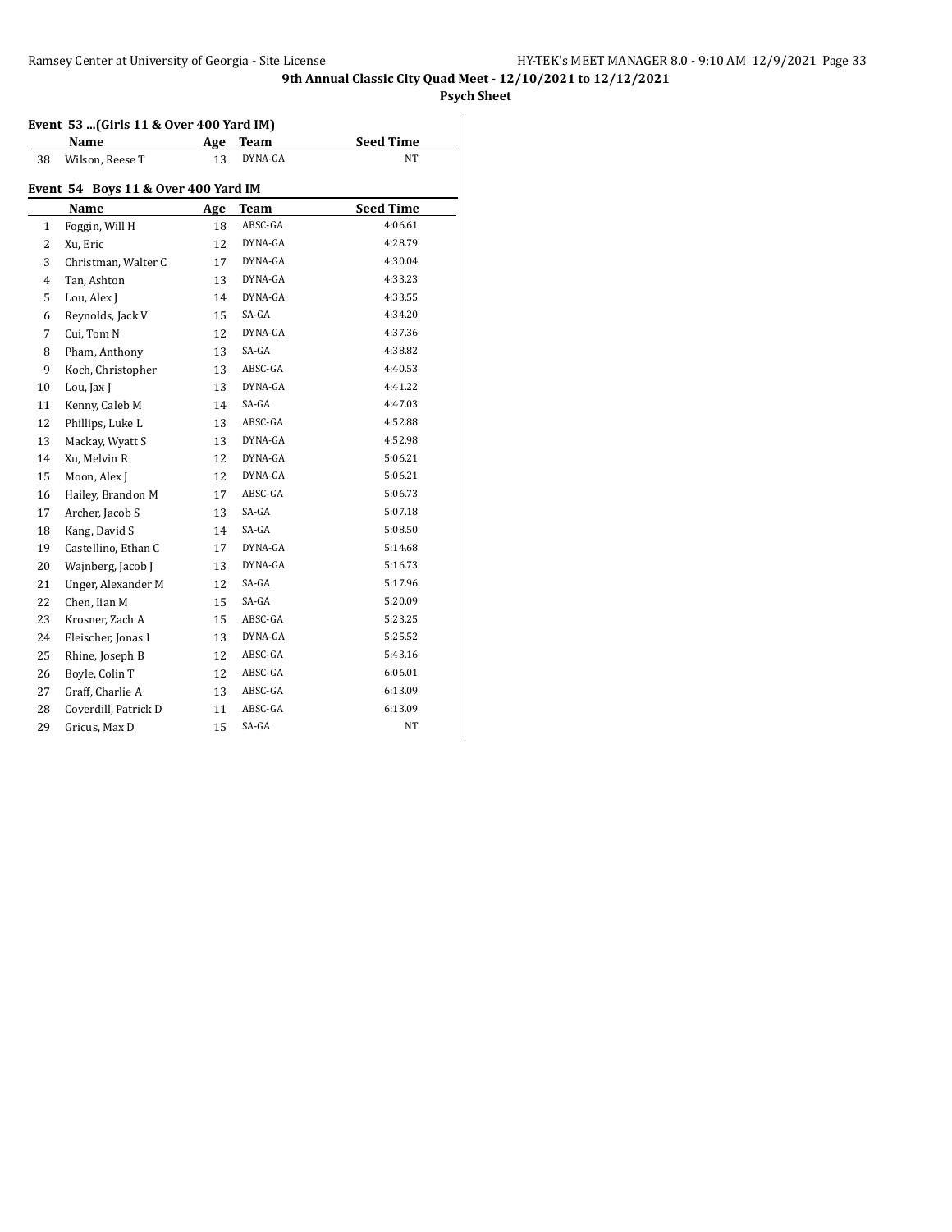9th Annual Classic City Quad Meet - 12/10/2021 to 12/12/2021

**Psych Sheet**

### Event 53 ...(Girls 11 & Over 400 Yard IM)

| | Name | Age | Team | Seed Time |
|---|---|---|---|---|
| 38 | Wilson, Reese T | 13 | DYNA-GA | NT |

### Event 54 Boys 11 & Over 400 Yard IM

| | Name | Age | Team | Seed Time |
|---|---|---|---|---|
| 1 | Foggin, Will H | 18 | ABSC-GA | 4:06.61 |
| 2 | Xu, Eric | 12 | DYNA-GA | 4:28.79 |
| 3 | Christman, Walter C | 17 | DYNA-GA | 4:30.04 |
| 4 | Tan, Ashton | 13 | DYNA-GA | 4:33.23 |
| 5 | Lou, Alex J | 14 | DYNA-GA | 4:33.55 |
| 6 | Reynolds, Jack V | 15 | SA-GA | 4:34.20 |
| 7 | Cui, Tom N | 12 | DYNA-GA | 4:37.36 |
| 8 | Pham, Anthony | 13 | SA-GA | 4:38.82 |
| 9 | Koch, Christopher | 13 | ABSC-GA | 4:40.53 |
| 10 | Lou, Jax J | 13 | DYNA-GA | 4:41.22 |
| 11 | Kenny, Caleb M | 14 | SA-GA | 4:47.03 |
| 12 | Phillips, Luke L | 13 | ABSC-GA | 4:52.88 |
| 13 | Mackay, Wyatt S | 13 | DYNA-GA | 4:52.98 |
| 14 | Xu, Melvin R | 12 | DYNA-GA | 5:06.21 |
| 15 | Moon, Alex J | 12 | DYNA-GA | 5:06.21 |
| 16 | Hailey, Brandon M | 17 | ABSC-GA | 5:06.73 |
| 17 | Archer, Jacob S | 13 | SA-GA | 5:07.18 |
| 18 | Kang, David S | 14 | SA-GA | 5:08.50 |
| 19 | Castellino, Ethan C | 17 | DYNA-GA | 5:14.68 |
| 20 | Wajnberg, Jacob J | 13 | DYNA-GA | 5:16.73 |
| 21 | Unger, Alexander M | 12 | SA-GA | 5:17.96 |
| 22 | Chen, Iian M | 15 | SA-GA | 5:20.09 |
| 23 | Krosner, Zach A | 15 | ABSC-GA | 5:23.25 |
| 24 | Fleischer, Jonas I | 13 | DYNA-GA | 5:25.52 |
| 25 | Rhine, Joseph B | 12 | ABSC-GA | 5:43.16 |
| 26 | Boyle, Colin T | 12 | ABSC-GA | 6:06.01 |
| 27 | Graff, Charlie A | 13 | ABSC-GA | 6:13.09 |
| 28 | Coverdill, Patrick D | 11 | ABSC-GA | 6:13.09 |
| 29 | Gricus, Max D | 15 | SA-GA | NT |